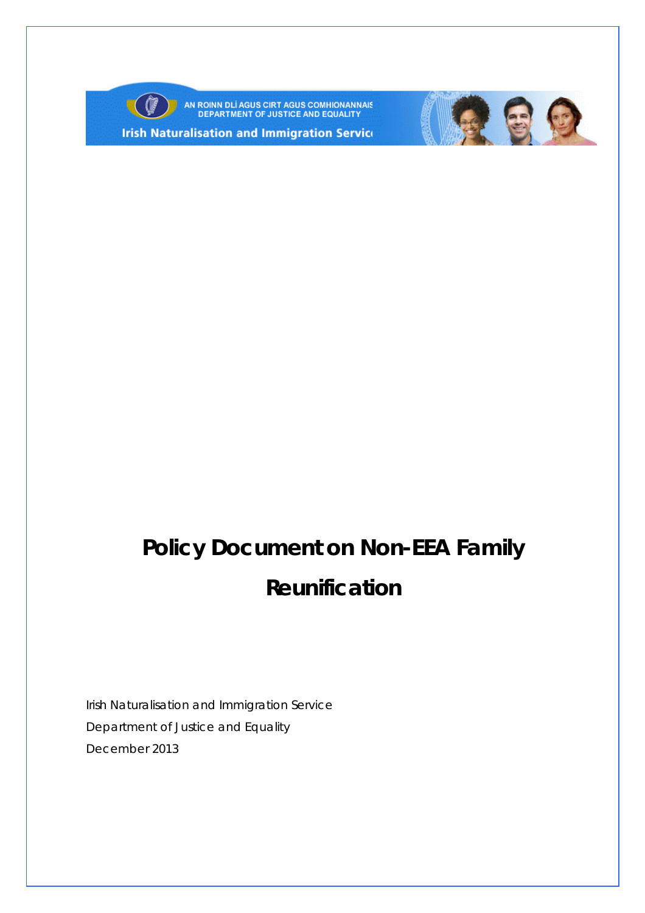AN ROINN DLÍ AGUS CIRT AGUS COMHIONANNAIS
DEPARTMENT OF JUSTICE AND EQUALITY

Irish Naturalisation and Immigration Service

# Policy Document on Non-EEA Family Reunification

Irish Naturalisation and Immigration Service
Department of Justice and Equality
December 2013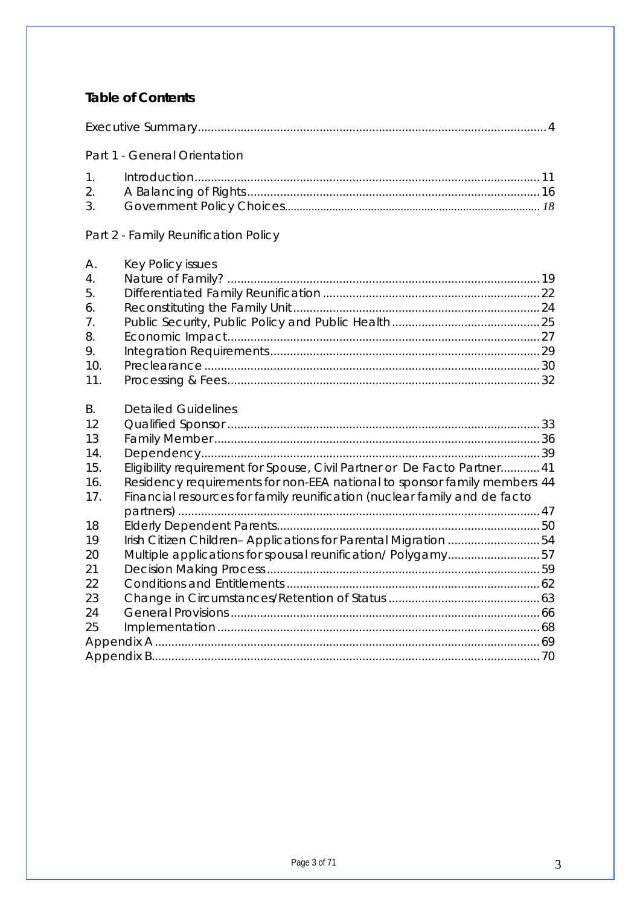## Table of Contents

Executive Summary ........................................................................................................ 4

Part 1 - General Orientation

1. Introduction ........................................................................................................ 11
2. A Balancing of Rights ........................................................................................ 16
3. Government Policy Choices ................................................................................ 18

Part 2 - Family Reunification Policy

A. Key Policy issues

4. Nature of Family? ............................................................................................ 19
5. Differentiated Family Reunification ................................................................. 22
6. Reconstituting the Family Unit ......................................................................... 24
7. Public Security, Public Policy and Public Health ............................................. 25
8. Economic Impact .............................................................................................. 27
9. Integration Requirements ................................................................................. 29
10. Preclearance ..................................................................................................... 30
11. Processing & Fees ............................................................................................ 32

B. Detailed Guidelines

12 Qualified Sponsor .............................................................................................. 33

13 Family Member .................................................................................................. 36

14. Dependency ...................................................................................................... 39
15. Eligibility requirement for Spouse, Civil Partner or De Facto Partner ............ 41
16. Residency requirements for non-EEA national to sponsor family members 44
17. Financial resources for family reunification (nuclear family and de facto partners) ........................................................................................................... 47

18 Elderly Dependent Parents ................................................................................ 50

19 Irish Citizen Children– Applications for Parental Migration ............................ 54

20 Multiple applications for spousal reunification/ Polygamy ............................... 57

21 Decision Making Process .................................................................................. 59

22 Conditions and Entitlements ............................................................................. 62

23 Change in Circumstances/Retention of Status ................................................. 63

24 General Provisions ............................................................................................ 66

25 Implementation ................................................................................................. 68

Appendix A .......................................................................................................... 69

Appendix B .......................................................................................................... 70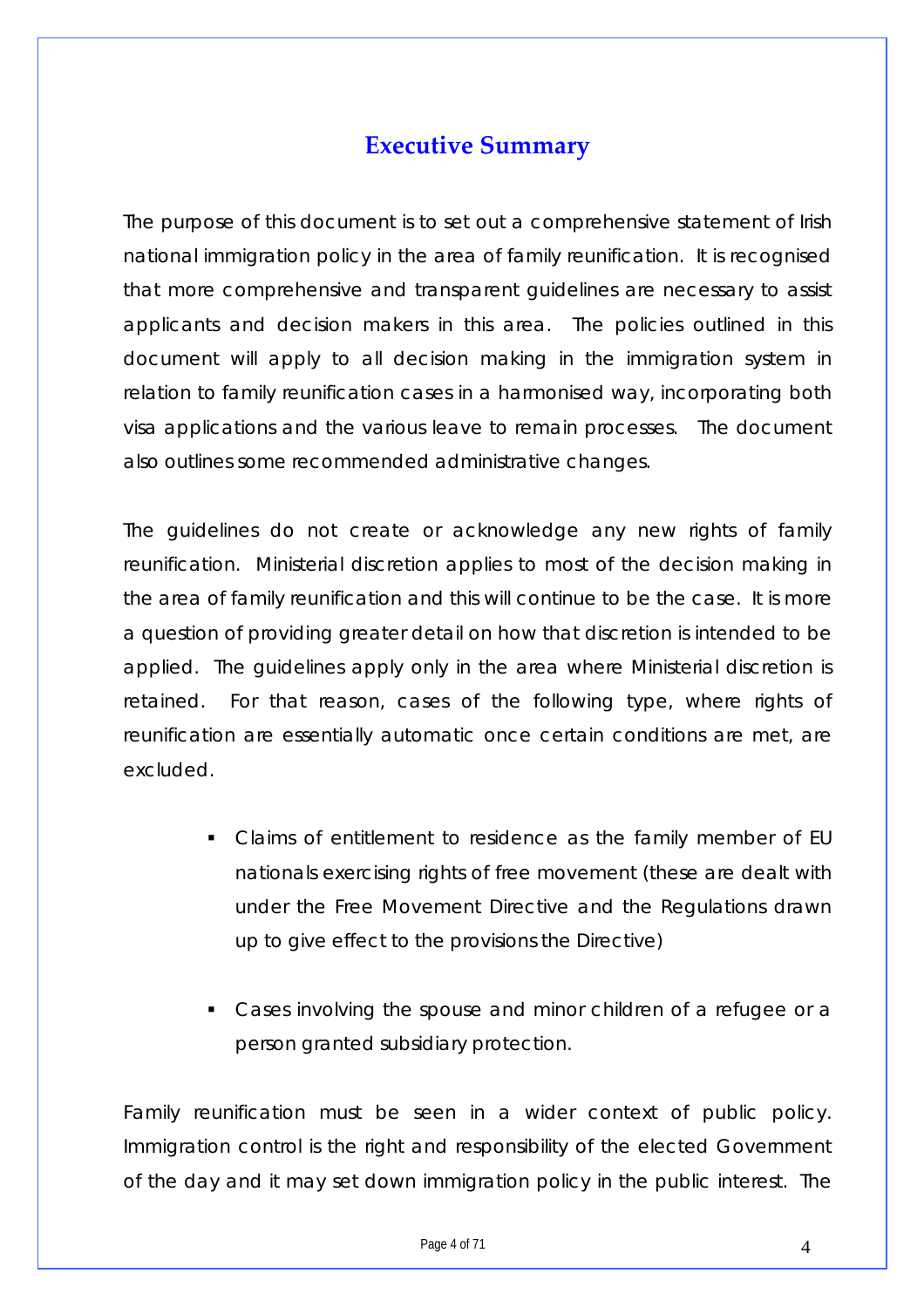## Executive Summary

The purpose of this document is to set out a comprehensive statement of Irish national immigration policy in the area of family reunification. It is recognised that more comprehensive and transparent guidelines are necessary to assist applicants and decision makers in this area. The policies outlined in this document will apply to all decision making in the immigration system in relation to family reunification cases in a harmonised way, incorporating both visa applications and the various leave to remain processes. The document also outlines some recommended administrative changes.

The guidelines do not create or acknowledge any new rights of family reunification. Ministerial discretion applies to most of the decision making in the area of family reunification and this will continue to be the case. It is more a question of providing greater detail on how that discretion is intended to be applied. The guidelines apply only in the area where Ministerial discretion is retained. For that reason, cases of the following type, where rights of reunification are essentially automatic once certain conditions are met, are excluded.

- Claims of entitlement to residence as the family member of EU nationals exercising rights of free movement (these are dealt with under the Free Movement Directive and the Regulations drawn up to give effect to the provisions the Directive)
- Cases involving the spouse and minor children of a refugee or a person granted subsidiary protection.

Family reunification must be seen in a wider context of public policy. Immigration control is the right and responsibility of the elected Government of the day and it may set down immigration policy in the public interest. The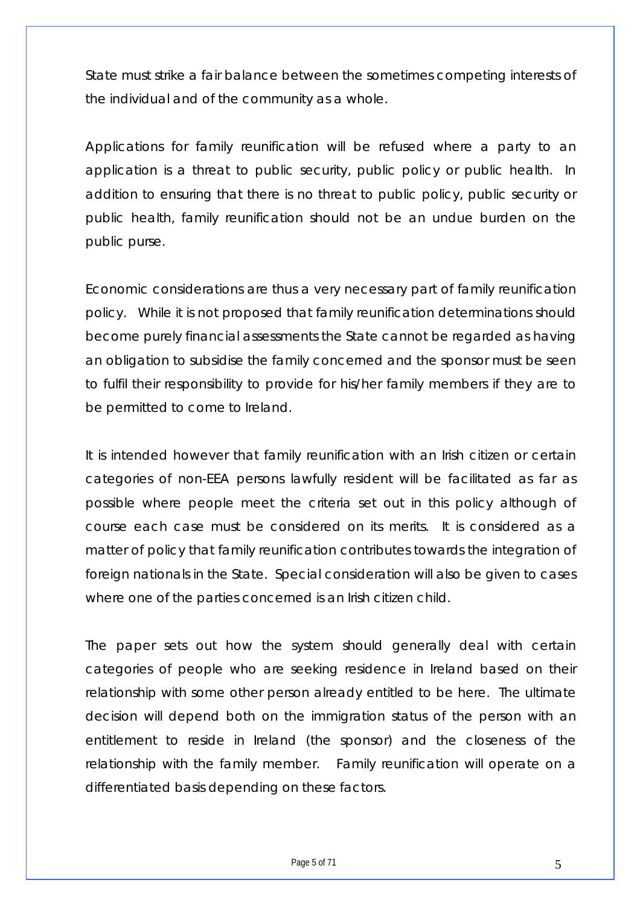State must strike a fair balance between the sometimes competing interests of the individual and of the community as a whole.

Applications for family reunification will be refused where a party to an application is a threat to public security, public policy or public health. In addition to ensuring that there is no threat to public policy, public security or public health, family reunification should not be an undue burden on the public purse.

Economic considerations are thus a very necessary part of family reunification policy. While it is not proposed that family reunification determinations should become purely financial assessments the State cannot be regarded as having an obligation to subsidise the family concerned and the sponsor must be seen to fulfil their responsibility to provide for his/her family members if they are to be permitted to come to Ireland.

It is intended however that family reunification with an Irish citizen or certain categories of non-EEA persons lawfully resident will be facilitated as far as possible where people meet the criteria set out in this policy although of course each case must be considered on its merits. It is considered as a matter of policy that family reunification contributes towards the integration of foreign nationals in the State. Special consideration will also be given to cases where one of the parties concerned is an Irish citizen child.

The paper sets out how the system should generally deal with certain categories of people who are seeking residence in Ireland based on their relationship with some other person already entitled to be here. The ultimate decision will depend both on the immigration status of the person with an entitlement to reside in Ireland (the sponsor) and the closeness of the relationship with the family member. Family reunification will operate on a differentiated basis depending on these factors.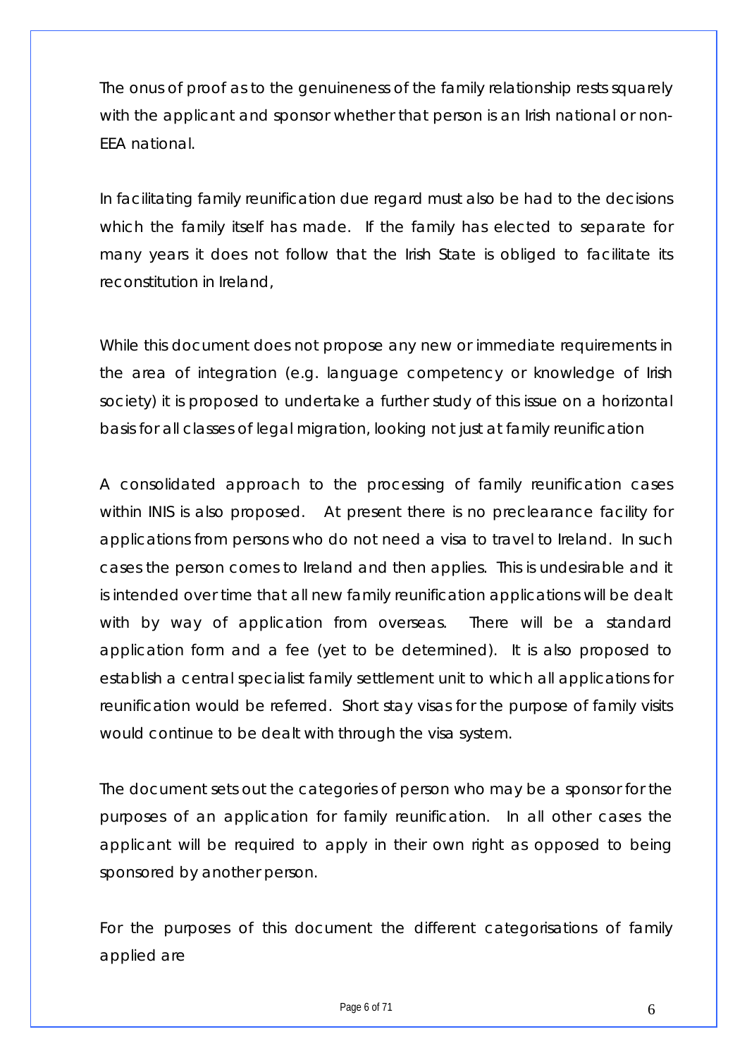The onus of proof as to the genuineness of the family relationship rests squarely with the applicant and sponsor whether that person is an Irish national or non-EEA national.

In facilitating family reunification due regard must also be had to the decisions which the family itself has made. If the family has elected to separate for many years it does not follow that the Irish State is obliged to facilitate its reconstitution in Ireland,

While this document does not propose any new or immediate requirements in the area of integration (e.g. language competency or knowledge of Irish society) it is proposed to undertake a further study of this issue on a horizontal basis for all classes of legal migration, looking not just at family reunification

A consolidated approach to the processing of family reunification cases within INIS is also proposed. At present there is no preclearance facility for applications from persons who do not need a visa to travel to Ireland. In such cases the person comes to Ireland and then applies. This is undesirable and it is intended over time that all new family reunification applications will be dealt with by way of application from overseas. There will be a standard application form and a fee (yet to be determined). It is also proposed to establish a central specialist family settlement unit to which all applications for reunification would be referred. Short stay visas for the purpose of family visits would continue to be dealt with through the visa system.

The document sets out the categories of person who may be a sponsor for the purposes of an application for family reunification. In all other cases the applicant will be required to apply in their own right as opposed to being sponsored by another person.

For the purposes of this document the different categorisations of family applied are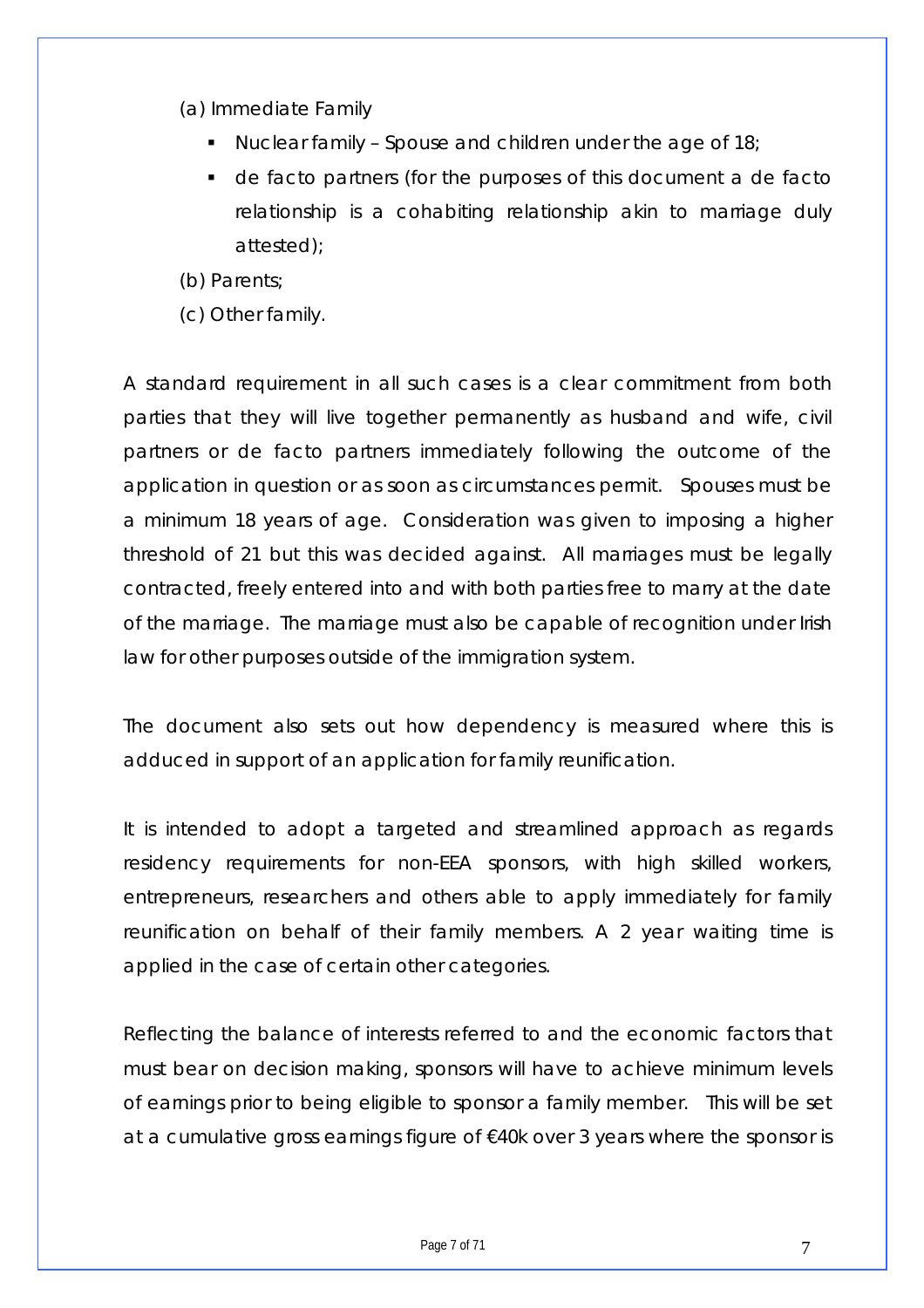(a) Immediate Family

- Nuclear family – Spouse and children under the age of 18;
- de facto partners (for the purposes of this document a de facto relationship is a cohabiting relationship akin to marriage duly attested);

(b) Parents;

(c) Other family.

A standard requirement in all such cases is a clear commitment from both parties that they will live together permanently as husband and wife, civil partners or de facto partners immediately following the outcome of the application in question or as soon as circumstances permit. Spouses must be a minimum 18 years of age. Consideration was given to imposing a higher threshold of 21 but this was decided against. All marriages must be legally contracted, freely entered into and with both parties free to marry at the date of the marriage. The marriage must also be capable of recognition under Irish law for other purposes outside of the immigration system.

The document also sets out how dependency is measured where this is adduced in support of an application for family reunification.

It is intended to adopt a targeted and streamlined approach as regards residency requirements for non-EEA sponsors, with high skilled workers, entrepreneurs, researchers and others able to apply immediately for family reunification on behalf of their family members. A 2 year waiting time is applied in the case of certain other categories.

Reflecting the balance of interests referred to and the economic factors that must bear on decision making, sponsors will have to achieve minimum levels of earnings prior to being eligible to sponsor a family member. This will be set at a cumulative gross earnings figure of €40k over 3 years where the sponsor is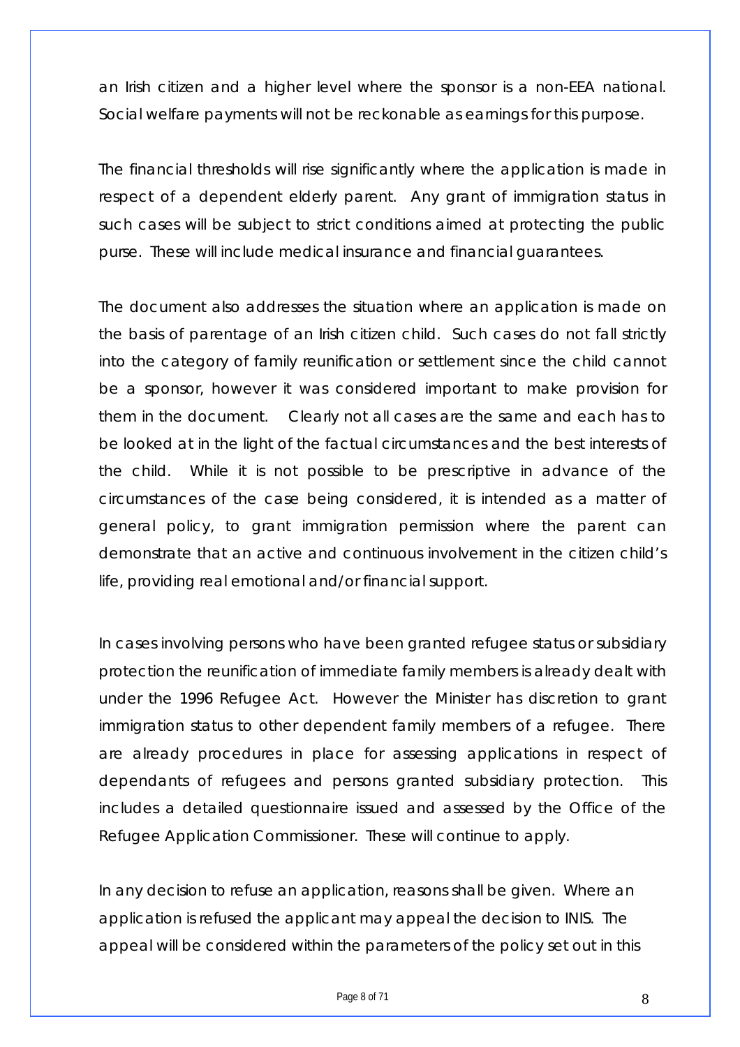an Irish citizen and a higher level where the sponsor is a non-EEA national. Social welfare payments will not be reckonable as earnings for this purpose.

The financial thresholds will rise significantly where the application is made in respect of a dependent elderly parent. Any grant of immigration status in such cases will be subject to strict conditions aimed at protecting the public purse. These will include medical insurance and financial guarantees.

The document also addresses the situation where an application is made on the basis of parentage of an Irish citizen child. Such cases do not fall strictly into the category of family reunification or settlement since the child cannot be a sponsor, however it was considered important to make provision for them in the document. Clearly not all cases are the same and each has to be looked at in the light of the factual circumstances and the best interests of the child. While it is not possible to be prescriptive in advance of the circumstances of the case being considered, it is intended as a matter of general policy, to grant immigration permission where the parent can demonstrate that an active and continuous involvement in the citizen child's life, providing real emotional and/or financial support.

In cases involving persons who have been granted refugee status or subsidiary protection the reunification of immediate family members is already dealt with under the 1996 Refugee Act. However the Minister has discretion to grant immigration status to other dependent family members of a refugee. There are already procedures in place for assessing applications in respect of dependants of refugees and persons granted subsidiary protection. This includes a detailed questionnaire issued and assessed by the Office of the Refugee Application Commissioner. These will continue to apply.

In any decision to refuse an application, reasons shall be given. Where an application is refused the applicant may appeal the decision to INIS. The appeal will be considered within the parameters of the policy set out in this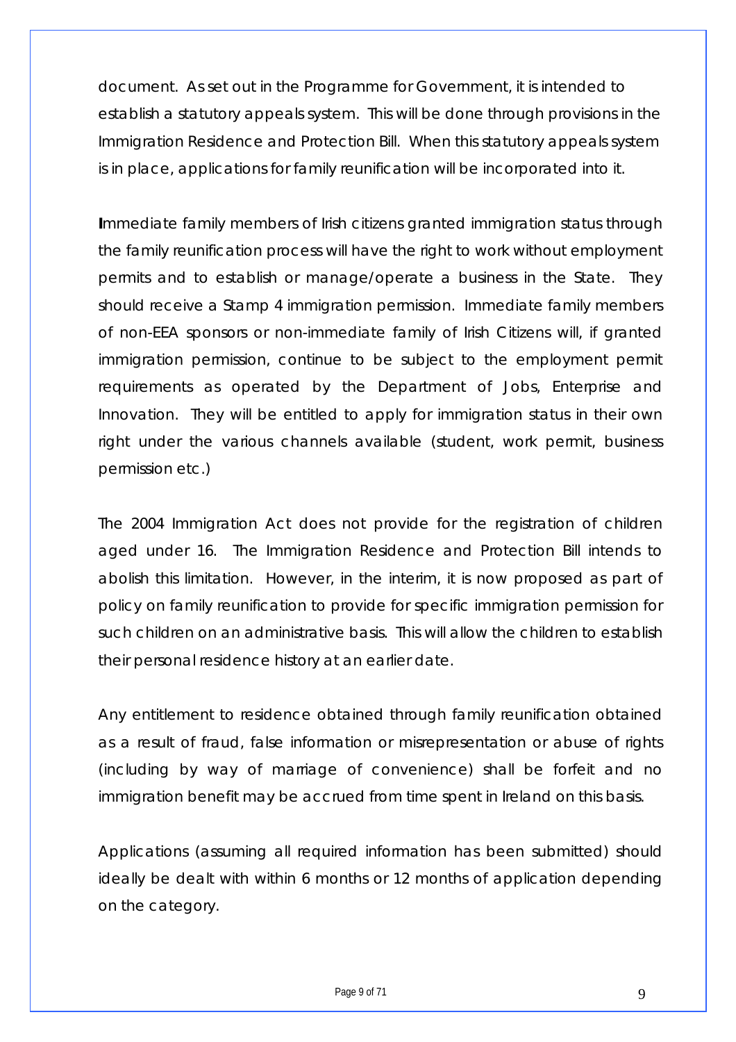document. As set out in the Programme for Government, it is intended to establish a statutory appeals system. This will be done through provisions in the Immigration Residence and Protection Bill. When this statutory appeals system is in place, applications for family reunification will be incorporated into it.

Immediate family members of Irish citizens granted immigration status through the family reunification process will have the right to work without employment permits and to establish or manage/operate a business in the State. They should receive a Stamp 4 immigration permission. Immediate family members of non-EEA sponsors or non-immediate family of Irish Citizens will, if granted immigration permission, continue to be subject to the employment permit requirements as operated by the Department of Jobs, Enterprise and Innovation. They will be entitled to apply for immigration status in their own right under the various channels available (student, work permit, business permission etc.)

The 2004 Immigration Act does not provide for the registration of children aged under 16. The Immigration Residence and Protection Bill intends to abolish this limitation. However, in the interim, it is now proposed as part of policy on family reunification to provide for specific immigration permission for such children on an administrative basis. This will allow the children to establish their personal residence history at an earlier date.

Any entitlement to residence obtained through family reunification obtained as a result of fraud, false information or misrepresentation or abuse of rights (including by way of marriage of convenience) shall be forfeit and no immigration benefit may be accrued from time spent in Ireland on this basis.

Applications (assuming all required information has been submitted) should ideally be dealt with within 6 months or 12 months of application depending on the category.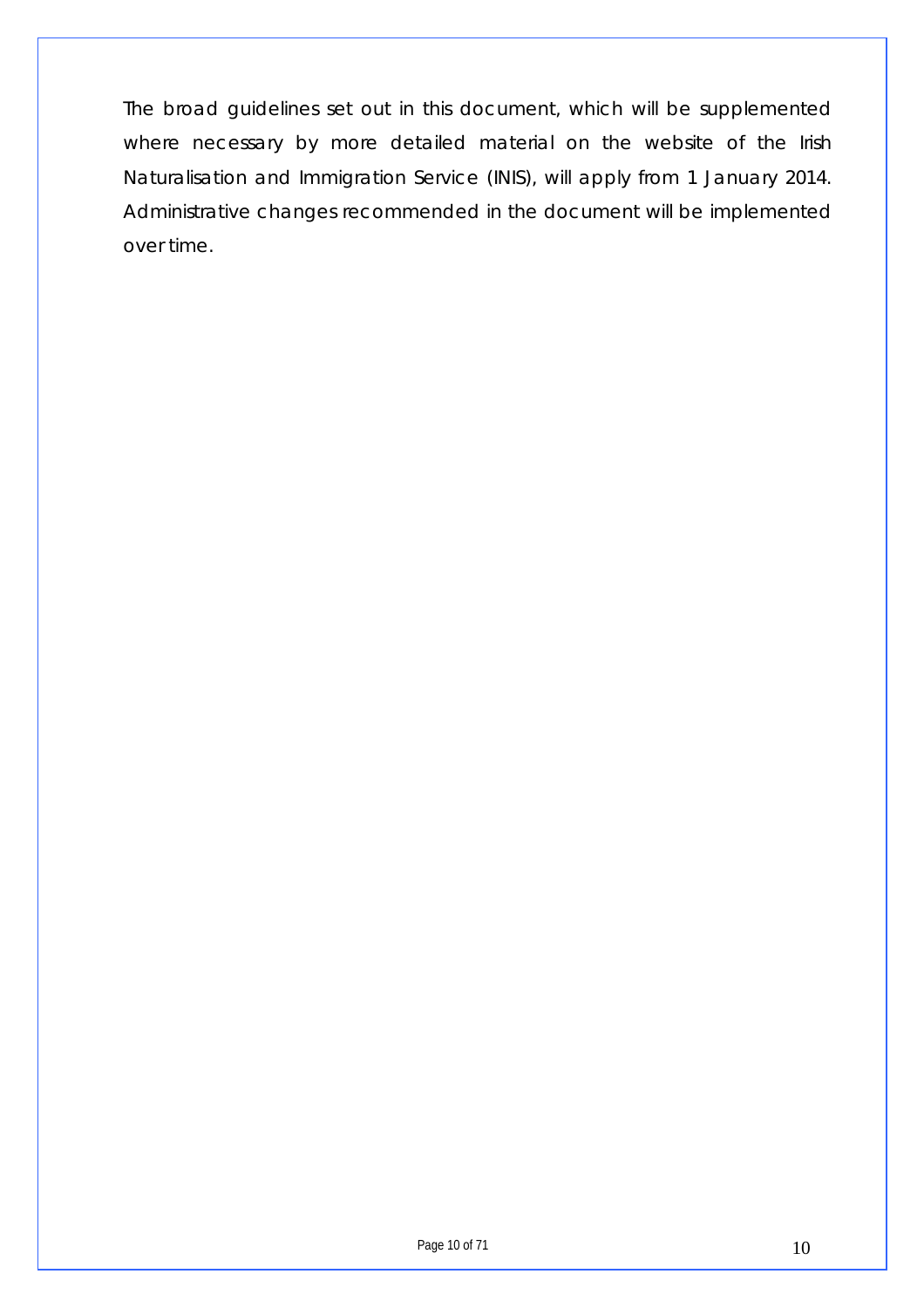The broad guidelines set out in this document, which will be supplemented where necessary by more detailed material on the website of the Irish Naturalisation and Immigration Service (INIS), will apply from 1 January 2014. Administrative changes recommended in the document will be implemented over time.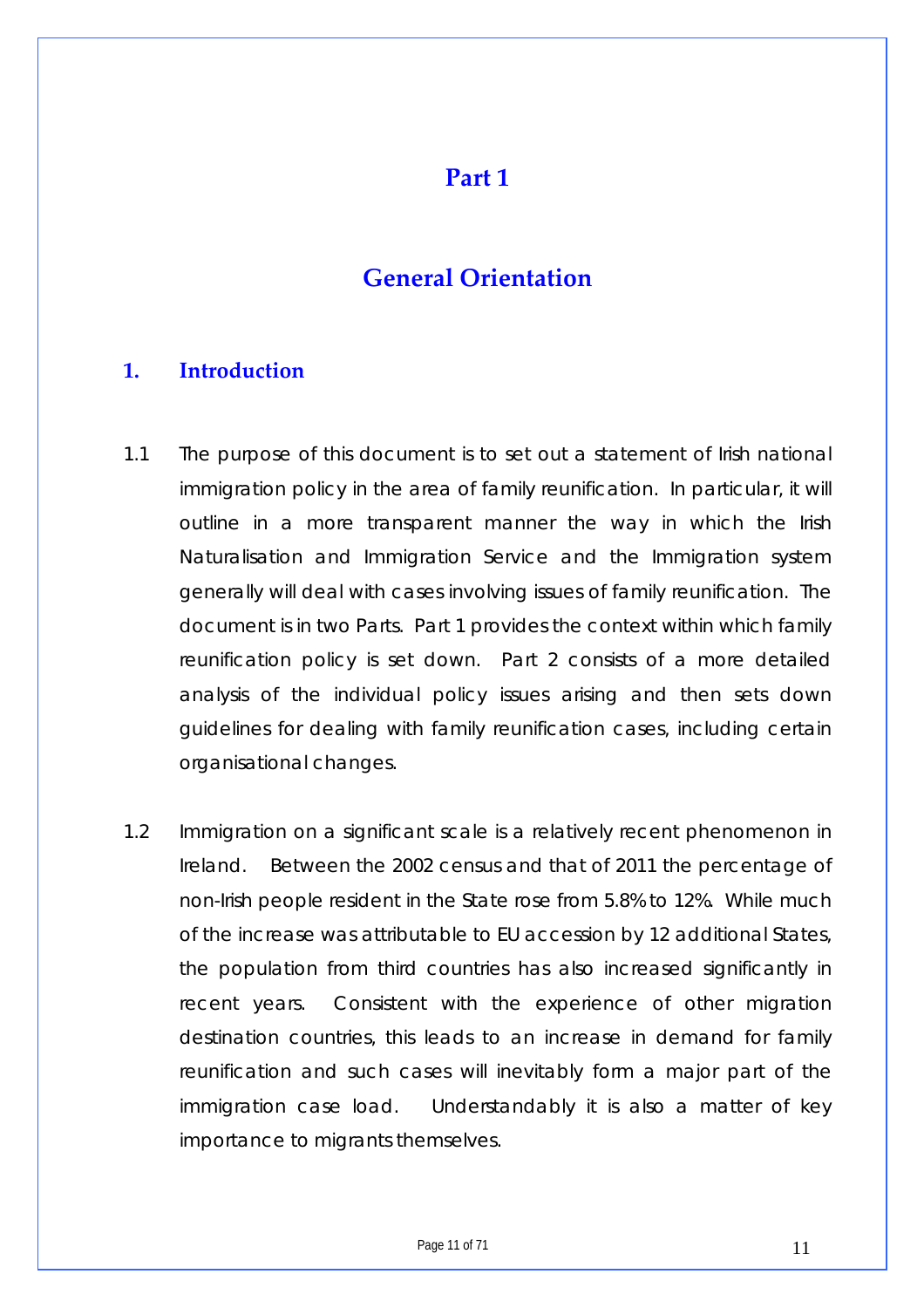# Part 1

# General Orientation

## 1. Introduction

1.1 The purpose of this document is to set out a statement of Irish national immigration policy in the area of family reunification. In particular, it will outline in a more transparent manner the way in which the Irish Naturalisation and Immigration Service and the Immigration system generally will deal with cases involving issues of family reunification. The document is in two Parts. Part 1 provides the context within which family reunification policy is set down. Part 2 consists of a more detailed analysis of the individual policy issues arising and then sets down guidelines for dealing with family reunification cases, including certain organisational changes.

1.2 Immigration on a significant scale is a relatively recent phenomenon in Ireland. Between the 2002 census and that of 2011 the percentage of non-Irish people resident in the State rose from 5.8% to 12%. While much of the increase was attributable to EU accession by 12 additional States, the population from third countries has also increased significantly in recent years. Consistent with the experience of other migration destination countries, this leads to an increase in demand for family reunification and such cases will inevitably form a major part of the immigration case load. Understandably it is also a matter of key importance to migrants themselves.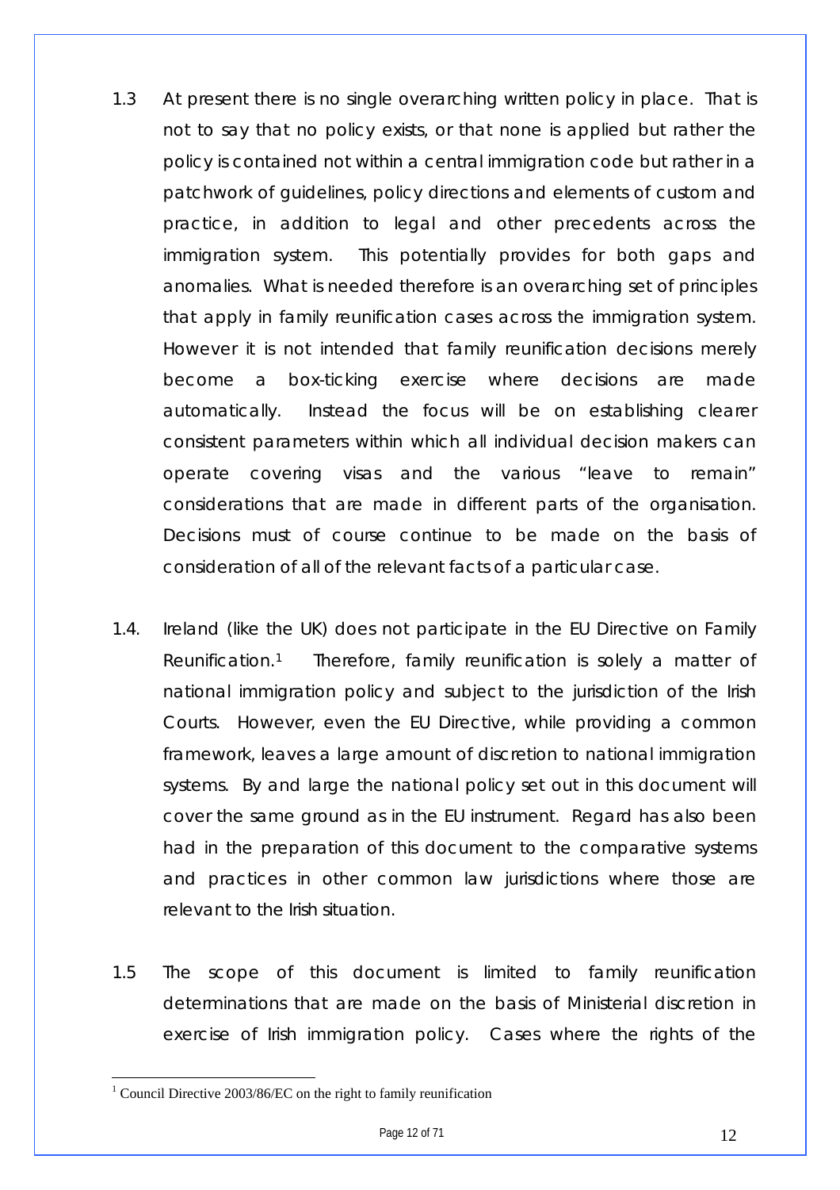1.3 At present there is no single overarching written policy in place. That is not to say that no policy exists, or that none is applied but rather the policy is contained not within a central immigration code but rather in a patchwork of guidelines, policy directions and elements of custom and practice, in addition to legal and other precedents across the immigration system. This potentially provides for both gaps and anomalies. What is needed therefore is an overarching set of principles that apply in family reunification cases across the immigration system. However it is not intended that family reunification decisions merely become a box-ticking exercise where decisions are made automatically. Instead the focus will be on establishing clearer consistent parameters within which all individual decision makers can operate covering visas and the various "leave to remain" considerations that are made in different parts of the organisation. Decisions must of course continue to be made on the basis of consideration of all of the relevant facts of a particular case.

1.4. Ireland (like the UK) does not participate in the EU Directive on Family Reunification.[1] Therefore, family reunification is solely a matter of national immigration policy and subject to the jurisdiction of the Irish Courts. However, even the EU Directive, while providing a common framework, leaves a large amount of discretion to national immigration systems. By and large the national policy set out in this document will cover the same ground as in the EU instrument. Regard has also been had in the preparation of this document to the comparative systems and practices in other common law jurisdictions where those are relevant to the Irish situation.

1.5 The scope of this document is limited to family reunification determinations that are made on the basis of Ministerial discretion in exercise of Irish immigration policy. Cases where the rights of the

[1] Council Directive 2003/86/EC on the right to family reunification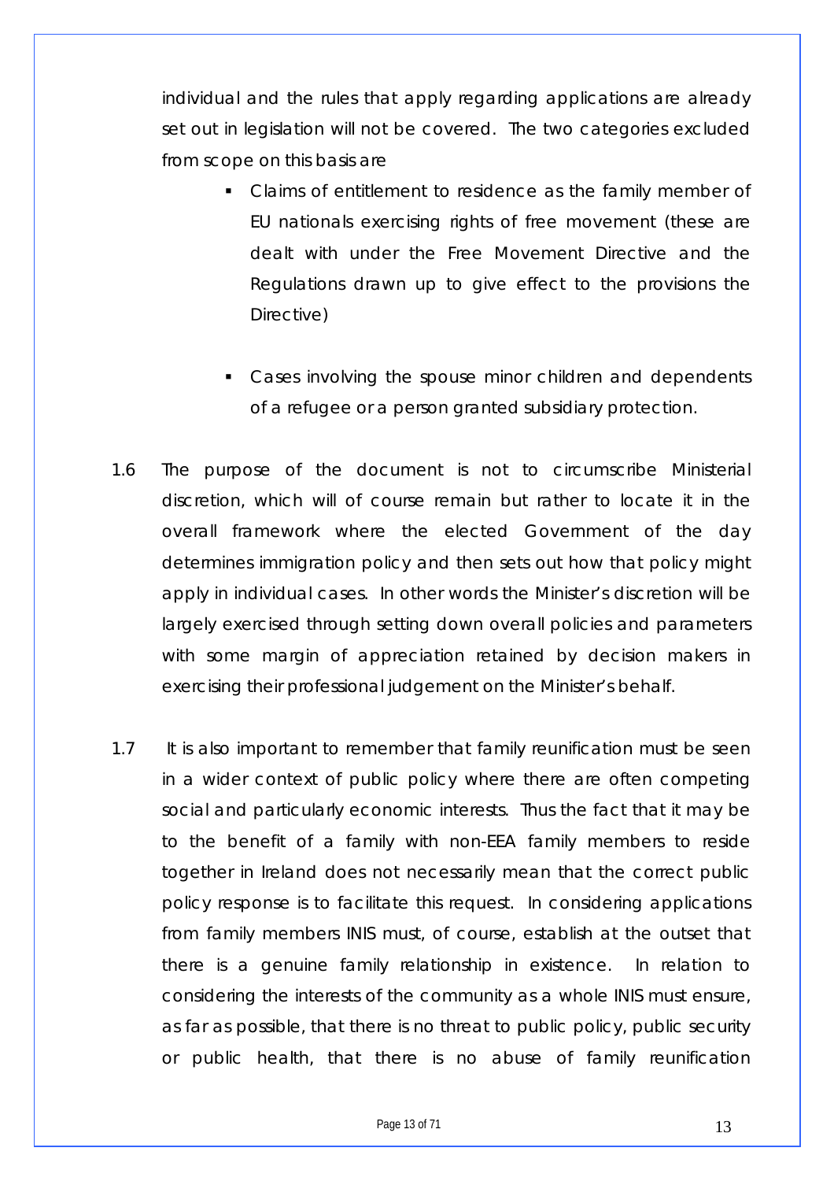individual and the rules that apply regarding applications are already set out in legislation will not be covered. The two categories excluded from scope on this basis are

- Claims of entitlement to residence as the family member of EU nationals exercising rights of free movement (these are dealt with under the Free Movement Directive and the Regulations drawn up to give effect to the provisions the Directive)

- Cases involving the spouse minor children and dependents of a refugee or a person granted subsidiary protection.

1.6 The purpose of the document is not to circumscribe Ministerial discretion, which will of course remain but rather to locate it in the overall framework where the elected Government of the day determines immigration policy and then sets out how that policy might apply in individual cases. In other words the Minister's discretion will be largely exercised through setting down overall policies and parameters with some margin of appreciation retained by decision makers in exercising their professional judgement on the Minister's behalf.

1.7 It is also important to remember that family reunification must be seen in a wider context of public policy where there are often competing social and particularly economic interests. Thus the fact that it may be to the benefit of a family with non-EEA family members to reside together in Ireland does not necessarily mean that the correct public policy response is to facilitate this request. In considering applications from family members INIS must, of course, establish at the outset that there is a genuine family relationship in existence. In relation to considering the interests of the community as a whole INIS must ensure, as far as possible, that there is no threat to public policy, public security or public health, that there is no abuse of family reunification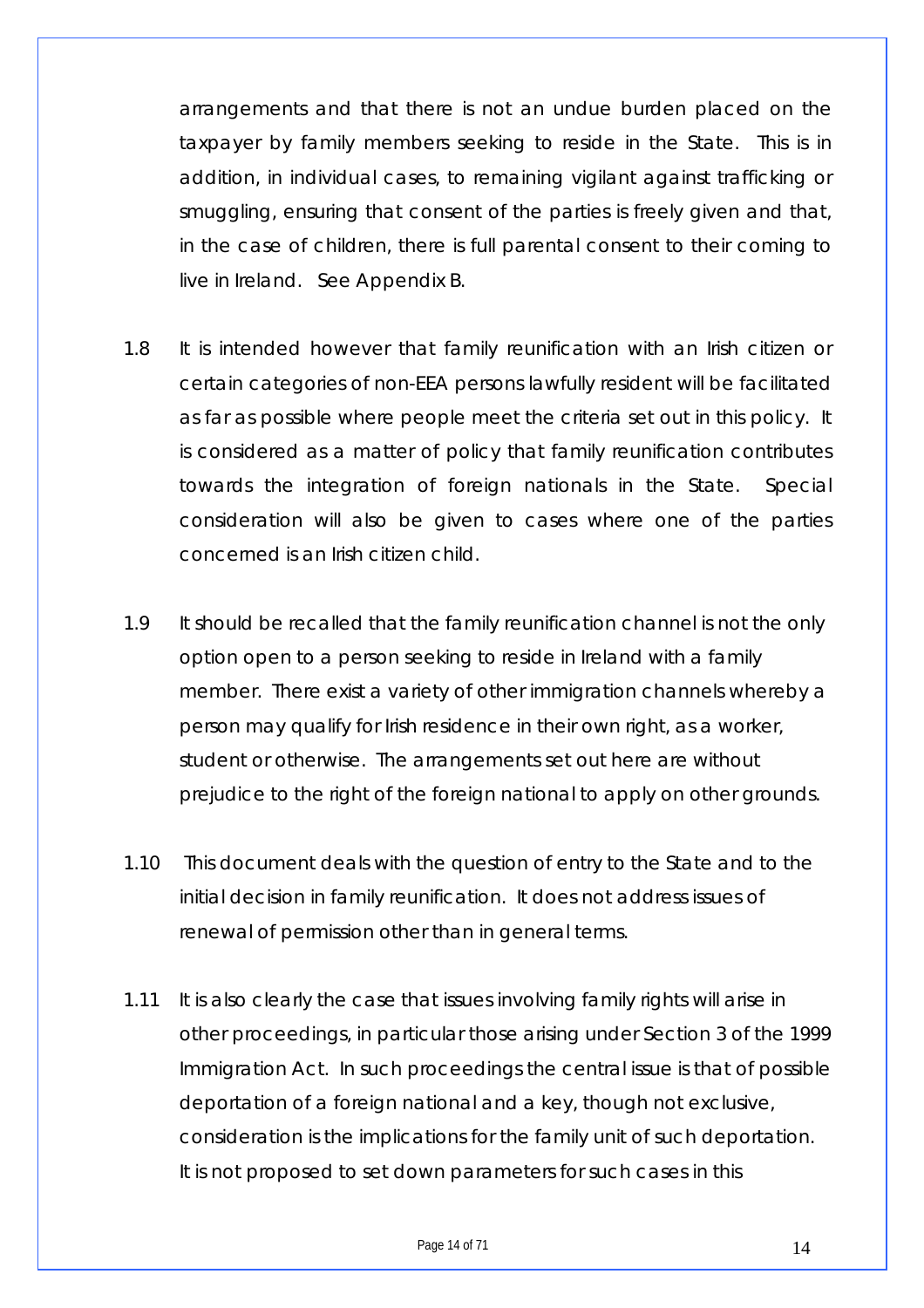arrangements and that there is not an undue burden placed on the taxpayer by family members seeking to reside in the State. This is in addition, in individual cases, to remaining vigilant against trafficking or smuggling, ensuring that consent of the parties is freely given and that, in the case of children, there is full parental consent to their coming to live in Ireland. See Appendix B.

1.8 It is intended however that family reunification with an Irish citizen or certain categories of non-EEA persons lawfully resident will be facilitated as far as possible where people meet the criteria set out in this policy. It is considered as a matter of policy that family reunification contributes towards the integration of foreign nationals in the State. Special consideration will also be given to cases where one of the parties concerned is an Irish citizen child.

1.9 It should be recalled that the family reunification channel is not the only option open to a person seeking to reside in Ireland with a family member. There exist a variety of other immigration channels whereby a person may qualify for Irish residence in their own right, as a worker, student or otherwise. The arrangements set out here are without prejudice to the right of the foreign national to apply on other grounds.

1.10 This document deals with the question of entry to the State and to the initial decision in family reunification. It does not address issues of renewal of permission other than in general terms.

1.11 It is also clearly the case that issues involving family rights will arise in other proceedings, in particular those arising under Section 3 of the 1999 Immigration Act. In such proceedings the central issue is that of possible deportation of a foreign national and a key, though not exclusive, consideration is the implications for the family unit of such deportation. It is not proposed to set down parameters for such cases in this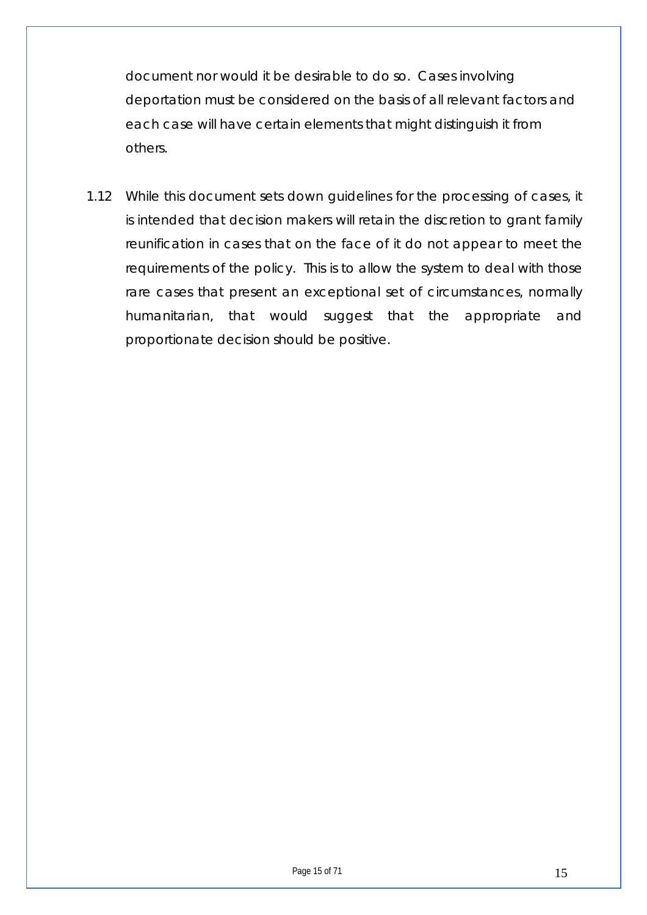document nor would it be desirable to do so. Cases involving deportation must be considered on the basis of all relevant factors and each case will have certain elements that might distinguish it from others.

1.12 While this document sets down guidelines for the processing of cases, it is intended that decision makers will retain the discretion to grant family reunification in cases that on the face of it do not appear to meet the requirements of the policy. This is to allow the system to deal with those rare cases that present an exceptional set of circumstances, normally humanitarian, that would suggest that the appropriate and proportionate decision should be positive.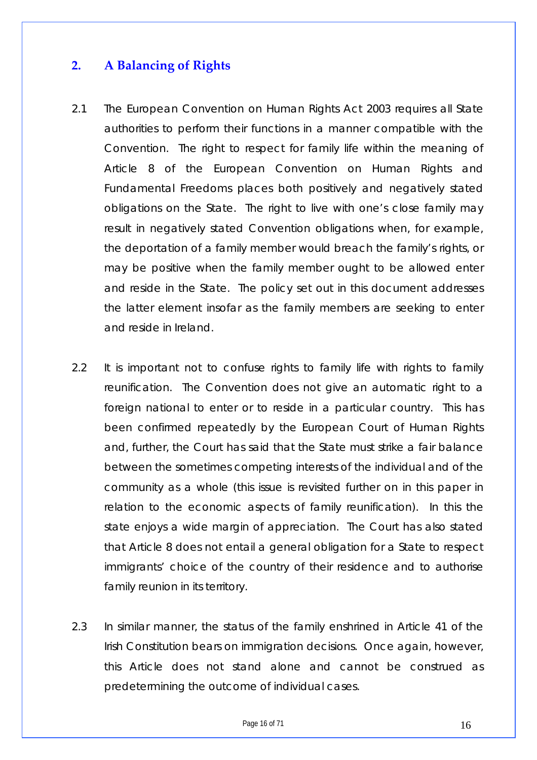## 2. A Balancing of Rights

2.1 The European Convention on Human Rights Act 2003 requires all State authorities to perform their functions in a manner compatible with the Convention. The right to respect for family life within the meaning of Article 8 of the European Convention on Human Rights and Fundamental Freedoms places both positively and negatively stated obligations on the State. The right to live with one's close family may result in negatively stated Convention obligations when, for example, the deportation of a family member would breach the family's rights, or may be positive when the family member ought to be allowed enter and reside in the State. The policy set out in this document addresses the latter element insofar as the family members are seeking to enter and reside in Ireland.

2.2 It is important not to confuse rights to family life with rights to family reunification. The Convention does not give an automatic right to a foreign national to enter or to reside in a particular country. This has been confirmed repeatedly by the European Court of Human Rights and, further, the Court has said that the State must strike a fair balance between the sometimes competing interests of the individual and of the community as a whole (this issue is revisited further on in this paper in relation to the economic aspects of family reunification). In this the state enjoys a wide margin of appreciation. The Court has also stated that Article 8 does not entail a general obligation for a State to respect immigrants' choice of the country of their residence and to authorise family reunion in its territory.

2.3 In similar manner, the status of the family enshrined in Article 41 of the Irish Constitution bears on immigration decisions. Once again, however, this Article does not stand alone and cannot be construed as predetermining the outcome of individual cases.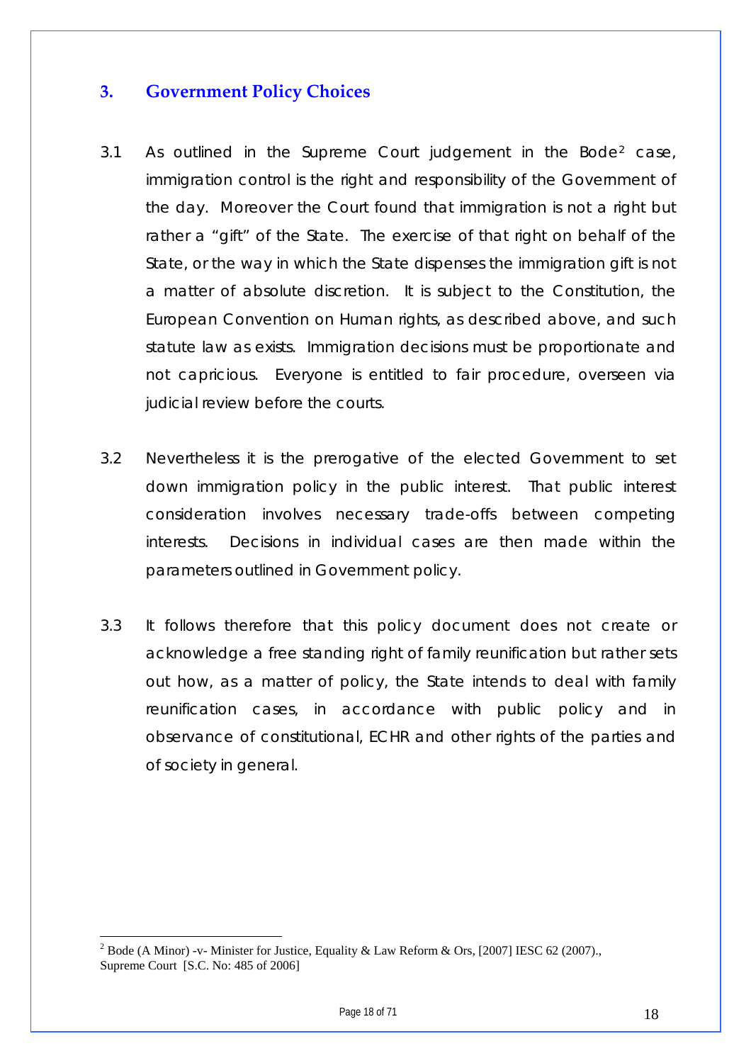## 3. Government Policy Choices

3.1 As outlined in the Supreme Court judgement in the Bode[2] case, immigration control is the right and responsibility of the Government of the day. Moreover the Court found that immigration is not a right but rather a "gift" of the State. The exercise of that right on behalf of the State, or the way in which the State dispenses the immigration gift is not a matter of absolute discretion. It is subject to the Constitution, the European Convention on Human rights, as described above, and such statute law as exists. Immigration decisions must be proportionate and not capricious. Everyone is entitled to fair procedure, overseen via judicial review before the courts.

3.2 Nevertheless it is the prerogative of the elected Government to set down immigration policy in the public interest. That public interest consideration involves necessary trade-offs between competing interests. Decisions in individual cases are then made within the parameters outlined in Government policy.

3.3 It follows therefore that this policy document does not create or acknowledge a free standing right of family reunification but rather sets out how, as a matter of policy, the State intends to deal with family reunification cases, in accordance with public policy and in observance of constitutional, ECHR and other rights of the parties and of society in general.

---

[2] Bode (A Minor) -v- Minister for Justice, Equality & Law Reform & Ors, [2007] IESC 62 (2007)., Supreme Court [S.C. No: 485 of 2006]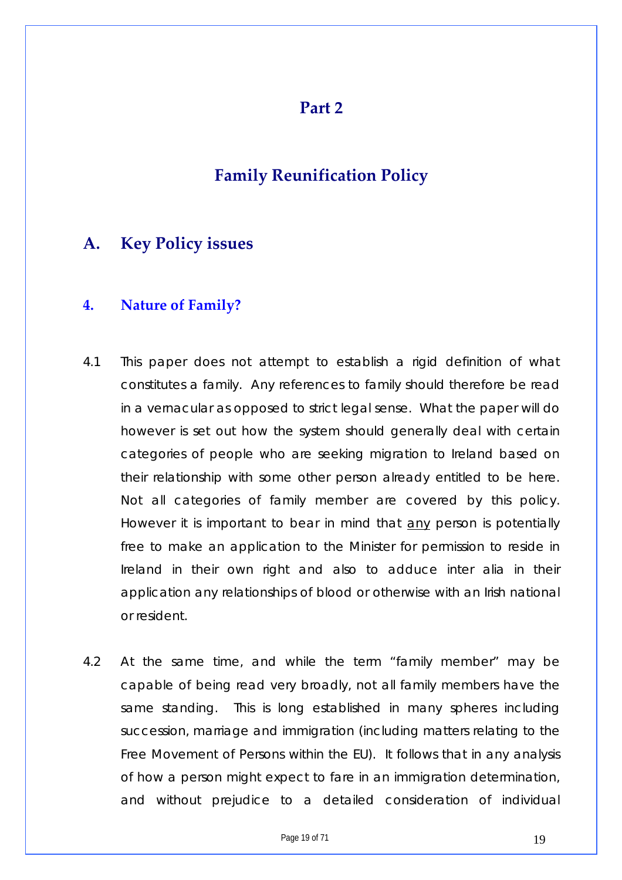# Part 2

# Family Reunification Policy

## A. Key Policy issues

### 4. Nature of Family?

4.1 This paper does not attempt to establish a rigid definition of what constitutes a family. Any references to family should therefore be read in a vernacular as opposed to strict legal sense. What the paper will do however is set out how the system should generally deal with certain categories of people who are seeking migration to Ireland based on their relationship with some other person already entitled to be here. Not all categories of family member are covered by this policy. However it is important to bear in mind that <u>any</u> person is potentially free to make an application to the Minister for permission to reside in Ireland in their own right and also to adduce inter alia in their application any relationships of blood or otherwise with an Irish national or resident.

4.2 At the same time, and while the term "family member" may be capable of being read very broadly, not all family members have the same standing. This is long established in many spheres including succession, marriage and immigration (including matters relating to the Free Movement of Persons within the EU). It follows that in any analysis of how a person might expect to fare in an immigration determination, and without prejudice to a detailed consideration of individual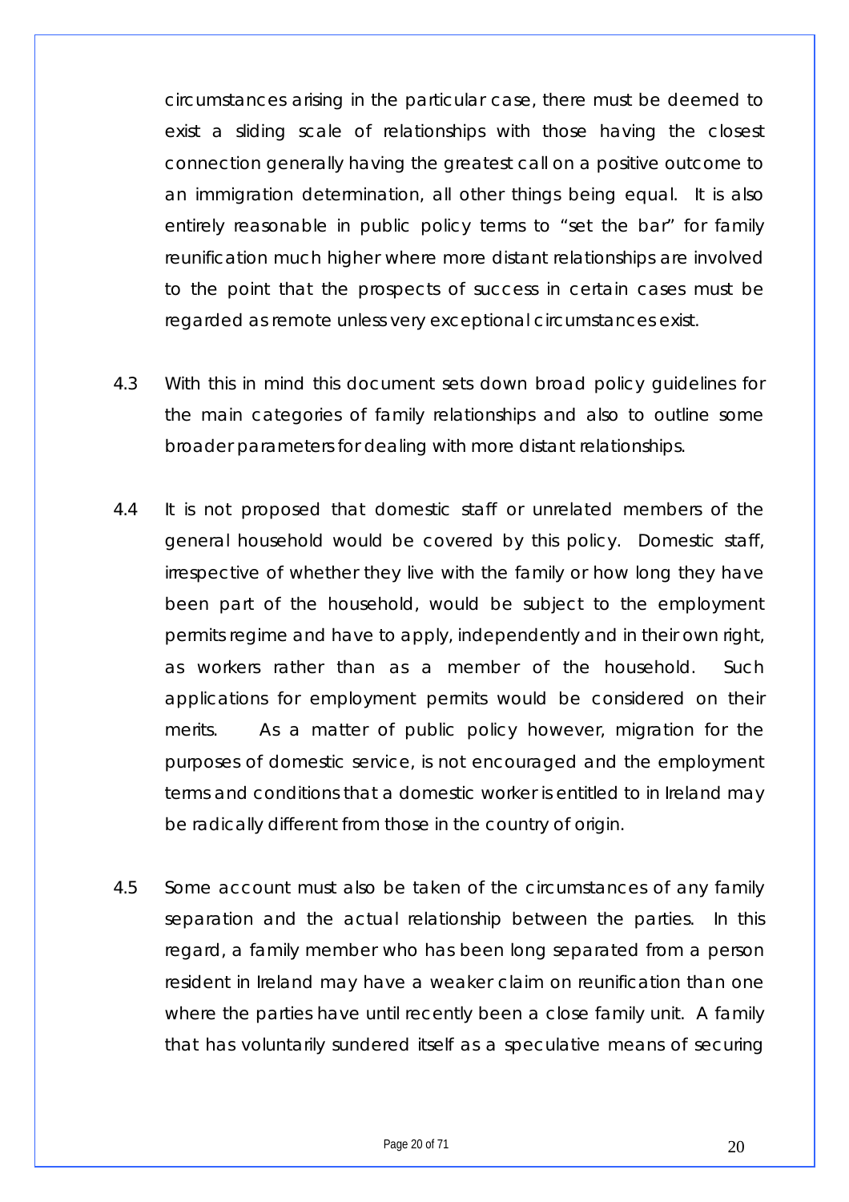circumstances arising in the particular case, there must be deemed to exist a sliding scale of relationships with those having the closest connection generally having the greatest call on a positive outcome to an immigration determination, all other things being equal. It is also entirely reasonable in public policy terms to "set the bar" for family reunification much higher where more distant relationships are involved to the point that the prospects of success in certain cases must be regarded as remote unless very exceptional circumstances exist.

4.3 With this in mind this document sets down broad policy guidelines for the main categories of family relationships and also to outline some broader parameters for dealing with more distant relationships.

4.4 It is not proposed that domestic staff or unrelated members of the general household would be covered by this policy. Domestic staff, irrespective of whether they live with the family or how long they have been part of the household, would be subject to the employment permits regime and have to apply, independently and in their own right, as workers rather than as a member of the household. Such applications for employment permits would be considered on their merits. As a matter of public policy however, migration for the purposes of domestic service, is not encouraged and the employment terms and conditions that a domestic worker is entitled to in Ireland may be radically different from those in the country of origin.

4.5 Some account must also be taken of the circumstances of any family separation and the actual relationship between the parties. In this regard, a family member who has been long separated from a person resident in Ireland may have a weaker claim on reunification than one where the parties have until recently been a close family unit. A family that has voluntarily sundered itself as a speculative means of securing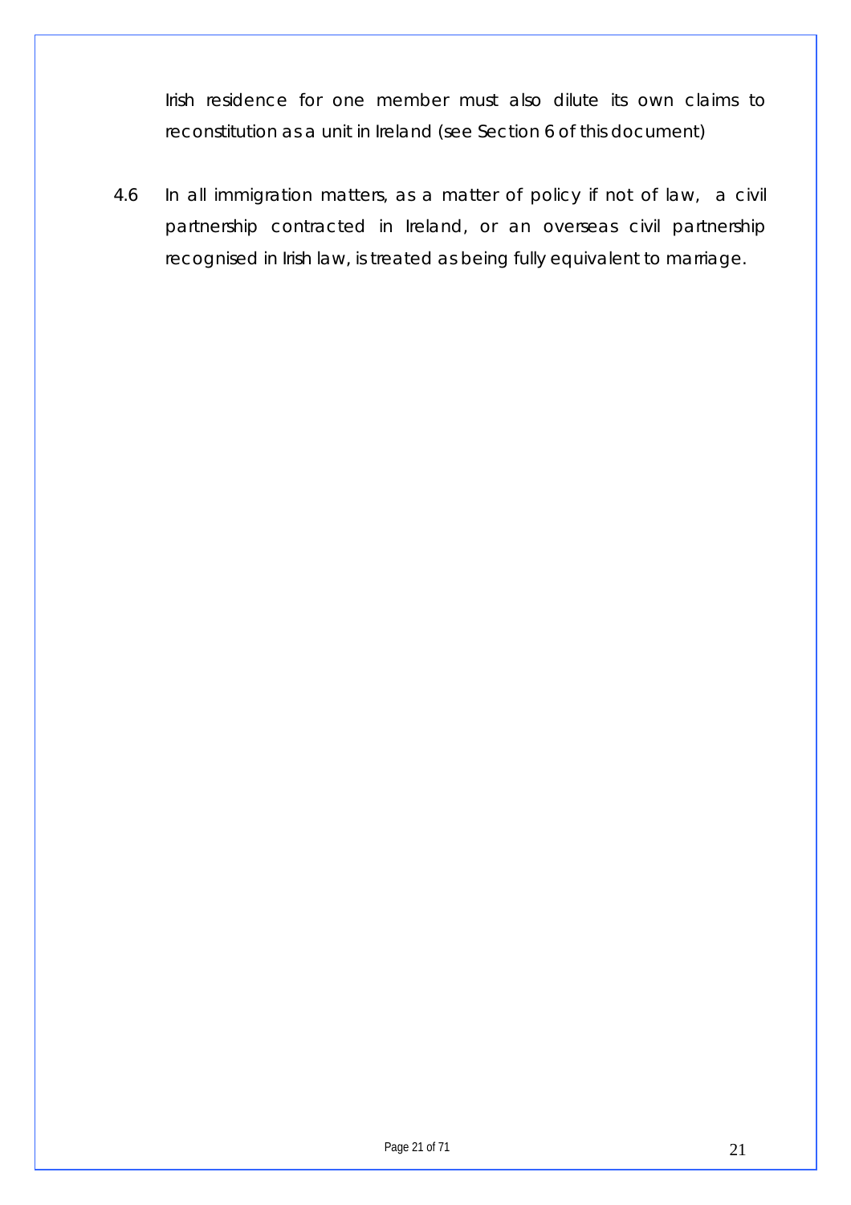Irish residence for one member must also dilute its own claims to reconstitution as a unit in Ireland (see Section 6 of this document)

4.6 In all immigration matters, as a matter of policy if not of law, a civil partnership contracted in Ireland, or an overseas civil partnership recognised in Irish law, is treated as being fully equivalent to marriage.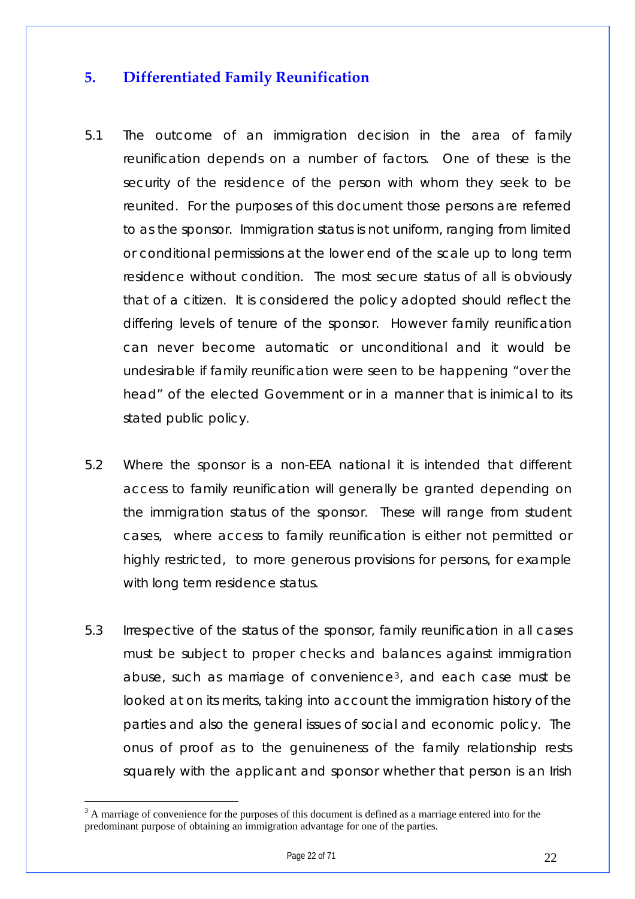## 5. Differentiated Family Reunification

5.1 The outcome of an immigration decision in the area of family reunification depends on a number of factors. One of these is the security of the residence of the person with whom they seek to be reunited. For the purposes of this document those persons are referred to as the sponsor. Immigration status is not uniform, ranging from limited or conditional permissions at the lower end of the scale up to long term residence without condition. The most secure status of all is obviously that of a citizen. It is considered the policy adopted should reflect the differing levels of tenure of the sponsor. However family reunification can never become automatic or unconditional and it would be undesirable if family reunification were seen to be happening "over the head" of the elected Government or in a manner that is inimical to its stated public policy.

5.2 Where the sponsor is a non-EEA national it is intended that different access to family reunification will generally be granted depending on the immigration status of the sponsor. These will range from student cases, where access to family reunification is either not permitted or highly restricted, to more generous provisions for persons, for example with long term residence status.

5.3 Irrespective of the status of the sponsor, family reunification in all cases must be subject to proper checks and balances against immigration abuse, such as marriage of convenience[3], and each case must be looked at on its merits, taking into account the immigration history of the parties and also the general issues of social and economic policy. The onus of proof as to the genuineness of the family relationship rests squarely with the applicant and sponsor whether that person is an Irish

[3] A marriage of convenience for the purposes of this document is defined as a marriage entered into for the predominant purpose of obtaining an immigration advantage for one of the parties.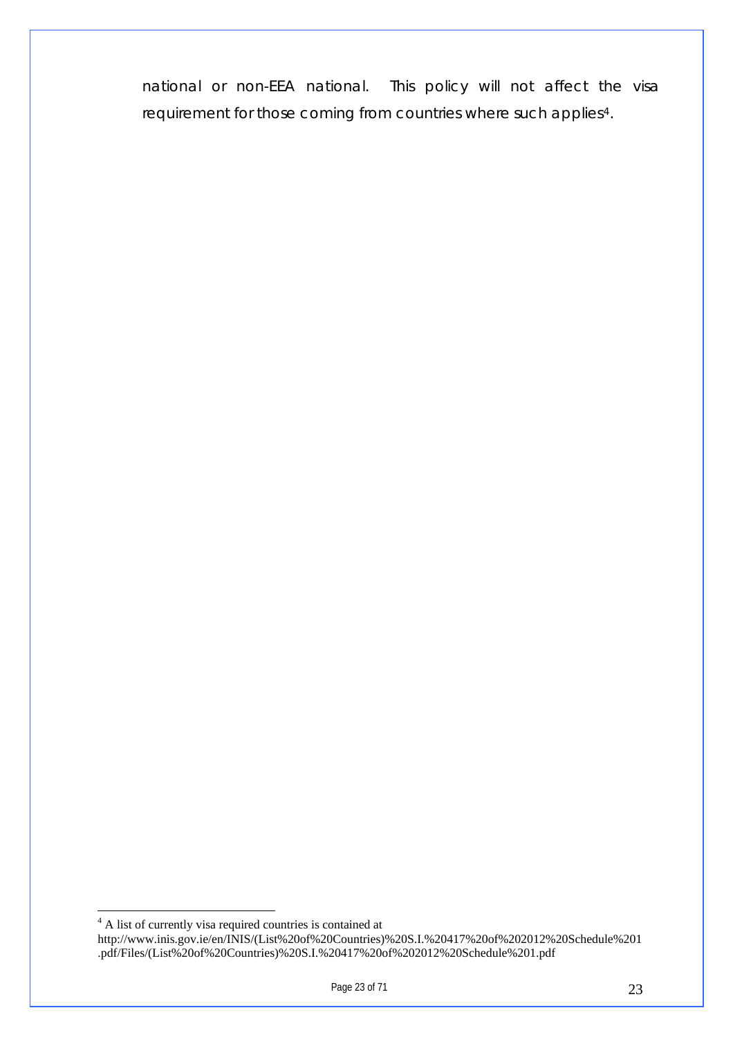national or non-EEA national. This policy will not affect the visa requirement for those coming from countries where such applies[4].

[4] A list of currently visa required countries is contained at http://www.inis.gov.ie/en/INIS/(List%20of%20Countries)%20S.I.%20417%20of%202012%20Schedule%201.pdf/Files/(List%20of%20Countries)%20S.I.%20417%20of%202012%20Schedule%201.pdf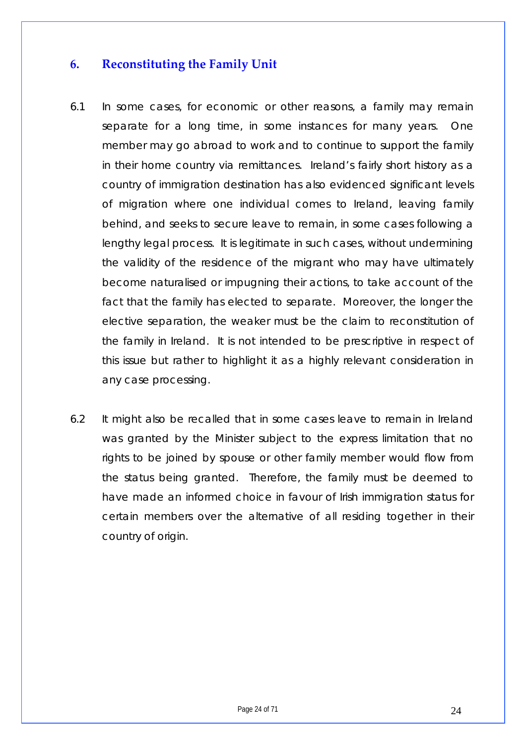## 6. Reconstituting the Family Unit

6.1 In some cases, for economic or other reasons, a family may remain separate for a long time, in some instances for many years. One member may go abroad to work and to continue to support the family in their home country via remittances. Ireland's fairly short history as a country of immigration destination has also evidenced significant levels of migration where one individual comes to Ireland, leaving family behind, and seeks to secure leave to remain, in some cases following a lengthy legal process. It is legitimate in such cases, without undermining the validity of the residence of the migrant who may have ultimately become naturalised or impugning their actions, to take account of the fact that the family has elected to separate. Moreover, the longer the elective separation, the weaker must be the claim to reconstitution of the family in Ireland. It is not intended to be prescriptive in respect of this issue but rather to highlight it as a highly relevant consideration in any case processing.

6.2 It might also be recalled that in some cases leave to remain in Ireland was granted by the Minister subject to the express limitation that no rights to be joined by spouse or other family member would flow from the status being granted. Therefore, the family must be deemed to have made an informed choice in favour of Irish immigration status for certain members over the alternative of all residing together in their country of origin.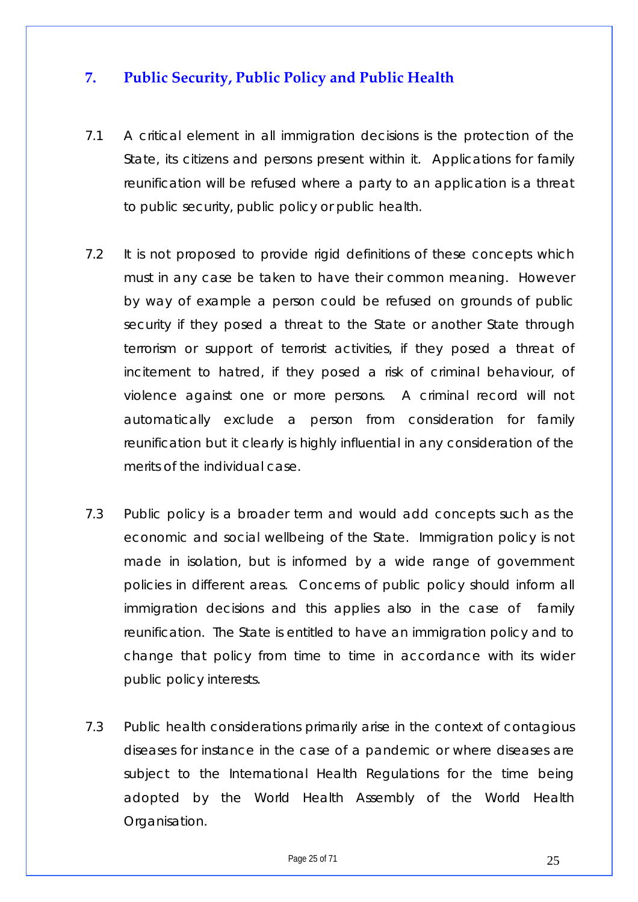## 7. Public Security, Public Policy and Public Health

7.1 A critical element in all immigration decisions is the protection of the State, its citizens and persons present within it. Applications for family reunification will be refused where a party to an application is a threat to public security, public policy or public health.

7.2 It is not proposed to provide rigid definitions of these concepts which must in any case be taken to have their common meaning. However by way of example a person could be refused on grounds of public security if they posed a threat to the State or another State through terrorism or support of terrorist activities, if they posed a threat of incitement to hatred, if they posed a risk of criminal behaviour, of violence against one or more persons. A criminal record will not automatically exclude a person from consideration for family reunification but it clearly is highly influential in any consideration of the merits of the individual case.

7.3 Public policy is a broader term and would add concepts such as the economic and social wellbeing of the State. Immigration policy is not made in isolation, but is informed by a wide range of government policies in different areas. Concerns of public policy should inform all immigration decisions and this applies also in the case of family reunification. The State is entitled to have an immigration policy and to change that policy from time to time in accordance with its wider public policy interests.

7.3 Public health considerations primarily arise in the context of contagious diseases for instance in the case of a pandemic or where diseases are subject to the International Health Regulations for the time being adopted by the World Health Assembly of the World Health Organisation.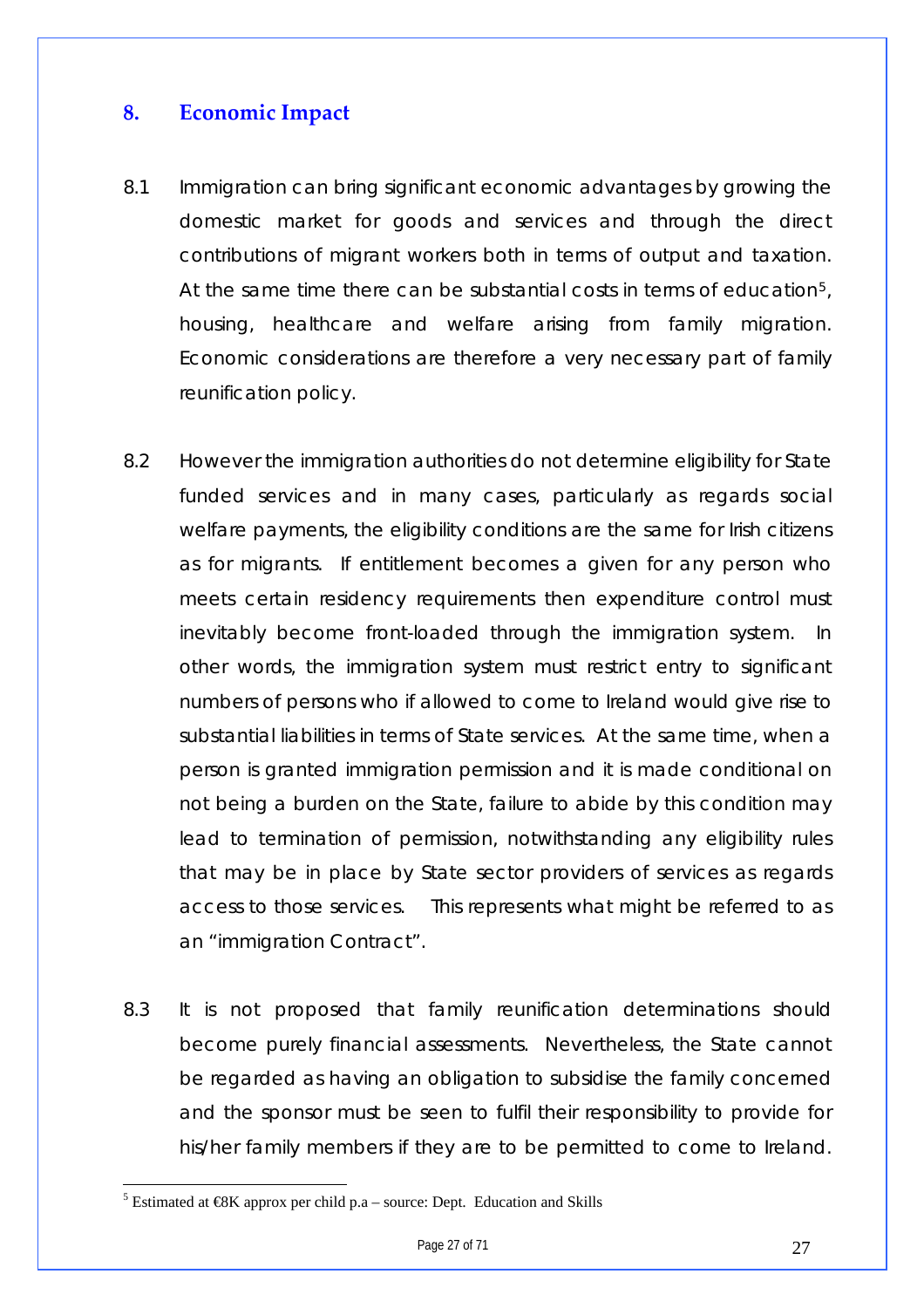## 8. Economic Impact

8.1 Immigration can bring significant economic advantages by growing the domestic market for goods and services and through the direct contributions of migrant workers both in terms of output and taxation. At the same time there can be substantial costs in terms of education[5], housing, healthcare and welfare arising from family migration. Economic considerations are therefore a very necessary part of family reunification policy.

8.2 However the immigration authorities do not determine eligibility for State funded services and in many cases, particularly as regards social welfare payments, the eligibility conditions are the same for Irish citizens as for migrants. If entitlement becomes a given for any person who meets certain residency requirements then expenditure control must inevitably become front-loaded through the immigration system. In other words, the immigration system must restrict entry to significant numbers of persons who if allowed to come to Ireland would give rise to substantial liabilities in terms of State services. At the same time, when a person is granted immigration permission and it is made conditional on not being a burden on the State, failure to abide by this condition may lead to termination of permission, notwithstanding any eligibility rules that may be in place by State sector providers of services as regards access to those services. This represents what might be referred to as an "immigration Contract".

8.3 It is not proposed that family reunification determinations should become purely financial assessments. Nevertheless, the State cannot be regarded as having an obligation to subsidise the family concerned and the sponsor must be seen to fulfil their responsibility to provide for his/her family members if they are to be permitted to come to Ireland.

---

[5] Estimated at €8K approx per child p.a – source: Dept. Education and Skills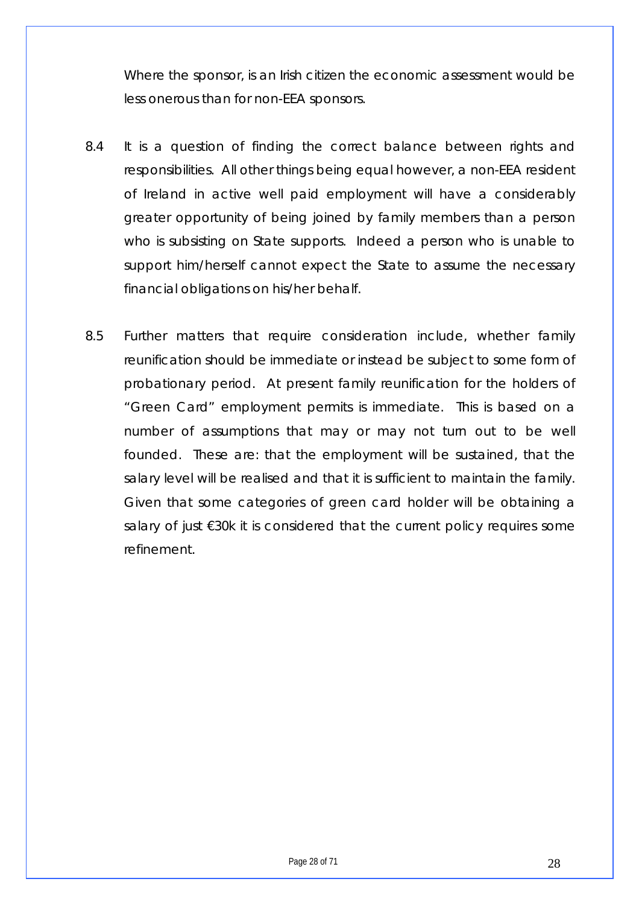Where the sponsor, is an Irish citizen the economic assessment would be less onerous than for non-EEA sponsors.

8.4 It is a question of finding the correct balance between rights and responsibilities. All other things being equal however, a non-EEA resident of Ireland in active well paid employment will have a considerably greater opportunity of being joined by family members than a person who is subsisting on State supports. Indeed a person who is unable to support him/herself cannot expect the State to assume the necessary financial obligations on his/her behalf.

8.5 Further matters that require consideration include, whether family reunification should be immediate or instead be subject to some form of probationary period. At present family reunification for the holders of "Green Card" employment permits is immediate. This is based on a number of assumptions that may or may not turn out to be well founded. These are: that the employment will be sustained, that the salary level will be realised and that it is sufficient to maintain the family. Given that some categories of green card holder will be obtaining a salary of just €30k it is considered that the current policy requires some refinement.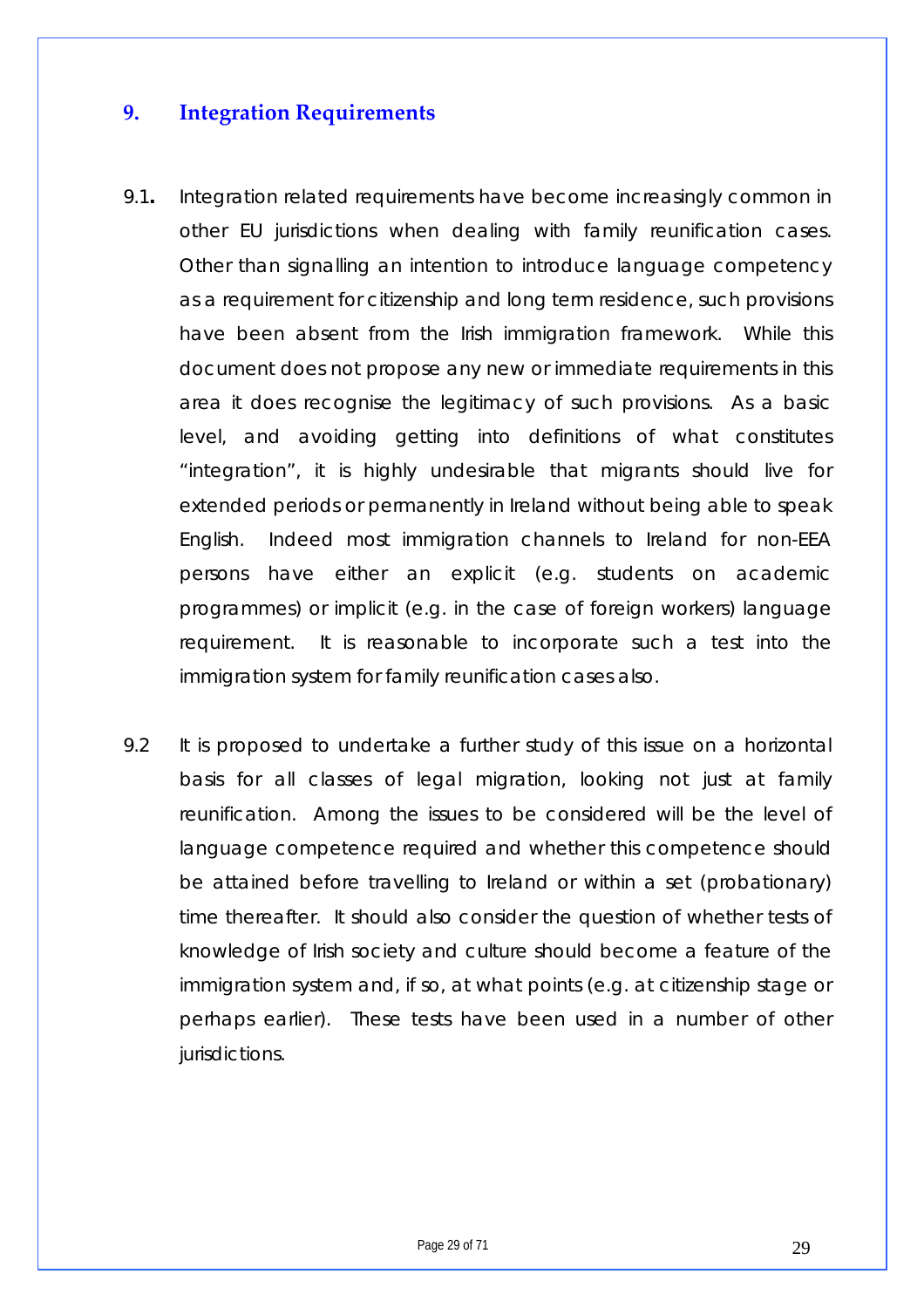## 9. Integration Requirements

9.1. Integration related requirements have become increasingly common in other EU jurisdictions when dealing with family reunification cases. Other than signalling an intention to introduce language competency as a requirement for citizenship and long term residence, such provisions have been absent from the Irish immigration framework. While this document does not propose any new or immediate requirements in this area it does recognise the legitimacy of such provisions. As a basic level, and avoiding getting into definitions of what constitutes "integration", it is highly undesirable that migrants should live for extended periods or permanently in Ireland without being able to speak English. Indeed most immigration channels to Ireland for non-EEA persons have either an explicit (e.g. students on academic programmes) or implicit (e.g. in the case of foreign workers) language requirement. It is reasonable to incorporate such a test into the immigration system for family reunification cases also.

9.2 It is proposed to undertake a further study of this issue on a horizontal basis for all classes of legal migration, looking not just at family reunification. Among the issues to be considered will be the level of language competence required and whether this competence should be attained before travelling to Ireland or within a set (probationary) time thereafter. It should also consider the question of whether tests of knowledge of Irish society and culture should become a feature of the immigration system and, if so, at what points (e.g. at citizenship stage or perhaps earlier). These tests have been used in a number of other jurisdictions.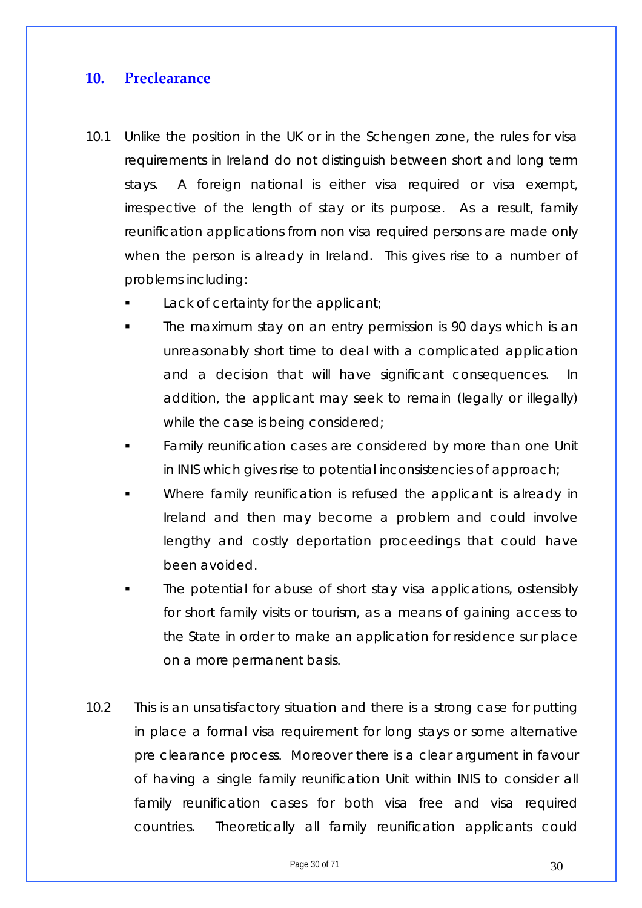## 10. Preclearance

10.1 Unlike the position in the UK or in the Schengen zone, the rules for visa requirements in Ireland do not distinguish between short and long term stays. A foreign national is either visa required or visa exempt, irrespective of the length of stay or its purpose. As a result, family reunification applications from non visa required persons are made only when the person is already in Ireland. This gives rise to a number of problems including:

- Lack of certainty for the applicant;
- The maximum stay on an entry permission is 90 days which is an unreasonably short time to deal with a complicated application and a decision that will have significant consequences. In addition, the applicant may seek to remain (legally or illegally) while the case is being considered;
- Family reunification cases are considered by more than one Unit in INIS which gives rise to potential inconsistencies of approach;
- Where family reunification is refused the applicant is already in Ireland and then may become a problem and could involve lengthy and costly deportation proceedings that could have been avoided.
- The potential for abuse of short stay visa applications, ostensibly for short family visits or tourism, as a means of gaining access to the State in order to make an application for residence sur place on a more permanent basis.

10.2 This is an unsatisfactory situation and there is a strong case for putting in place a formal visa requirement for long stays or some alternative pre clearance process. Moreover there is a clear argument in favour of having a single family reunification Unit within INIS to consider all family reunification cases for both visa free and visa required countries. Theoretically all family reunification applicants could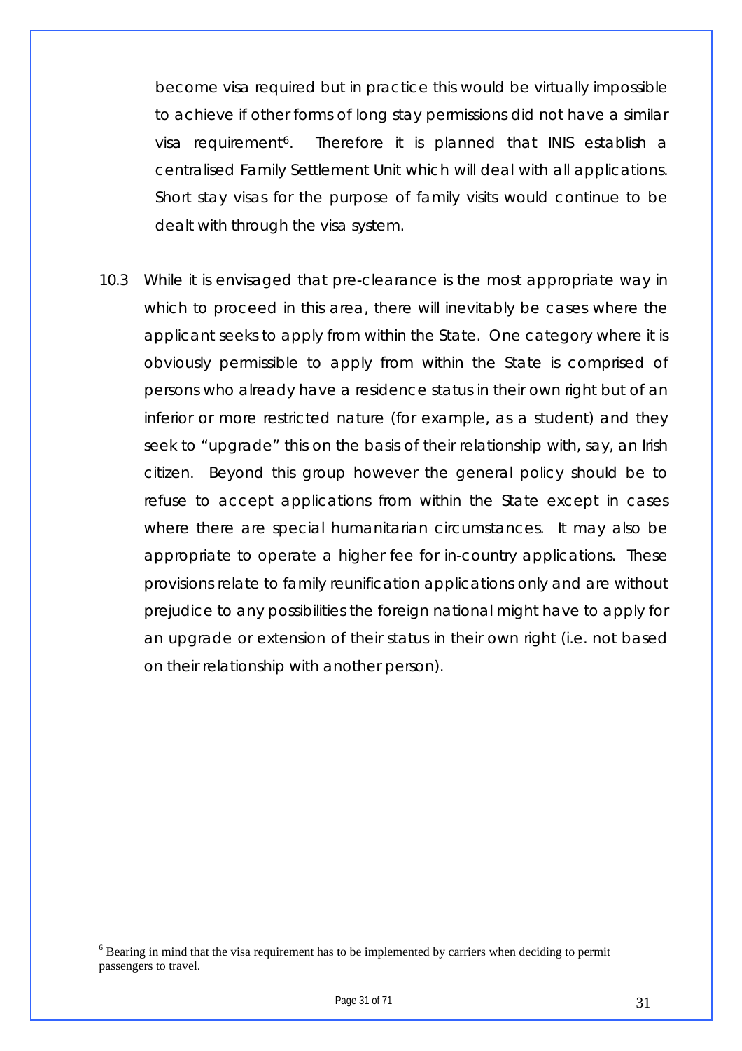become visa required but in practice this would be virtually impossible to achieve if other forms of long stay permissions did not have a similar visa requirement[6]. Therefore it is planned that INIS establish a centralised Family Settlement Unit which will deal with all applications. Short stay visas for the purpose of family visits would continue to be dealt with through the visa system.

10.3 While it is envisaged that pre-clearance is the most appropriate way in which to proceed in this area, there will inevitably be cases where the applicant seeks to apply from within the State. One category where it is obviously permissible to apply from within the State is comprised of persons who already have a residence status in their own right but of an inferior or more restricted nature (for example, as a student) and they seek to "upgrade" this on the basis of their relationship with, say, an Irish citizen. Beyond this group however the general policy should be to refuse to accept applications from within the State except in cases where there are special humanitarian circumstances. It may also be appropriate to operate a higher fee for in-country applications. These provisions relate to family reunification applications only and are without prejudice to any possibilities the foreign national might have to apply for an upgrade or extension of their status in their own right (i.e. not based on their relationship with another person).

---

[6] Bearing in mind that the visa requirement has to be implemented by carriers when deciding to permit passengers to travel.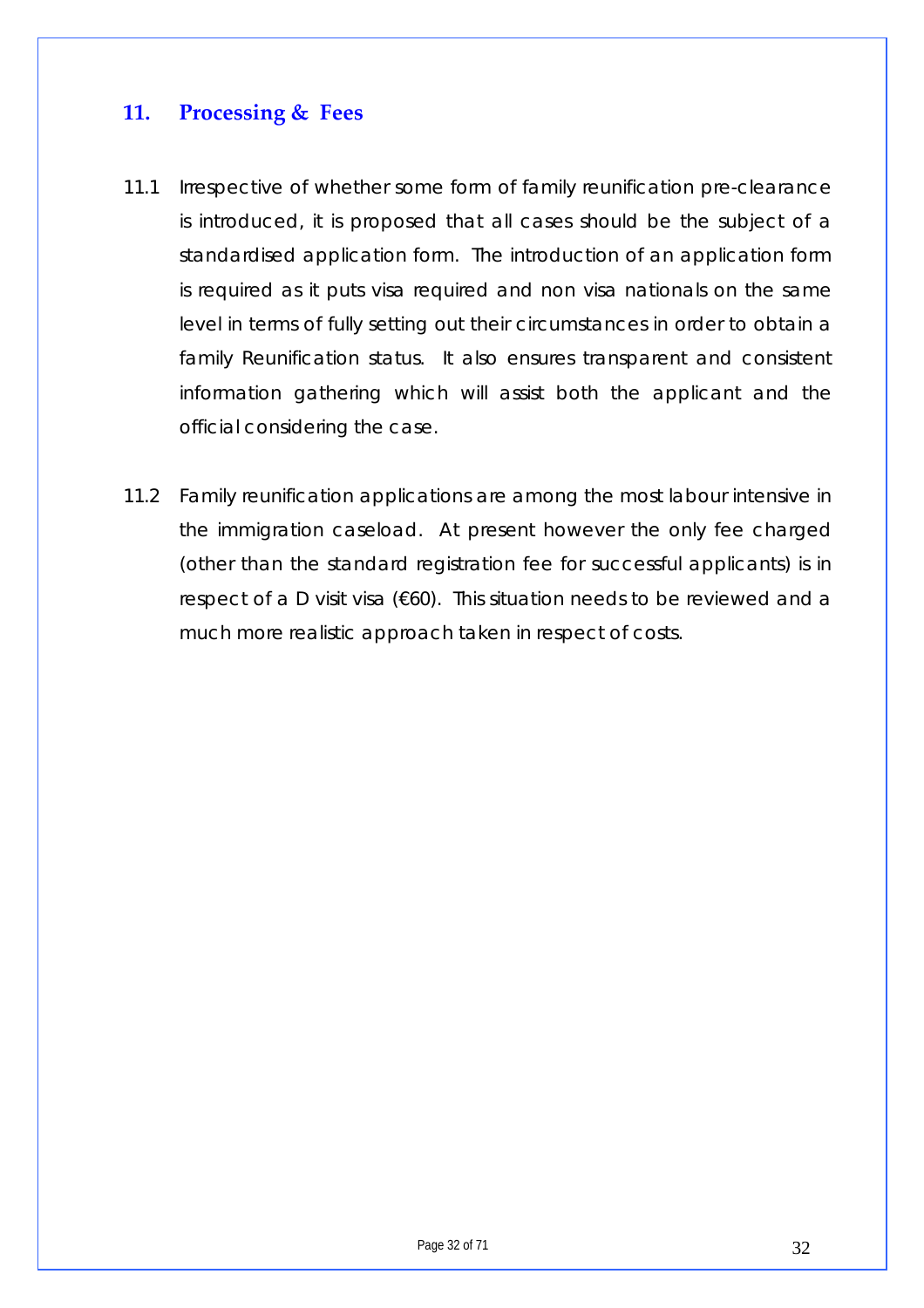## 11. Processing & Fees

11.1 Irrespective of whether some form of family reunification pre-clearance is introduced, it is proposed that all cases should be the subject of a standardised application form. The introduction of an application form is required as it puts visa required and non visa nationals on the same level in terms of fully setting out their circumstances in order to obtain a family Reunification status. It also ensures transparent and consistent information gathering which will assist both the applicant and the official considering the case.

11.2 Family reunification applications are among the most labour intensive in the immigration caseload. At present however the only fee charged (other than the standard registration fee for successful applicants) is in respect of a D visit visa (€60). This situation needs to be reviewed and a much more realistic approach taken in respect of costs.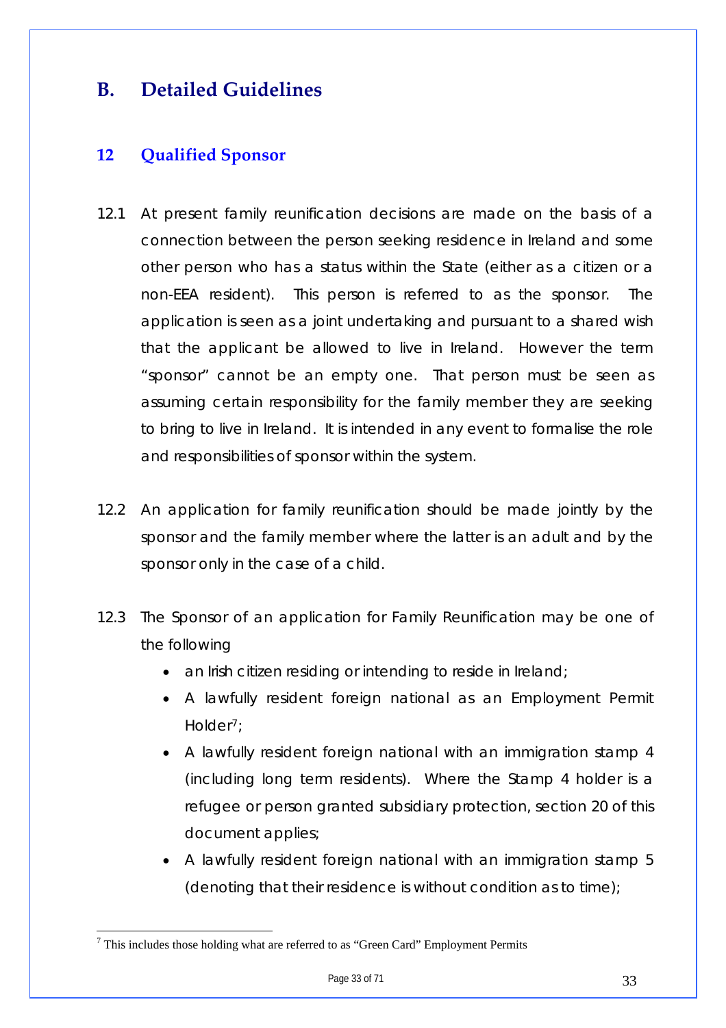## B. Detailed Guidelines

### 12 Qualified Sponsor

12.1 At present family reunification decisions are made on the basis of a connection between the person seeking residence in Ireland and some other person who has a status within the State (either as a citizen or a non-EEA resident). This person is referred to as the sponsor. The application is seen as a joint undertaking and pursuant to a shared wish that the applicant be allowed to live in Ireland. However the term "sponsor" cannot be an empty one. That person must be seen as assuming certain responsibility for the family member they are seeking to bring to live in Ireland. It is intended in any event to formalise the role and responsibilities of sponsor within the system.

12.2 An application for family reunification should be made jointly by the sponsor and the family member where the latter is an adult and by the sponsor only in the case of a child.

12.3 The Sponsor of an application for Family Reunification may be one of the following

- an Irish citizen residing or intending to reside in Ireland;
- A lawfully resident foreign national as an Employment Permit Holder[7];
- A lawfully resident foreign national with an immigration stamp 4 (including long term residents). Where the Stamp 4 holder is a refugee or person granted subsidiary protection, section 20 of this document applies;
- A lawfully resident foreign national with an immigration stamp 5 (denoting that their residence is without condition as to time);

[7] This includes those holding what are referred to as "Green Card" Employment Permits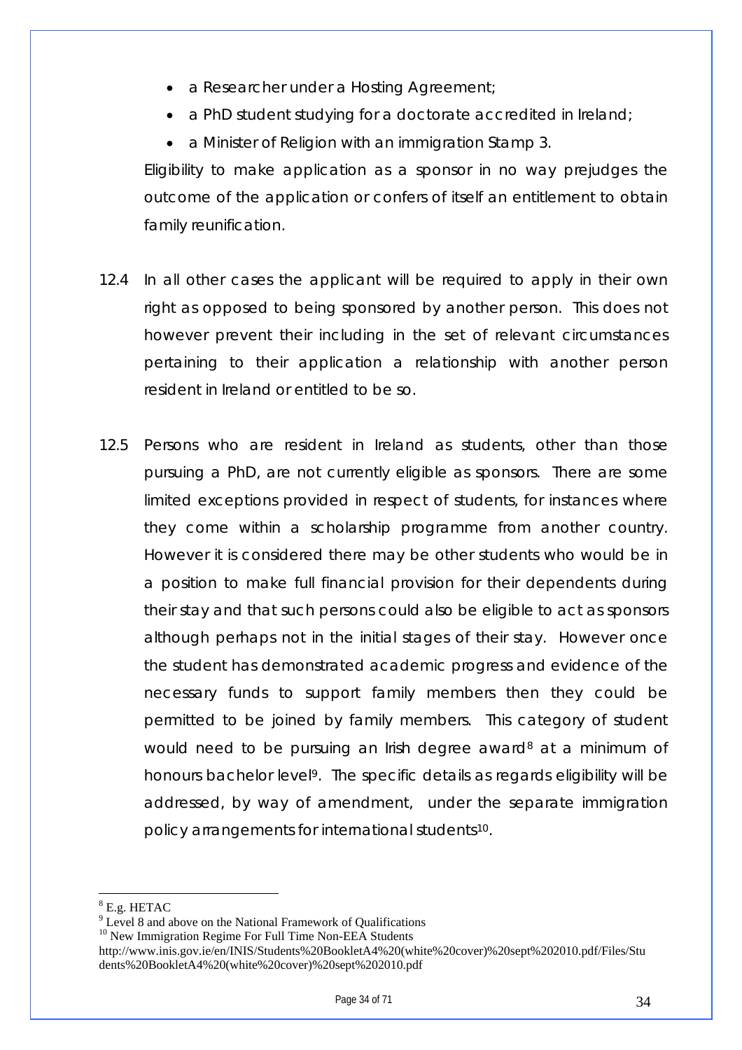- a Researcher under a Hosting Agreement;
- a PhD student studying for a doctorate accredited in Ireland;
- a Minister of Religion with an immigration Stamp 3.

Eligibility to make application as a sponsor in no way prejudges the outcome of the application or confers of itself an entitlement to obtain family reunification.

12.4 In all other cases the applicant will be required to apply in their own right as opposed to being sponsored by another person. This does not however prevent their including in the set of relevant circumstances pertaining to their application a relationship with another person resident in Ireland or entitled to be so.

12.5 Persons who are resident in Ireland as students, other than those pursuing a PhD, are not currently eligible as sponsors. There are some limited exceptions provided in respect of students, for instances where they come within a scholarship programme from another country. However it is considered there may be other students who would be in a position to make full financial provision for their dependents during their stay and that such persons could also be eligible to act as sponsors although perhaps not in the initial stages of their stay. However once the student has demonstrated academic progress and evidence of the necessary funds to support family members then they could be permitted to be joined by family members. This category of student would need to be pursuing an Irish degree award[8] at a minimum of honours bachelor level[9]. The specific details as regards eligibility will be addressed, by way of amendment, under the separate immigration policy arrangements for international students[10].

---

[8] E.g. HETAC

[9] Level 8 and above on the National Framework of Qualifications

[10] New Immigration Regime For Full Time Non-EEA Students http://www.inis.gov.ie/en/INIS/Students%20BookletA4%20(white%20cover)%20sept%202010.pdf/Files/Students%20BookletA4%20(white%20cover)%20sept%202010.pdf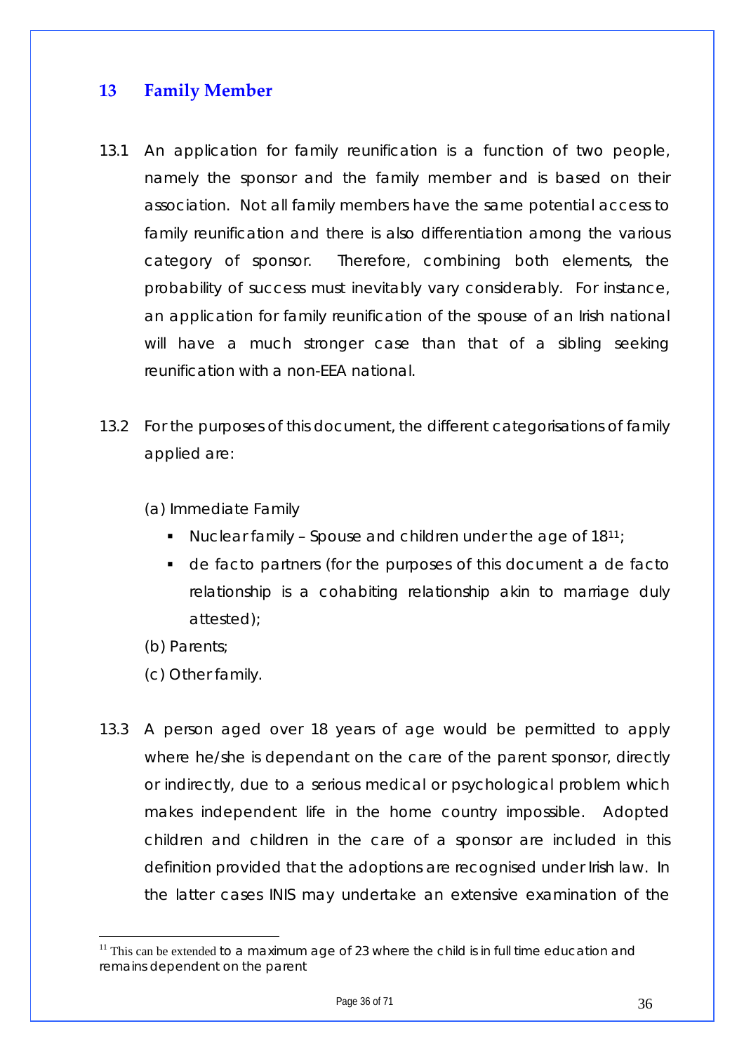## 13 Family Member

13.1 An application for family reunification is a function of two people, namely the sponsor and the family member and is based on their association. Not all family members have the same potential access to family reunification and there is also differentiation among the various category of sponsor. Therefore, combining both elements, the probability of success must inevitably vary considerably. For instance, an application for family reunification of the spouse of an Irish national will have a much stronger case than that of a sibling seeking reunification with a non-EEA national.

13.2 For the purposes of this document, the different categorisations of family applied are:

(a) Immediate Family

- Nuclear family – Spouse and children under the age of 18[11];
- de facto partners (for the purposes of this document a de facto relationship is a cohabiting relationship akin to marriage duly attested);

(b) Parents;

(c) Other family.

13.3 A person aged over 18 years of age would be permitted to apply where he/she is dependant on the care of the parent sponsor, directly or indirectly, due to a serious medical or psychological problem which makes independent life in the home country impossible. Adopted children and children in the care of a sponsor are included in this definition provided that the adoptions are recognised under Irish law. In the latter cases INIS may undertake an extensive examination of the

[11] This can be extended to a maximum age of 23 where the child is in full time education and remains dependent on the parent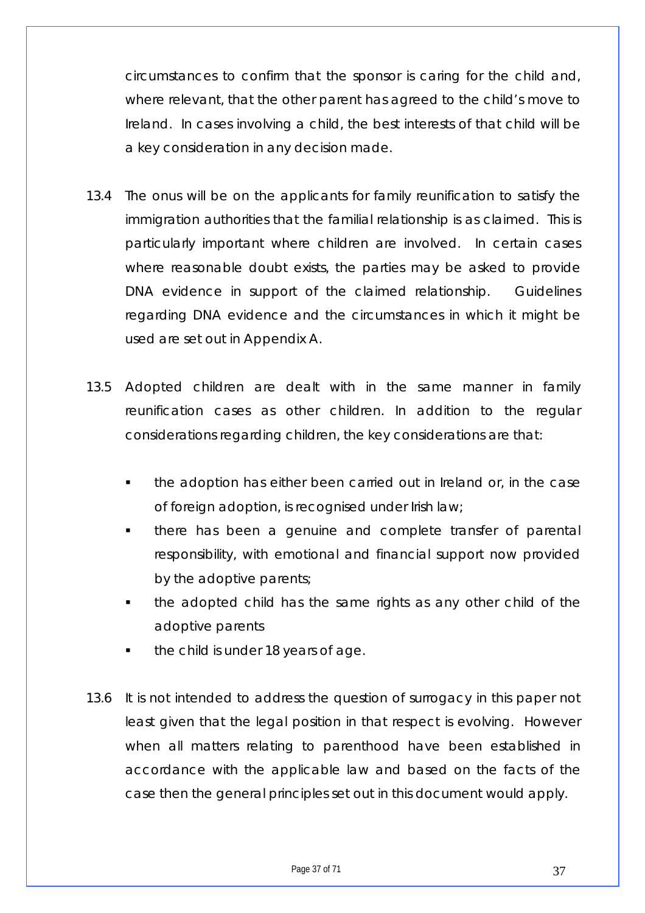circumstances to confirm that the sponsor is caring for the child and, where relevant, that the other parent has agreed to the child's move to Ireland. In cases involving a child, the best interests of that child will be a key consideration in any decision made.

13.4 The onus will be on the applicants for family reunification to satisfy the immigration authorities that the familial relationship is as claimed. This is particularly important where children are involved. In certain cases where reasonable doubt exists, the parties may be asked to provide DNA evidence in support of the claimed relationship. Guidelines regarding DNA evidence and the circumstances in which it might be used are set out in Appendix A.

13.5 Adopted children are dealt with in the same manner in family reunification cases as other children. In addition to the regular considerations regarding children, the key considerations are that:

- the adoption has either been carried out in Ireland or, in the case of foreign adoption, is recognised under Irish law;
- there has been a genuine and complete transfer of parental responsibility, with emotional and financial support now provided by the adoptive parents;
- the adopted child has the same rights as any other child of the adoptive parents
- the child is under 18 years of age.

13.6 It is not intended to address the question of surrogacy in this paper not least given that the legal position in that respect is evolving. However when all matters relating to parenthood have been established in accordance with the applicable law and based on the facts of the case then the general principles set out in this document would apply.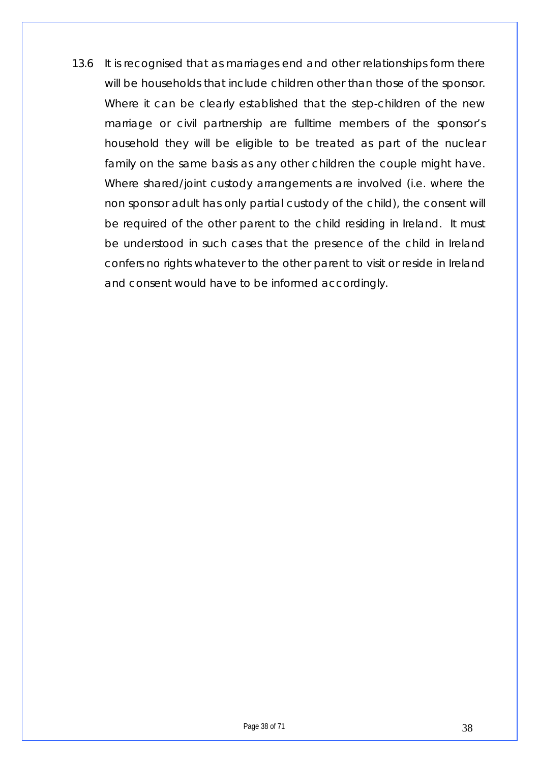13.6 It is recognised that as marriages end and other relationships form there will be households that include children other than those of the sponsor. Where it can be clearly established that the step-children of the new marriage or civil partnership are fulltime members of the sponsor's household they will be eligible to be treated as part of the nuclear family on the same basis as any other children the couple might have. Where shared/joint custody arrangements are involved (i.e. where the non sponsor adult has only partial custody of the child), the consent will be required of the other parent to the child residing in Ireland. It must be understood in such cases that the presence of the child in Ireland confers no rights whatever to the other parent to visit or reside in Ireland and consent would have to be informed accordingly.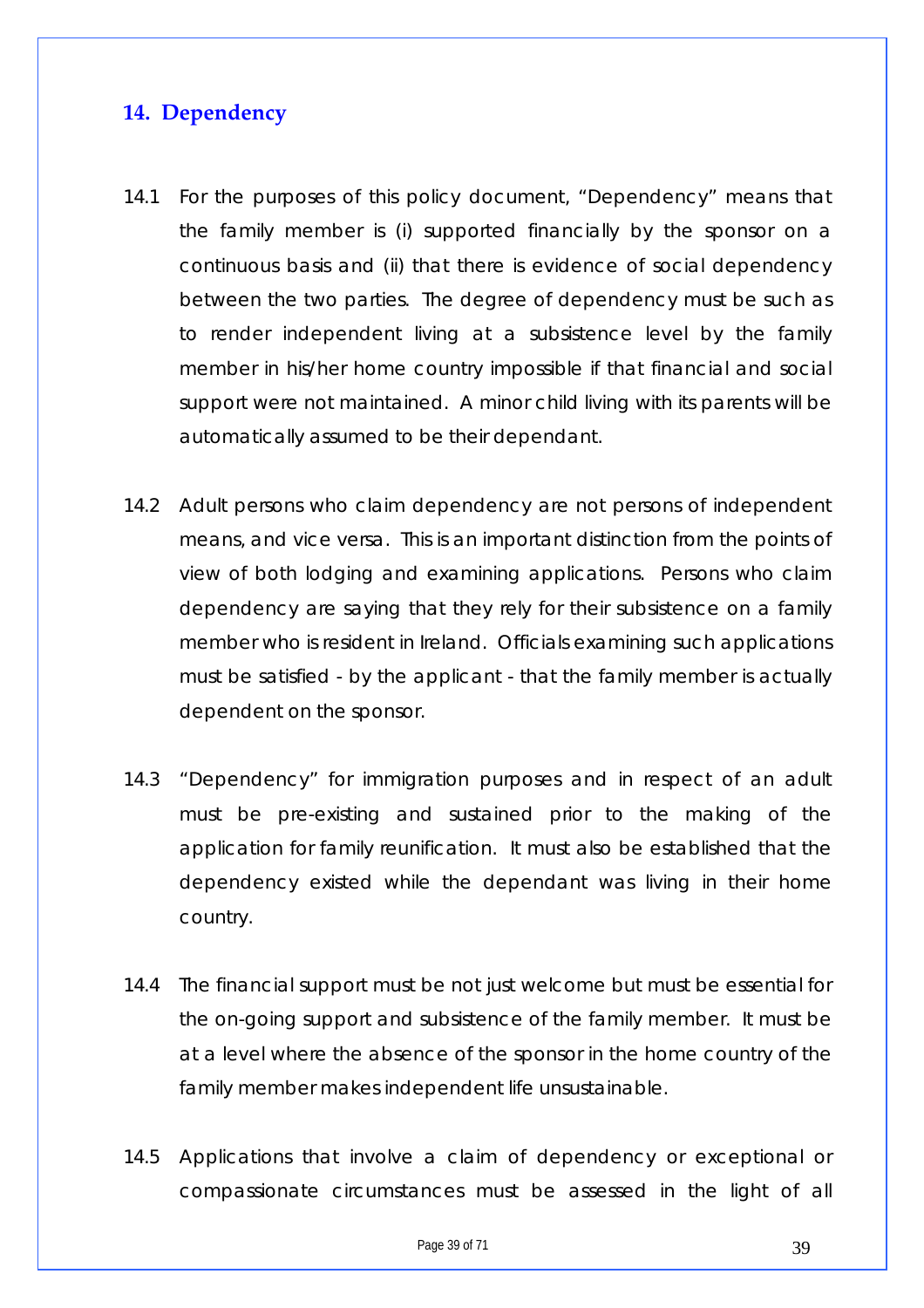## 14. Dependency

14.1 For the purposes of this policy document, "Dependency" means that the family member is (i) supported financially by the sponsor on a continuous basis and (ii) that there is evidence of social dependency between the two parties. The degree of dependency must be such as to render independent living at a subsistence level by the family member in his/her home country impossible if that financial and social support were not maintained. A minor child living with its parents will be automatically assumed to be their dependant.

14.2 Adult persons who claim dependency are not persons of independent means, and vice versa. This is an important distinction from the points of view of both lodging and examining applications. Persons who claim dependency are saying that they rely for their subsistence on a family member who is resident in Ireland. Officials examining such applications must be satisfied - by the applicant - that the family member is actually dependent on the sponsor.

14.3 "Dependency" for immigration purposes and in respect of an adult must be pre-existing and sustained prior to the making of the application for family reunification. It must also be established that the dependency existed while the dependant was living in their home country.

14.4 The financial support must be not just welcome but must be essential for the on-going support and subsistence of the family member. It must be at a level where the absence of the sponsor in the home country of the family member makes independent life unsustainable.

14.5 Applications that involve a claim of dependency or exceptional or compassionate circumstances must be assessed in the light of all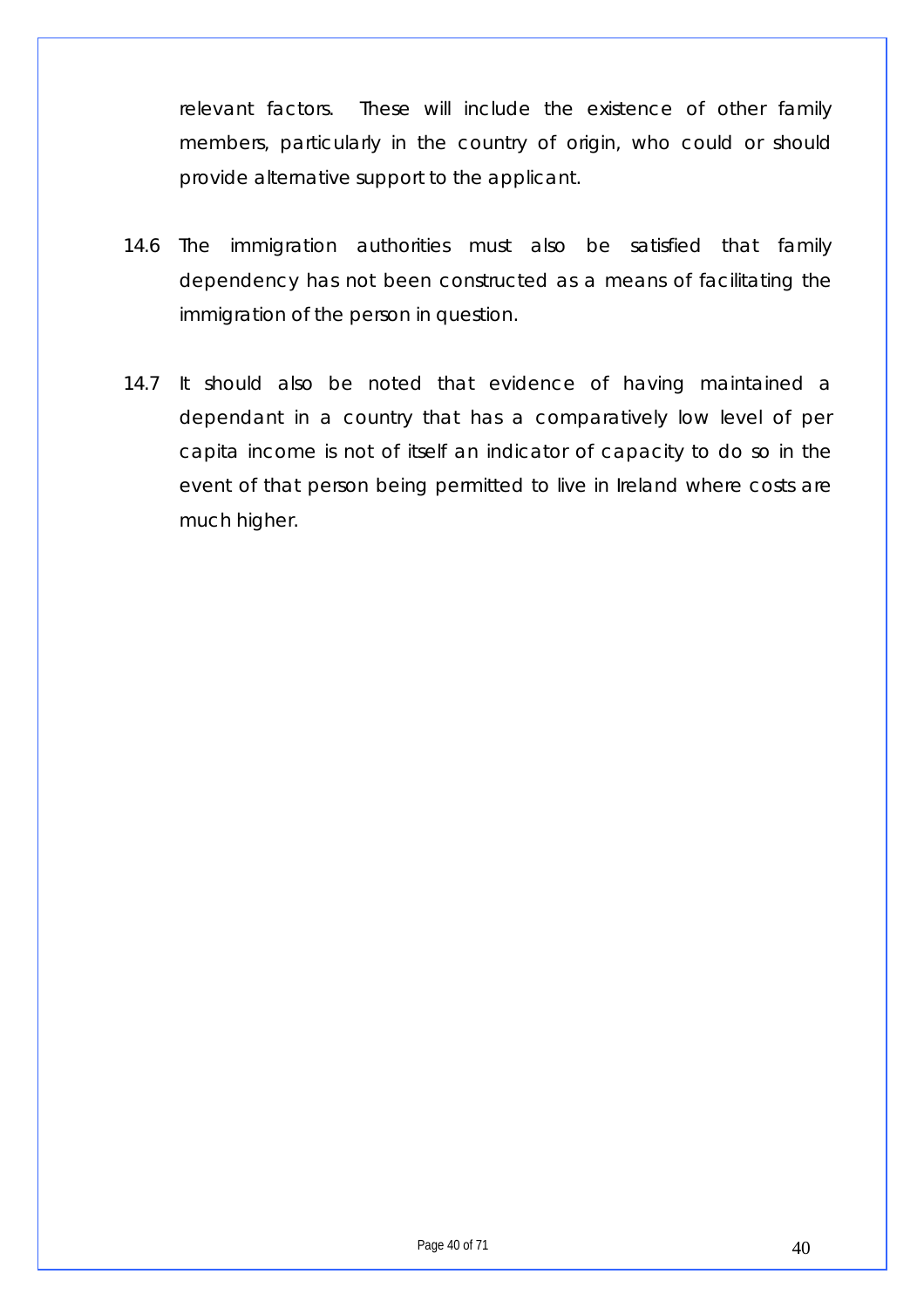relevant factors. These will include the existence of other family members, particularly in the country of origin, who could or should provide alternative support to the applicant.

14.6 The immigration authorities must also be satisfied that family dependency has not been constructed as a means of facilitating the immigration of the person in question.

14.7 It should also be noted that evidence of having maintained a dependant in a country that has a comparatively low level of per capita income is not of itself an indicator of capacity to do so in the event of that person being permitted to live in Ireland where costs are much higher.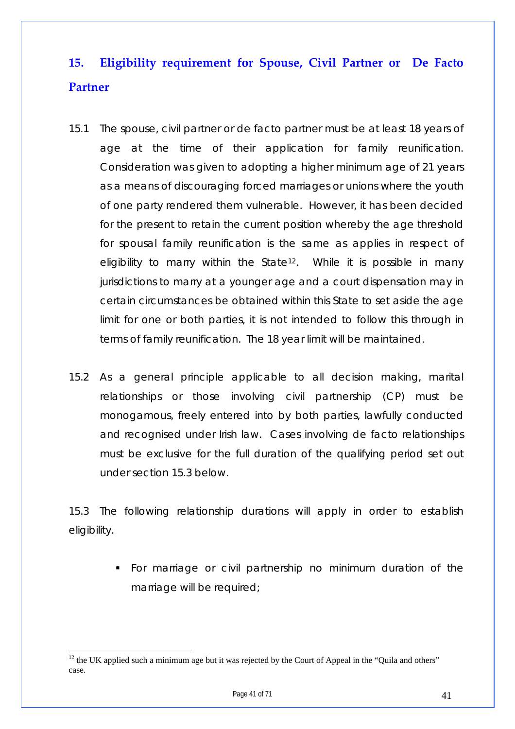## 15. Eligibility requirement for Spouse, Civil Partner or De Facto Partner

15.1 The spouse, civil partner or de facto partner must be at least 18 years of age at the time of their application for family reunification. Consideration was given to adopting a higher minimum age of 21 years as a means of discouraging forced marriages or unions where the youth of one party rendered them vulnerable. However, it has been decided for the present to retain the current position whereby the age threshold for spousal family reunification is the same as applies in respect of eligibility to marry within the State[12]. While it is possible in many jurisdictions to marry at a younger age and a court dispensation may in certain circumstances be obtained within this State to set aside the age limit for one or both parties, it is not intended to follow this through in terms of family reunification. The 18 year limit will be maintained.

15.2 As a general principle applicable to all decision making, marital relationships or those involving civil partnership (CP) must be monogamous, freely entered into by both parties, lawfully conducted and recognised under Irish law. Cases involving de facto relationships must be exclusive for the full duration of the qualifying period set out under section 15.3 below.

15.3 The following relationship durations will apply in order to establish eligibility.

- For marriage or civil partnership no minimum duration of the marriage will be required;

[12] the UK applied such a minimum age but it was rejected by the Court of Appeal in the "Quila and others" case.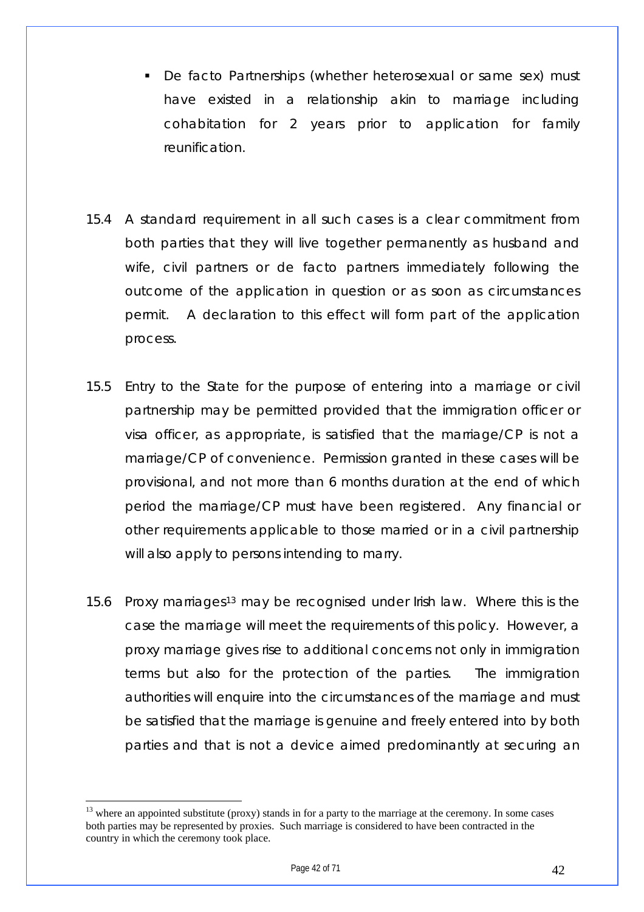- De facto Partnerships (whether heterosexual or same sex) must have existed in a relationship akin to marriage including cohabitation for 2 years prior to application for family reunification.

15.4 A standard requirement in all such cases is a clear commitment from both parties that they will live together permanently as husband and wife, civil partners or de facto partners immediately following the outcome of the application in question or as soon as circumstances permit. A declaration to this effect will form part of the application process.

15.5 Entry to the State for the purpose of entering into a marriage or civil partnership may be permitted provided that the immigration officer or visa officer, as appropriate, is satisfied that the marriage/CP is not a marriage/CP of convenience. Permission granted in these cases will be provisional, and not more than 6 months duration at the end of which period the marriage/CP must have been registered. Any financial or other requirements applicable to those married or in a civil partnership will also apply to persons intending to marry.

15.6 Proxy marriages[13] may be recognised under Irish law. Where this is the case the marriage will meet the requirements of this policy. However, a proxy marriage gives rise to additional concerns not only in immigration terms but also for the protection of the parties. The immigration authorities will enquire into the circumstances of the marriage and must be satisfied that the marriage is genuine and freely entered into by both parties and that is not a device aimed predominantly at securing an

[13] where an appointed substitute (proxy) stands in for a party to the marriage at the ceremony. In some cases both parties may be represented by proxies. Such marriage is considered to have been contracted in the country in which the ceremony took place.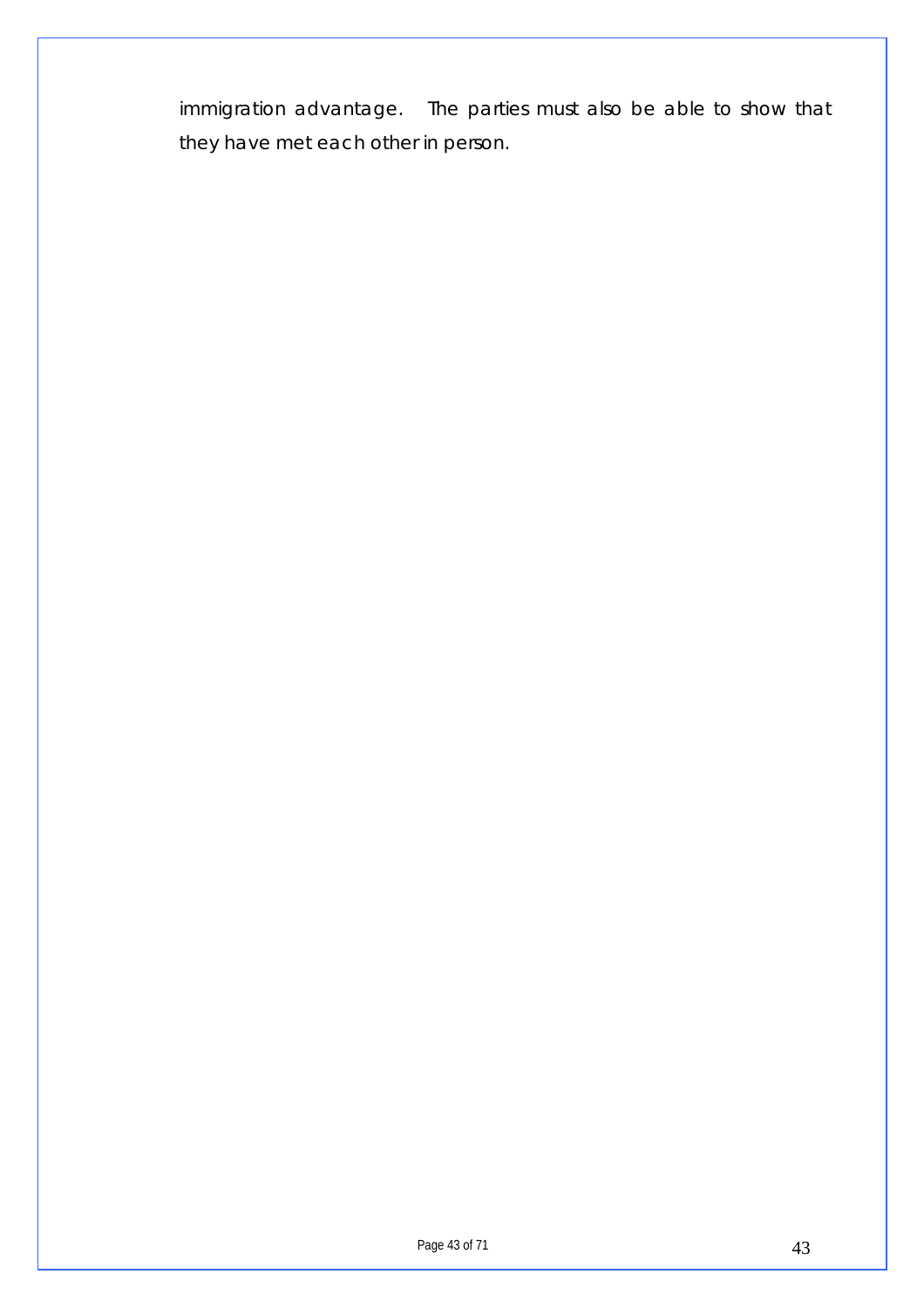immigration advantage. The parties must also be able to show that they have met each other in person.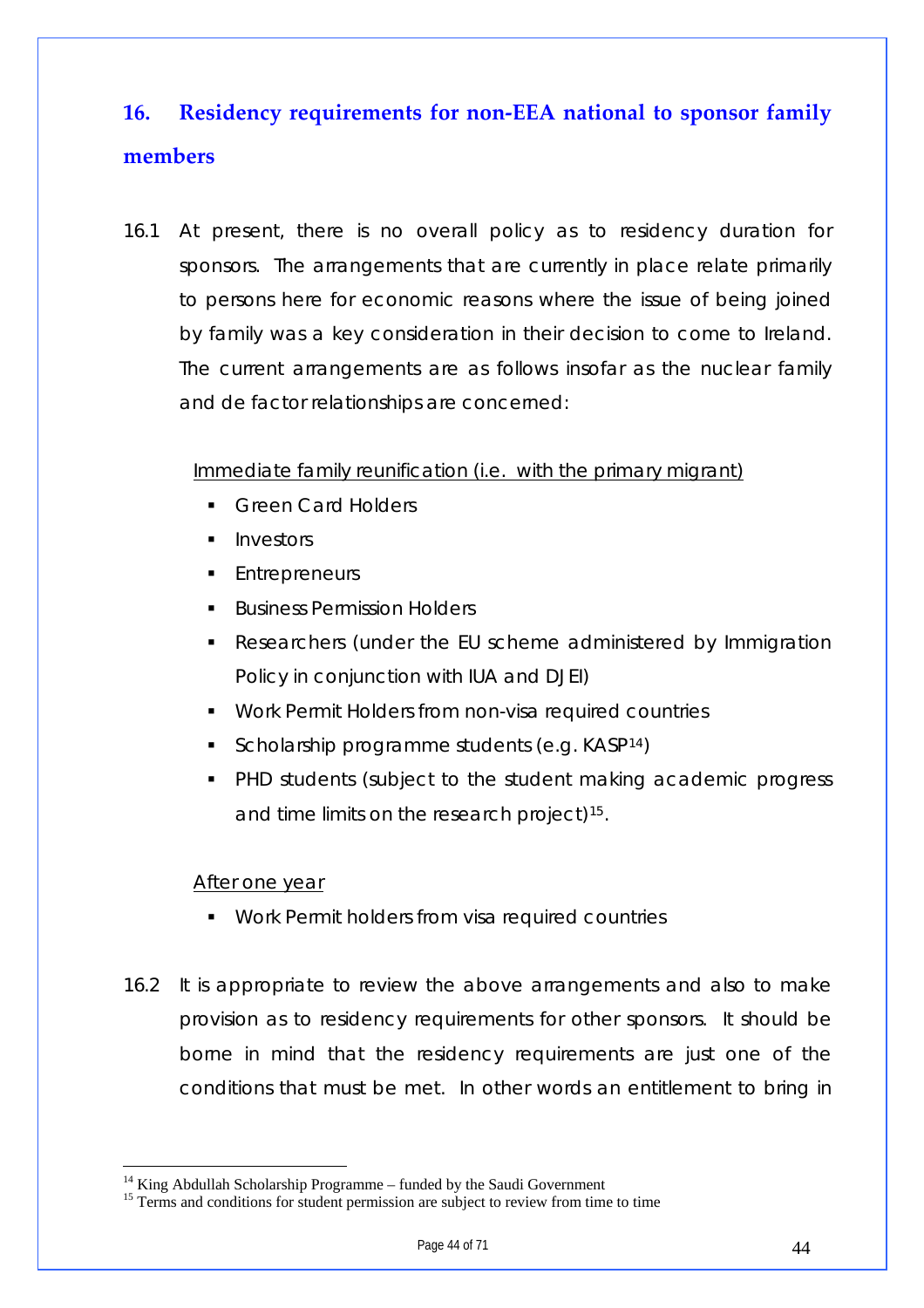## 16. Residency requirements for non-EEA national to sponsor family members

16.1 At present, there is no overall policy as to residency duration for sponsors. The arrangements that are currently in place relate primarily to persons here for economic reasons where the issue of being joined by family was a key consideration in their decision to come to Ireland. The current arrangements are as follows insofar as the nuclear family and de factor relationships are concerned:

<u>Immediate family reunification (i.e. with the primary migrant)</u>

- Green Card Holders
- Investors
- Entrepreneurs
- Business Permission Holders
- Researchers (under the EU scheme administered by Immigration Policy in conjunction with IUA and DJEI)
- Work Permit Holders from non-visa required countries
- Scholarship programme students (e.g. KASP[14])
- PHD students (subject to the student making academic progress and time limits on the research project)[15].

<u>After one year</u>

- Work Permit holders from visa required countries

16.2 It is appropriate to review the above arrangements and also to make provision as to residency requirements for other sponsors. It should be borne in mind that the residency requirements are just one of the conditions that must be met. In other words an entitlement to bring in

---

[14] King Abdullah Scholarship Programme – funded by the Saudi Government

[15] Terms and conditions for student permission are subject to review from time to time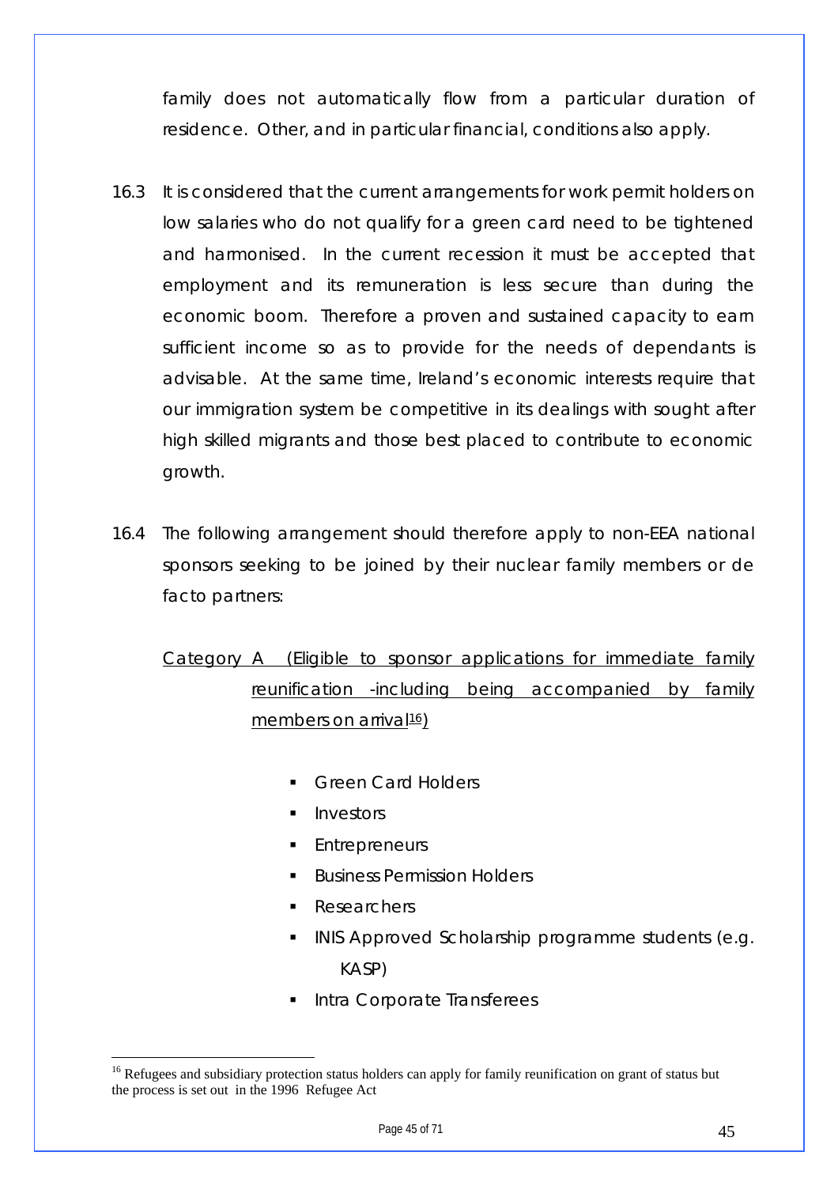family does not automatically flow from a particular duration of residence. Other, and in particular financial, conditions also apply.

16.3 It is considered that the current arrangements for work permit holders on low salaries who do not qualify for a green card need to be tightened and harmonised. In the current recession it must be accepted that employment and its remuneration is less secure than during the economic boom. Therefore a proven and sustained capacity to earn sufficient income so as to provide for the needs of dependants is advisable. At the same time, Ireland's economic interests require that our immigration system be competitive in its dealings with sought after high skilled migrants and those best placed to contribute to economic growth.

16.4 The following arrangement should therefore apply to non-EEA national sponsors seeking to be joined by their nuclear family members or de facto partners:

Category A (Eligible to sponsor applications for immediate family reunification -including being accompanied by family members on arrival[16])

- Green Card Holders
- Investors
- Entrepreneurs
- Business Permission Holders
- Researchers
- INIS Approved Scholarship programme students (e.g. KASP)
- Intra Corporate Transferees

[16] Refugees and subsidiary protection status holders can apply for family reunification on grant of status but the process is set out in the 1996 Refugee Act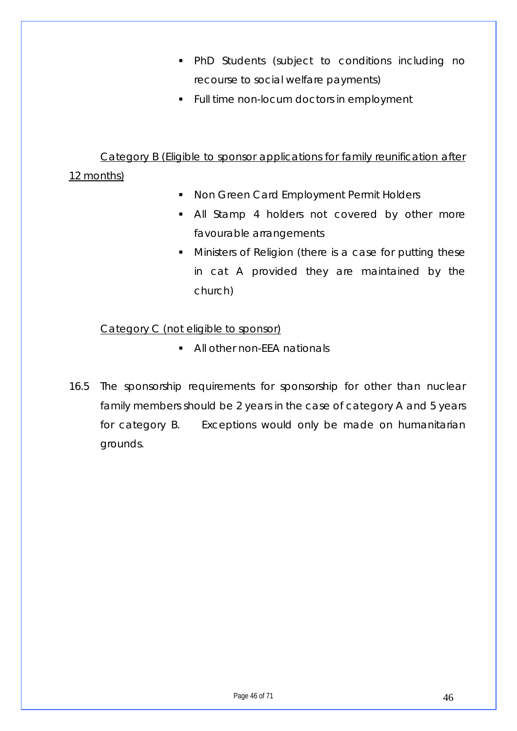- PhD Students (subject to conditions including no recourse to social welfare payments)
- Full time non-locum doctors in employment

<u>Category B (Eligible to sponsor applications for family reunification after 12 months)</u>

- Non Green Card Employment Permit Holders
- All Stamp 4 holders not covered by other more favourable arrangements
- Ministers of Religion (there is a case for putting these in cat A provided they are maintained by the church)

<u>Category C (not eligible to sponsor)</u>

- All other non-EEA nationals

16.5 The sponsorship requirements for sponsorship for other than nuclear family members should be 2 years in the case of category A and 5 years for category B. Exceptions would only be made on humanitarian grounds.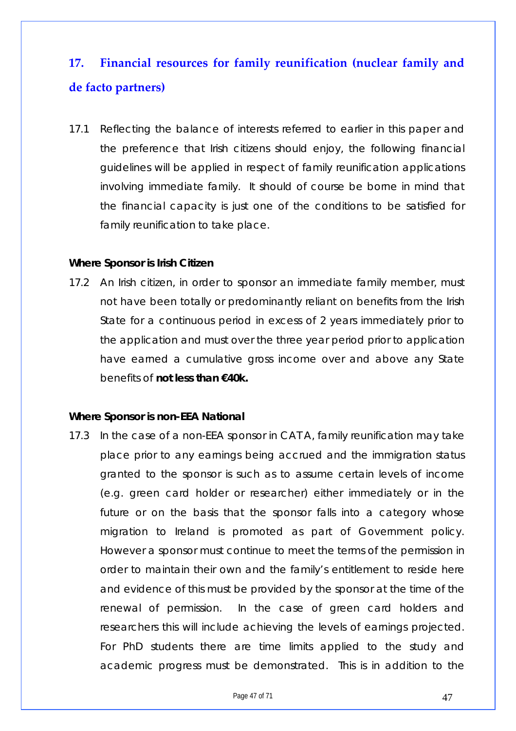## 17. Financial resources for family reunification (nuclear family and de facto partners)

17.1 Reflecting the balance of interests referred to earlier in this paper and the preference that Irish citizens should enjoy, the following financial guidelines will be applied in respect of family reunification applications involving immediate family. It should of course be borne in mind that the financial capacity is just one of the conditions to be satisfied for family reunification to take place.

**Where Sponsor is Irish Citizen**

17.2 An Irish citizen, in order to sponsor an immediate family member, must not have been totally or predominantly reliant on benefits from the Irish State for a continuous period in excess of 2 years immediately prior to the application and must over the three year period prior to application have earned a cumulative gross income over and above any State benefits of **not less than €40k.**

**Where Sponsor is non-EEA National**

17.3 In the case of a non-EEA sponsor in CATA, family reunification may take place prior to any earnings being accrued and the immigration status granted to the sponsor is such as to assume certain levels of income (e.g. green card holder or researcher) either immediately or in the future or on the basis that the sponsor falls into a category whose migration to Ireland is promoted as part of Government policy. However a sponsor must continue to meet the terms of the permission in order to maintain their own and the family's entitlement to reside here and evidence of this must be provided by the sponsor at the time of the renewal of permission. In the case of green card holders and researchers this will include achieving the levels of earnings projected. For PhD students there are time limits applied to the study and academic progress must be demonstrated. This is in addition to the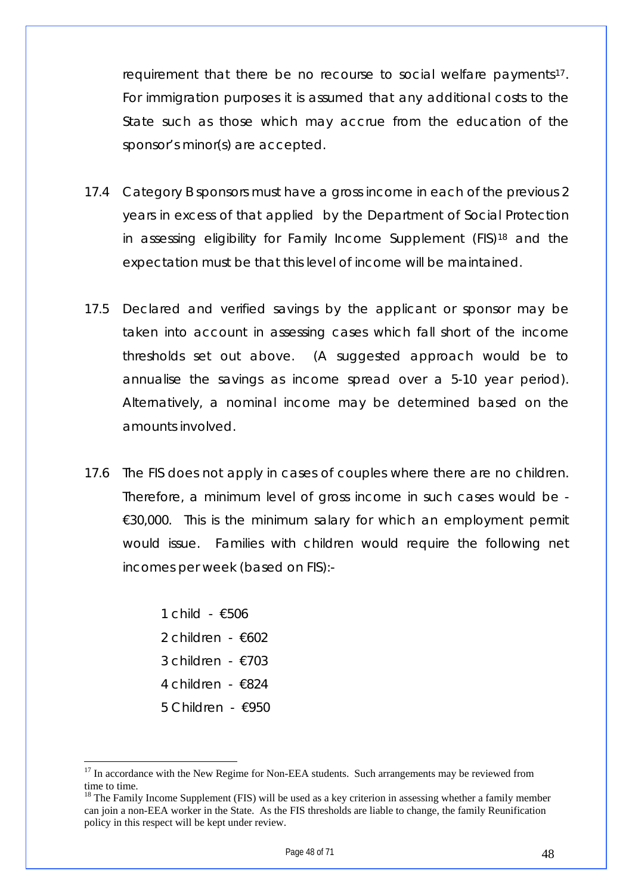requirement that there be no recourse to social welfare payments[17]. For immigration purposes it is assumed that any additional costs to the State such as those which may accrue from the education of the sponsor's minor(s) are accepted.

17.4 Category B sponsors must have a gross income in each of the previous 2 years in excess of that applied by the Department of Social Protection in assessing eligibility for Family Income Supplement (FIS)[18] and the expectation must be that this level of income will be maintained.

17.5 Declared and verified savings by the applicant or sponsor may be taken into account in assessing cases which fall short of the income thresholds set out above. (A suggested approach would be to annualise the savings as income spread over a 5-10 year period). Alternatively, a nominal income may be determined based on the amounts involved.

17.6 The FIS does not apply in cases of couples where there are no children. Therefore, a minimum level of gross income in such cases would be - €30,000. This is the minimum salary for which an employment permit would issue. Families with children would require the following net incomes per week (based on FIS):-

1 child - €506
2 children - €602
3 children - €703
4 children - €824
5 Children - €950

---

[17] In accordance with the New Regime for Non-EEA students. Such arrangements may be reviewed from time to time.

[18] The Family Income Supplement (FIS) will be used as a key criterion in assessing whether a family member can join a non-EEA worker in the State. As the FIS thresholds are liable to change, the family Reunification policy in this respect will be kept under review.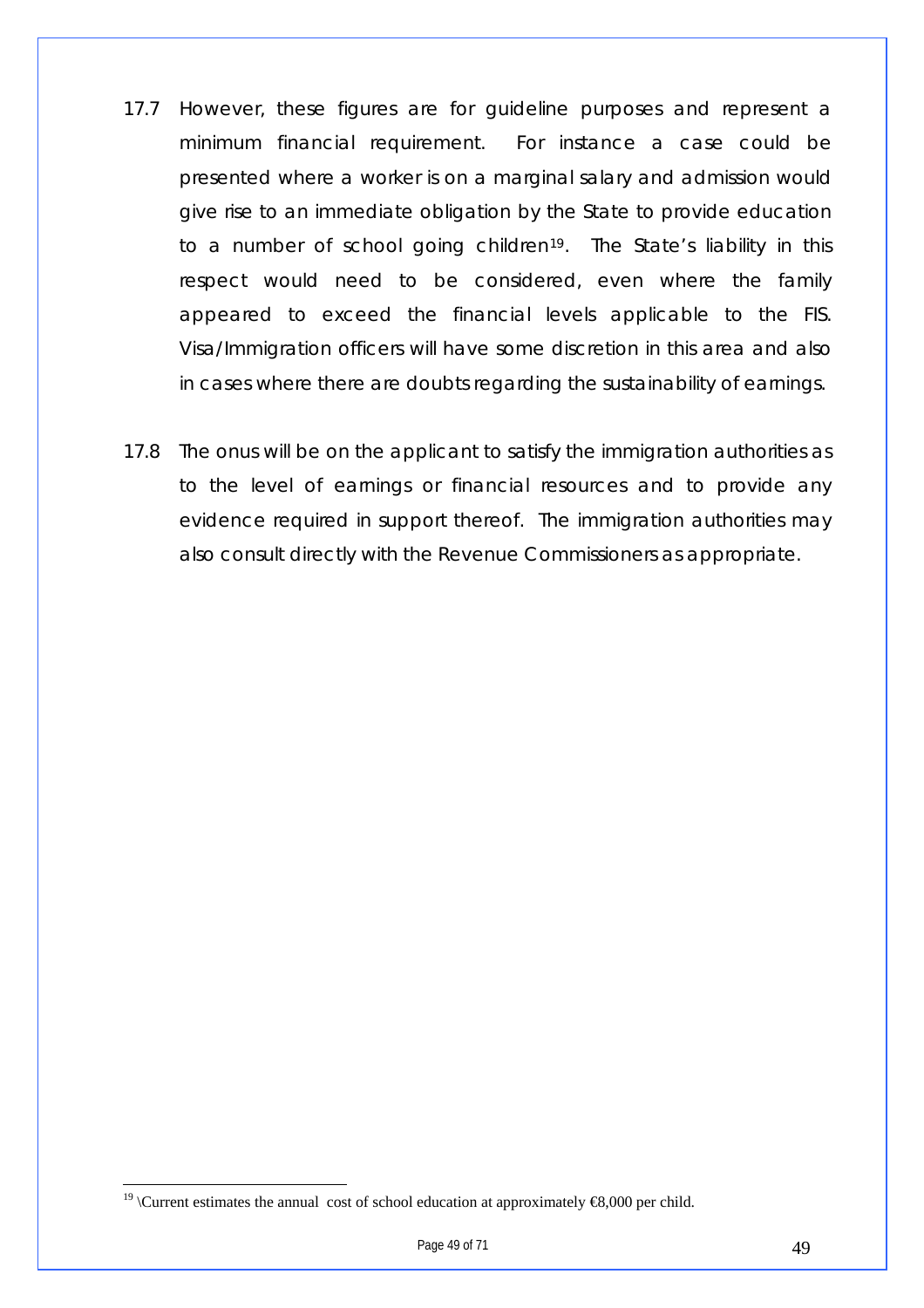17.7 However, these figures are for guideline purposes and represent a minimum financial requirement. For instance a case could be presented where a worker is on a marginal salary and admission would give rise to an immediate obligation by the State to provide education to a number of school going children[19]. The State's liability in this respect would need to be considered, even where the family appeared to exceed the financial levels applicable to the FIS. Visa/Immigration officers will have some discretion in this area and also in cases where there are doubts regarding the sustainability of earnings.

17.8 The onus will be on the applicant to satisfy the immigration authorities as to the level of earnings or financial resources and to provide any evidence required in support thereof. The immigration authorities may also consult directly with the Revenue Commissioners as appropriate.

---

[19] \Current estimates the annual cost of school education at approximately €8,000 per child.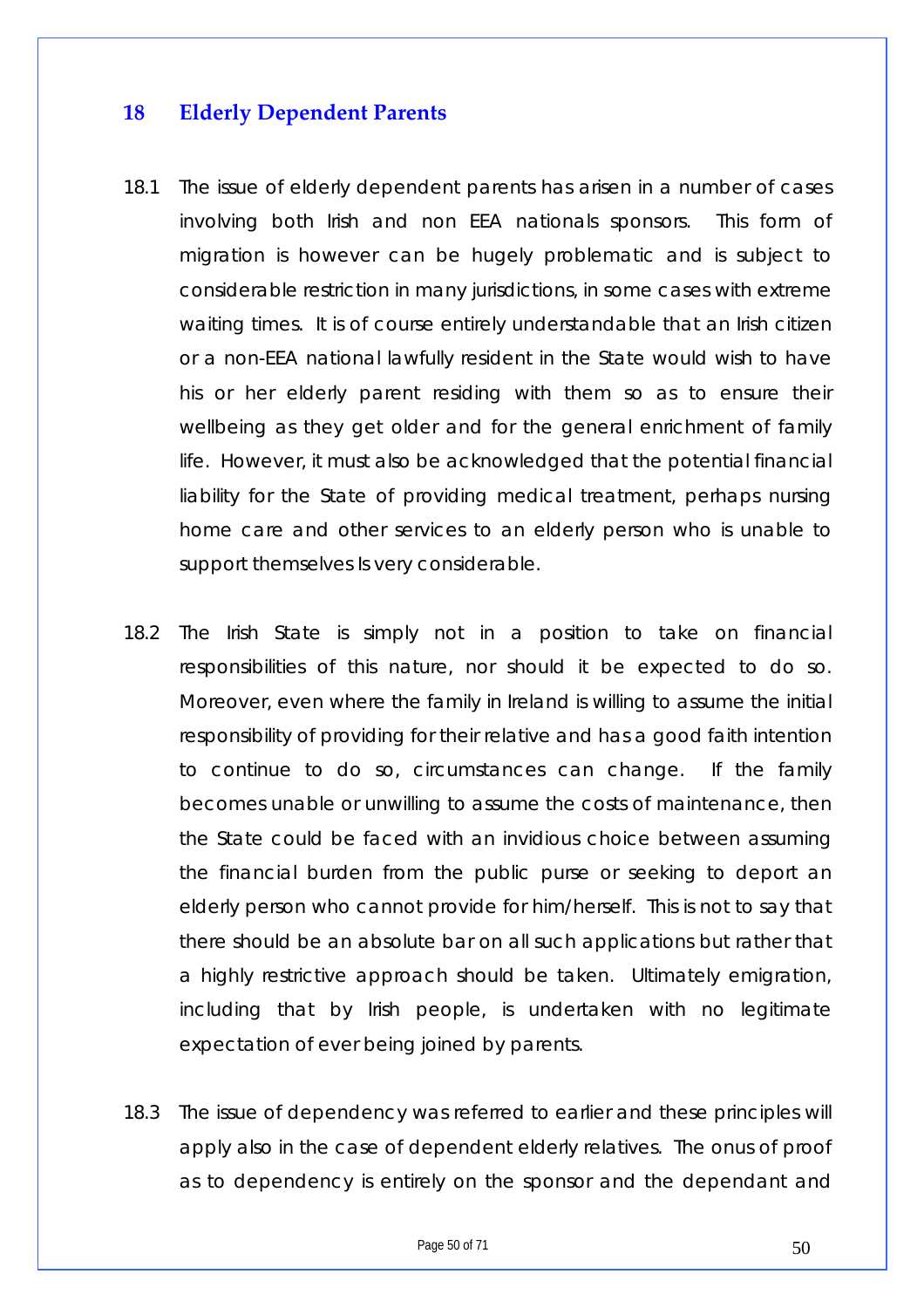## 18 Elderly Dependent Parents

18.1 The issue of elderly dependent parents has arisen in a number of cases involving both Irish and non EEA nationals sponsors. This form of migration is however can be hugely problematic and is subject to considerable restriction in many jurisdictions, in some cases with extreme waiting times. It is of course entirely understandable that an Irish citizen or a non-EEA national lawfully resident in the State would wish to have his or her elderly parent residing with them so as to ensure their wellbeing as they get older and for the general enrichment of family life. However, it must also be acknowledged that the potential financial liability for the State of providing medical treatment, perhaps nursing home care and other services to an elderly person who is unable to support themselves Is very considerable.

18.2 The Irish State is simply not in a position to take on financial responsibilities of this nature, nor should it be expected to do so. Moreover, even where the family in Ireland is willing to assume the initial responsibility of providing for their relative and has a good faith intention to continue to do so, circumstances can change. If the family becomes unable or unwilling to assume the costs of maintenance, then the State could be faced with an invidious choice between assuming the financial burden from the public purse or seeking to deport an elderly person who cannot provide for him/herself. This is not to say that there should be an absolute bar on all such applications but rather that a highly restrictive approach should be taken. Ultimately emigration, including that by Irish people, is undertaken with no legitimate expectation of ever being joined by parents.

18.3 The issue of dependency was referred to earlier and these principles will apply also in the case of dependent elderly relatives. The onus of proof as to dependency is entirely on the sponsor and the dependant and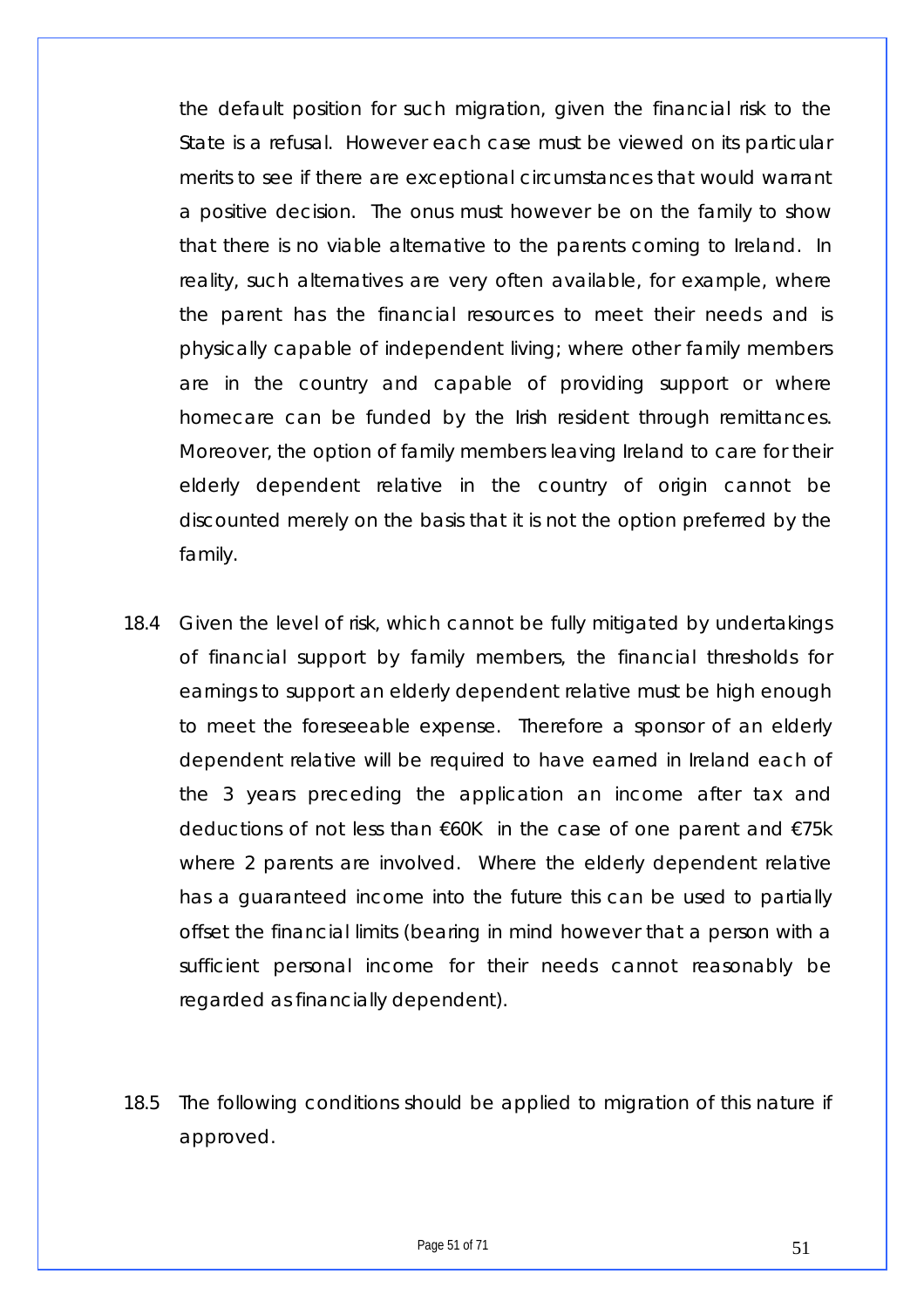the default position for such migration, given the financial risk to the State is a refusal. However each case must be viewed on its particular merits to see if there are exceptional circumstances that would warrant a positive decision. The onus must however be on the family to show that there is no viable alternative to the parents coming to Ireland. In reality, such alternatives are very often available, for example, where the parent has the financial resources to meet their needs and is physically capable of independent living; where other family members are in the country and capable of providing support or where homecare can be funded by the Irish resident through remittances. Moreover, the option of family members leaving Ireland to care for their elderly dependent relative in the country of origin cannot be discounted merely on the basis that it is not the option preferred by the family.

18.4 Given the level of risk, which cannot be fully mitigated by undertakings of financial support by family members, the financial thresholds for earnings to support an elderly dependent relative must be high enough to meet the foreseeable expense. Therefore a sponsor of an elderly dependent relative will be required to have earned in Ireland each of the 3 years preceding the application an income after tax and deductions of not less than €60K in the case of one parent and €75k where 2 parents are involved. Where the elderly dependent relative has a guaranteed income into the future this can be used to partially offset the financial limits (bearing in mind however that a person with a sufficient personal income for their needs cannot reasonably be regarded as financially dependent).

18.5 The following conditions should be applied to migration of this nature if approved.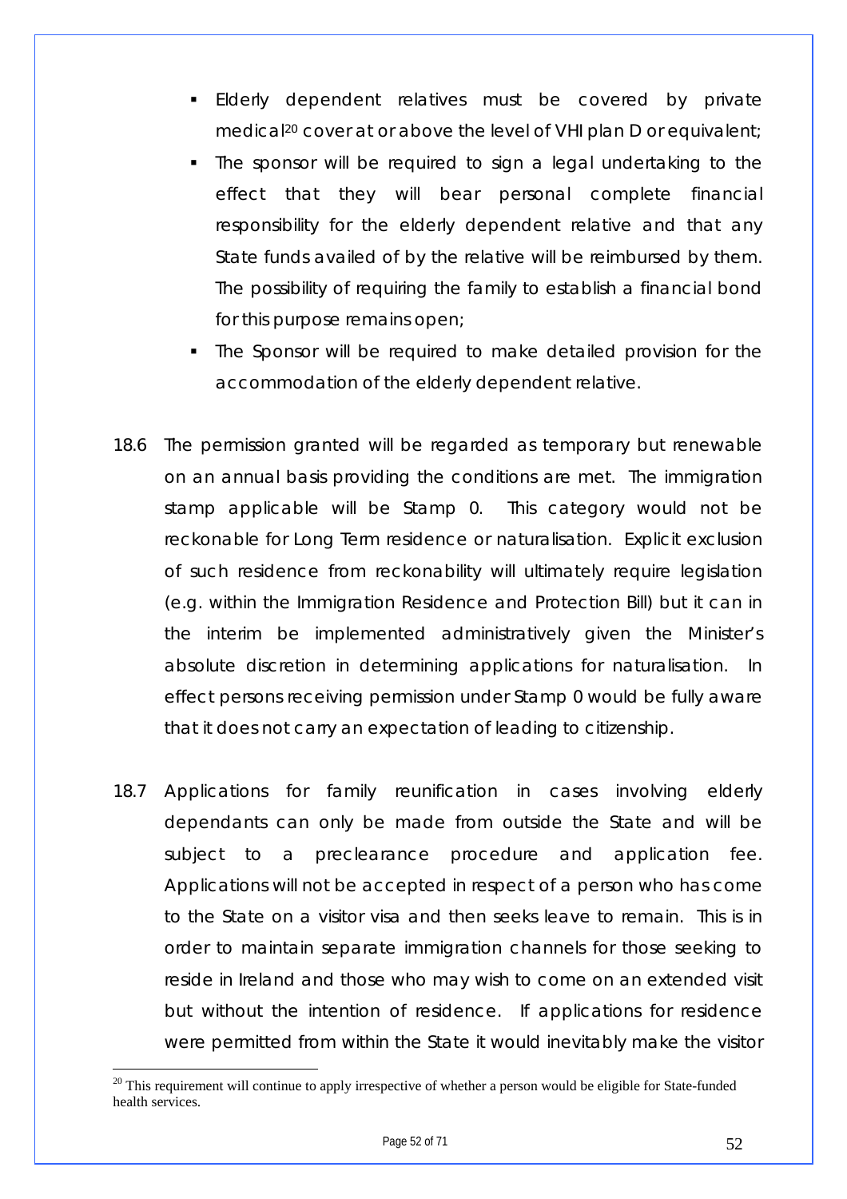- Elderly dependent relatives must be covered by private medical[20] cover at or above the level of VHI plan D or equivalent;
- The sponsor will be required to sign a legal undertaking to the effect that they will bear personal complete financial responsibility for the elderly dependent relative and that any State funds availed of by the relative will be reimbursed by them. The possibility of requiring the family to establish a financial bond for this purpose remains open;
- The Sponsor will be required to make detailed provision for the accommodation of the elderly dependent relative.

18.6 The permission granted will be regarded as temporary but renewable on an annual basis providing the conditions are met. The immigration stamp applicable will be Stamp 0. This category would not be reckonable for Long Term residence or naturalisation. Explicit exclusion of such residence from reckonability will ultimately require legislation (e.g. within the Immigration Residence and Protection Bill) but it can in the interim be implemented administratively given the Minister's absolute discretion in determining applications for naturalisation. In effect persons receiving permission under Stamp 0 would be fully aware that it does not carry an expectation of leading to citizenship.

18.7 Applications for family reunification in cases involving elderly dependants can only be made from outside the State and will be subject to a preclearance procedure and application fee. Applications will not be accepted in respect of a person who has come to the State on a visitor visa and then seeks leave to remain. This is in order to maintain separate immigration channels for those seeking to reside in Ireland and those who may wish to come on an extended visit but without the intention of residence. If applications for residence were permitted from within the State it would inevitably make the visitor

[20] This requirement will continue to apply irrespective of whether a person would be eligible for State-funded health services.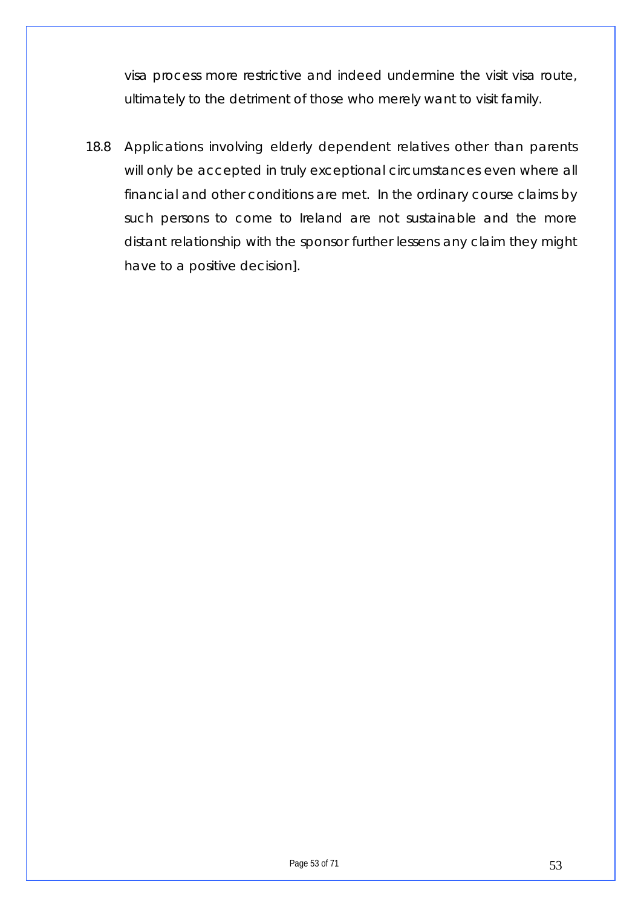visa process more restrictive and indeed undermine the visit visa route, ultimately to the detriment of those who merely want to visit family.

18.8 Applications involving elderly dependent relatives other than parents will only be accepted in truly exceptional circumstances even where all financial and other conditions are met. In the ordinary course claims by such persons to come to Ireland are not sustainable and the more distant relationship with the sponsor further lessens any claim they might have to a positive decision].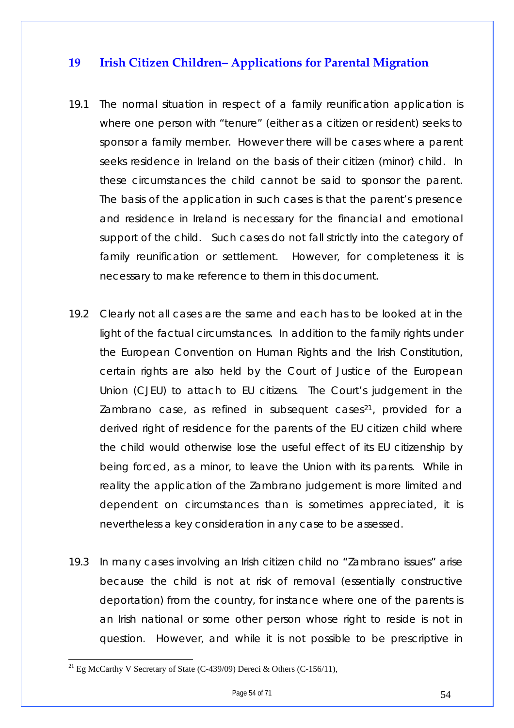## 19 Irish Citizen Children– Applications for Parental Migration

19.1 The normal situation in respect of a family reunification application is where one person with "tenure" (either as a citizen or resident) seeks to sponsor a family member. However there will be cases where a parent seeks residence in Ireland on the basis of their citizen (minor) child. In these circumstances the child cannot be said to sponsor the parent. The basis of the application in such cases is that the parent's presence and residence in Ireland is necessary for the financial and emotional support of the child. Such cases do not fall strictly into the category of family reunification or settlement. However, for completeness it is necessary to make reference to them in this document.

19.2 Clearly not all cases are the same and each has to be looked at in the light of the factual circumstances. In addition to the family rights under the European Convention on Human Rights and the Irish Constitution, certain rights are also held by the Court of Justice of the European Union (CJEU) to attach to EU citizens. The Court's judgement in the Zambrano case, as refined in subsequent cases[21], provided for a derived right of residence for the parents of the EU citizen child where the child would otherwise lose the useful effect of its EU citizenship by being forced, as a minor, to leave the Union with its parents. While in reality the application of the Zambrano judgement is more limited and dependent on circumstances than is sometimes appreciated, it is nevertheless a key consideration in any case to be assessed.

19.3 In many cases involving an Irish citizen child no "Zambrano issues" arise because the child is not at risk of removal (essentially constructive deportation) from the country, for instance where one of the parents is an Irish national or some other person whose right to reside is not in question. However, and while it is not possible to be prescriptive in

[21] Eg McCarthy V Secretary of State (C-439/09) Dereci & Others (C-156/11),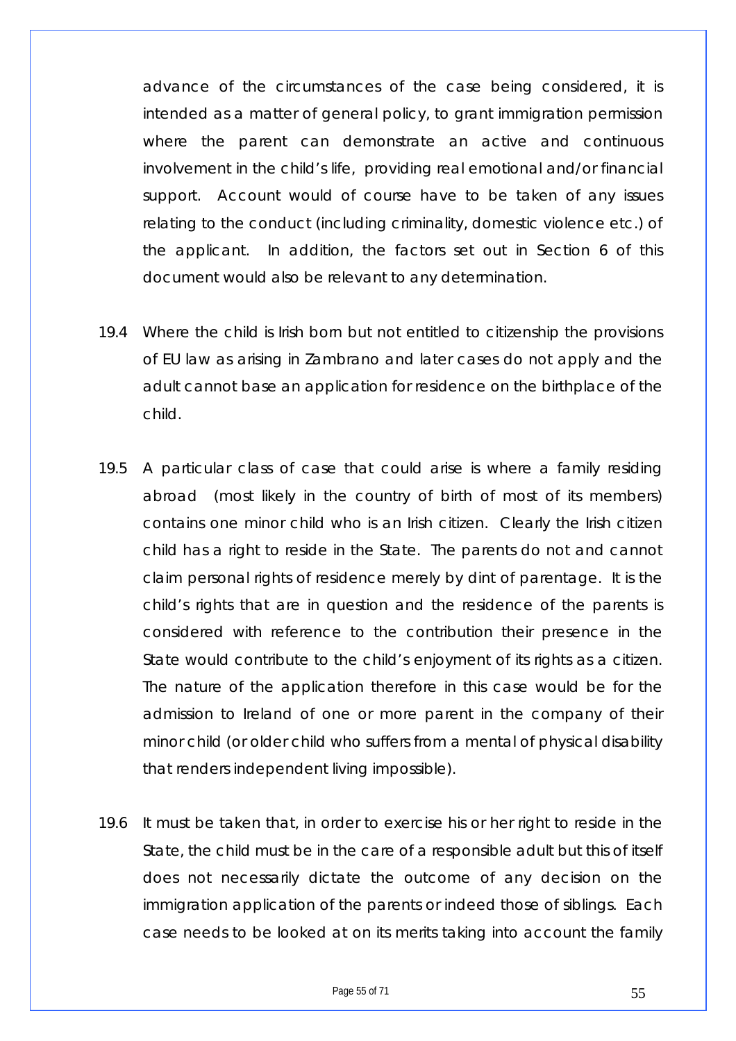advance of the circumstances of the case being considered, it is intended as a matter of general policy, to grant immigration permission where the parent can demonstrate an active and continuous involvement in the child's life, providing real emotional and/or financial support. Account would of course have to be taken of any issues relating to the conduct (including criminality, domestic violence etc.) of the applicant. In addition, the factors set out in Section 6 of this document would also be relevant to any determination.

19.4 Where the child is Irish born but not entitled to citizenship the provisions of EU law as arising in *Zambrano* and later cases do not apply and the adult cannot base an application for residence on the birthplace of the child.

19.5 A particular class of case that could arise is where a family residing abroad (most likely in the country of birth of most of its members) contains one minor child who is an Irish citizen. Clearly the Irish citizen child has a right to reside in the State. The parents do not and cannot claim personal rights of residence merely by dint of parentage. It is the child's rights that are in question and the residence of the parents is considered with reference to the contribution their presence in the State would contribute to the child's enjoyment of its rights as a citizen. The nature of the application therefore in this case would be for the admission to Ireland of one or more parent in the company of their minor child (or older child who suffers from a mental of physical disability that renders independent living impossible).

19.6 It must be taken that, in order to exercise his or her right to reside in the State, the child must be in the care of a responsible adult but this of itself does not necessarily dictate the outcome of any decision on the immigration application of the parents or indeed those of siblings. Each case needs to be looked at on its merits taking into account the family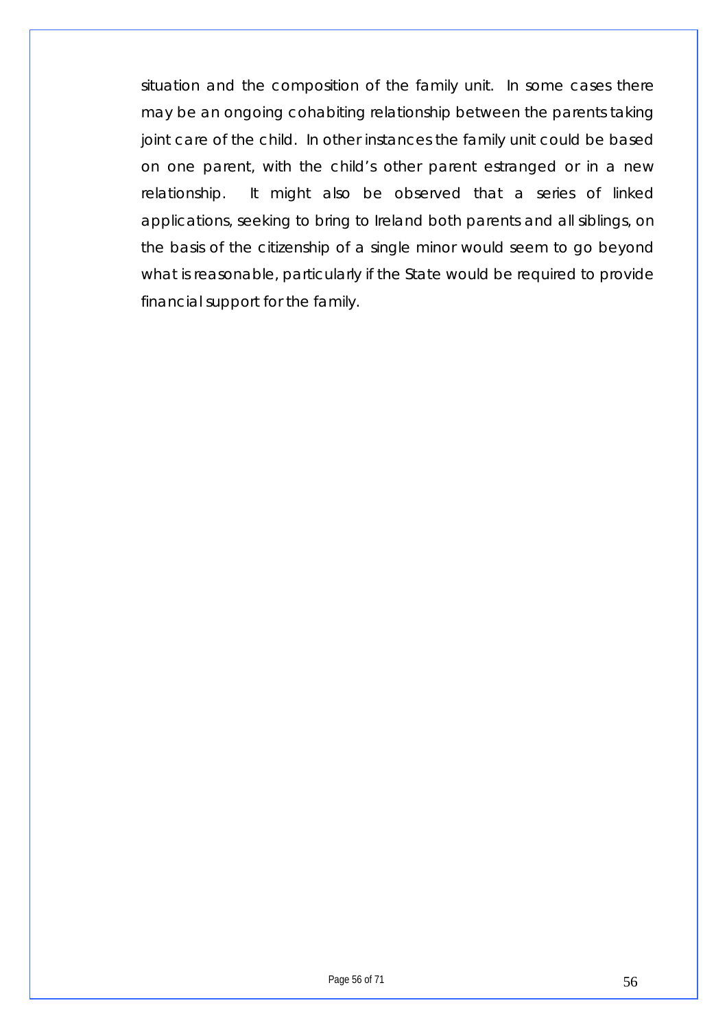situation and the composition of the family unit. In some cases there may be an ongoing cohabiting relationship between the parents taking joint care of the child. In other instances the family unit could be based on one parent, with the child's other parent estranged or in a new relationship. It might also be observed that a series of linked applications, seeking to bring to Ireland both parents and all siblings, on the basis of the citizenship of a single minor would seem to go beyond what is reasonable, particularly if the State would be required to provide financial support for the family.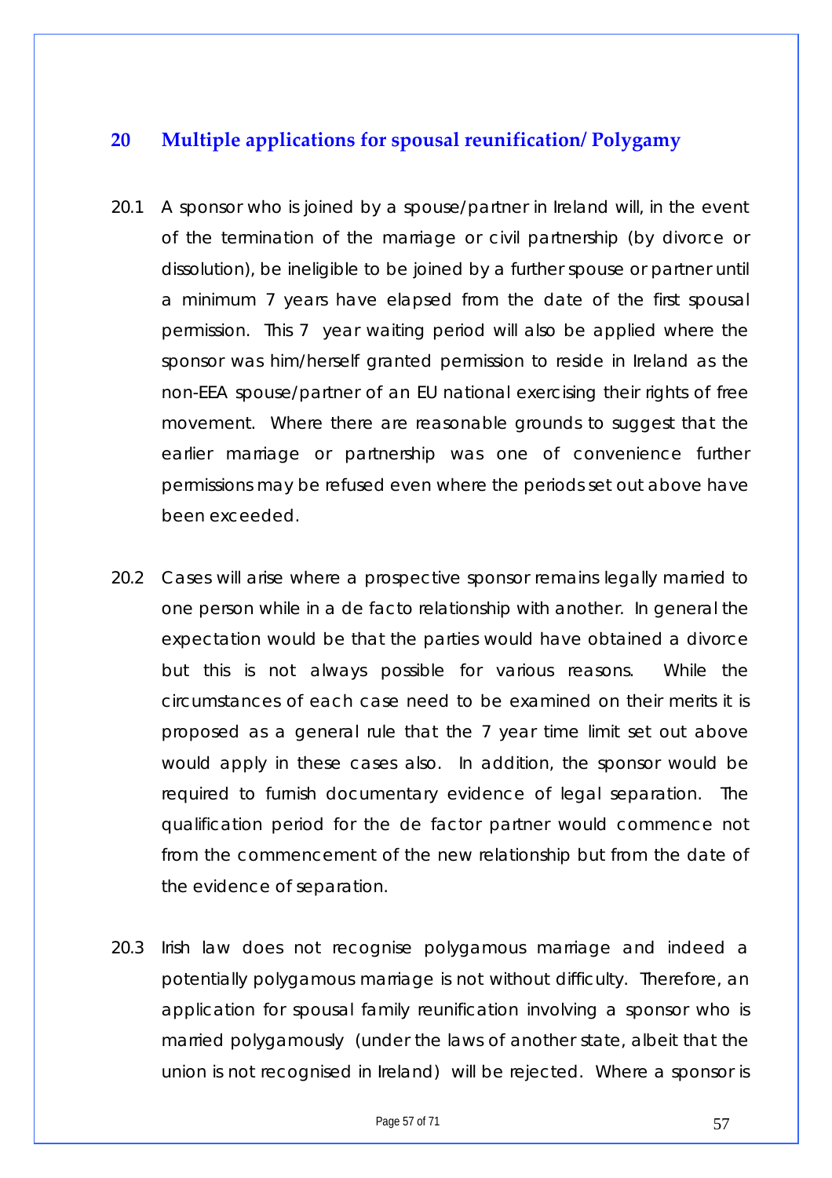## 20 Multiple applications for spousal reunification/ Polygamy

20.1 A sponsor who is joined by a spouse/partner in Ireland will, in the event of the termination of the marriage or civil partnership (by divorce or dissolution), be ineligible to be joined by a further spouse or partner until a minimum 7 years have elapsed from the date of the first spousal permission. This 7 year waiting period will also be applied where the sponsor was him/herself granted permission to reside in Ireland as the non-EEA spouse/partner of an EU national exercising their rights of free movement. Where there are reasonable grounds to suggest that the earlier marriage or partnership was one of convenience further permissions may be refused even where the periods set out above have been exceeded.

20.2 Cases will arise where a prospective sponsor remains legally married to one person while in a de facto relationship with another. In general the expectation would be that the parties would have obtained a divorce but this is not always possible for various reasons. While the circumstances of each case need to be examined on their merits it is proposed as a general rule that the 7 year time limit set out above would apply in these cases also. In addition, the sponsor would be required to furnish documentary evidence of legal separation. The qualification period for the de factor partner would commence not from the commencement of the new relationship but from the date of the evidence of separation.

20.3 Irish law does not recognise polygamous marriage and indeed a potentially polygamous marriage is not without difficulty. Therefore, an application for spousal family reunification involving a sponsor who is married polygamously (under the laws of another state, albeit that the union is not recognised in Ireland) will be rejected. Where a sponsor is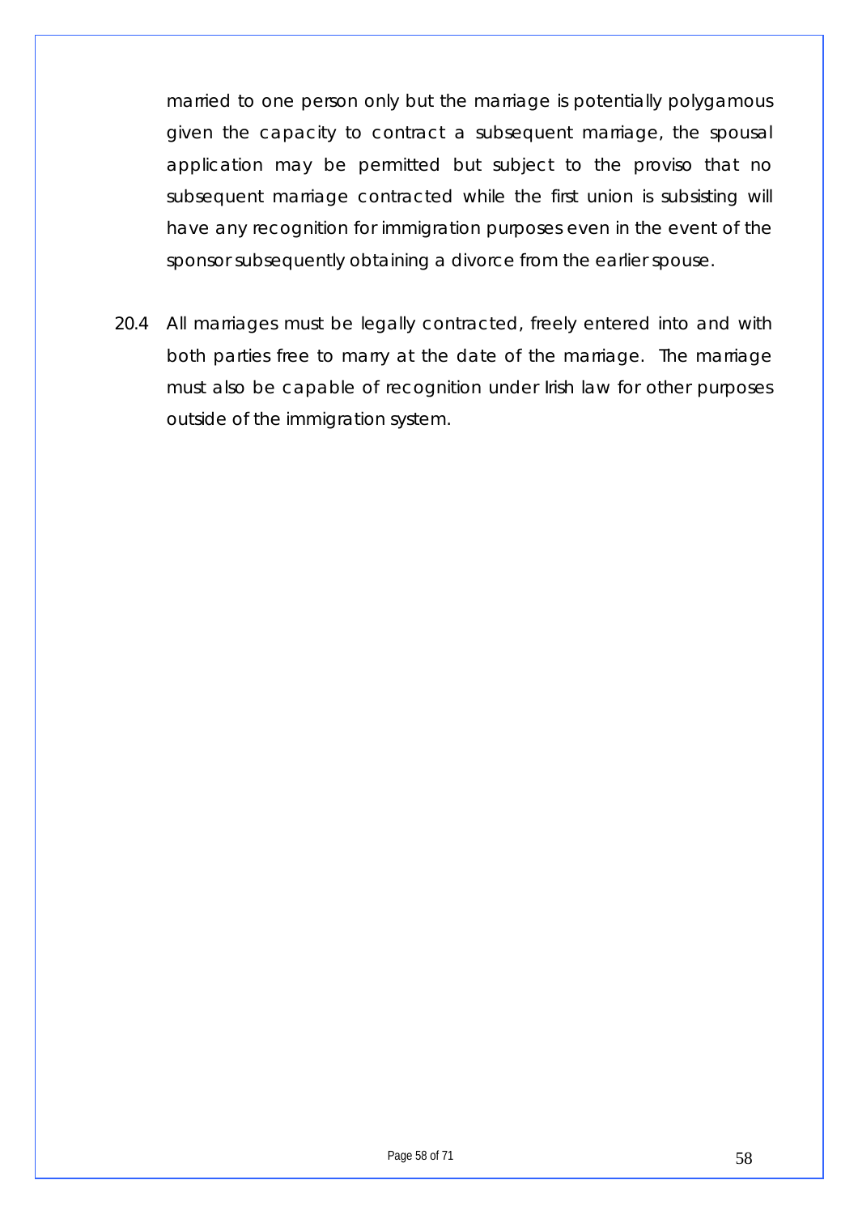married to one person only but the marriage is potentially polygamous given the capacity to contract a subsequent marriage, the spousal application may be permitted but subject to the proviso that no subsequent marriage contracted while the first union is subsisting will have any recognition for immigration purposes even in the event of the sponsor subsequently obtaining a divorce from the earlier spouse.

20.4 All marriages must be legally contracted, freely entered into and with both parties free to marry at the date of the marriage. The marriage must also be capable of recognition under Irish law for other purposes outside of the immigration system.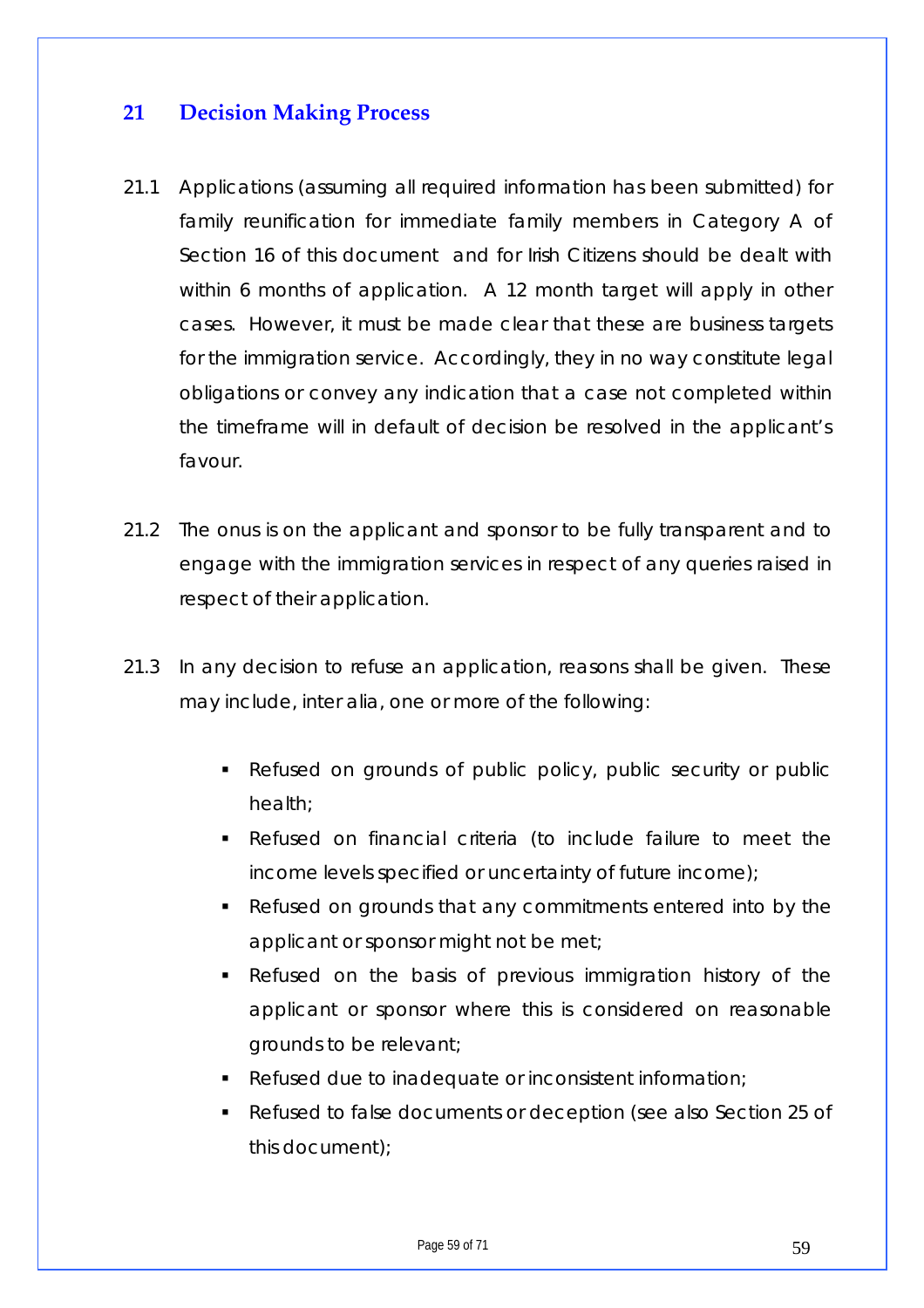## 21 Decision Making Process

21.1 Applications (assuming all required information has been submitted) for family reunification for immediate family members in Category A of Section 16 of this document and for Irish Citizens should be dealt with within 6 months of application. A 12 month target will apply in other cases. However, it must be made clear that these are business targets for the immigration service. Accordingly, they in no way constitute legal obligations or convey any indication that a case not completed within the timeframe will in default of decision be resolved in the applicant's favour.

21.2 The onus is on the applicant and sponsor to be fully transparent and to engage with the immigration services in respect of any queries raised in respect of their application.

21.3 In any decision to refuse an application, reasons shall be given. These may include, inter alia, one or more of the following:

- Refused on grounds of public policy, public security or public health;
- Refused on financial criteria (to include failure to meet the income levels specified or uncertainty of future income);
- Refused on grounds that any commitments entered into by the applicant or sponsor might not be met;
- Refused on the basis of previous immigration history of the applicant or sponsor where this is considered on reasonable grounds to be relevant;
- Refused due to inadequate or inconsistent information;
- Refused to false documents or deception (see also Section 25 of this document);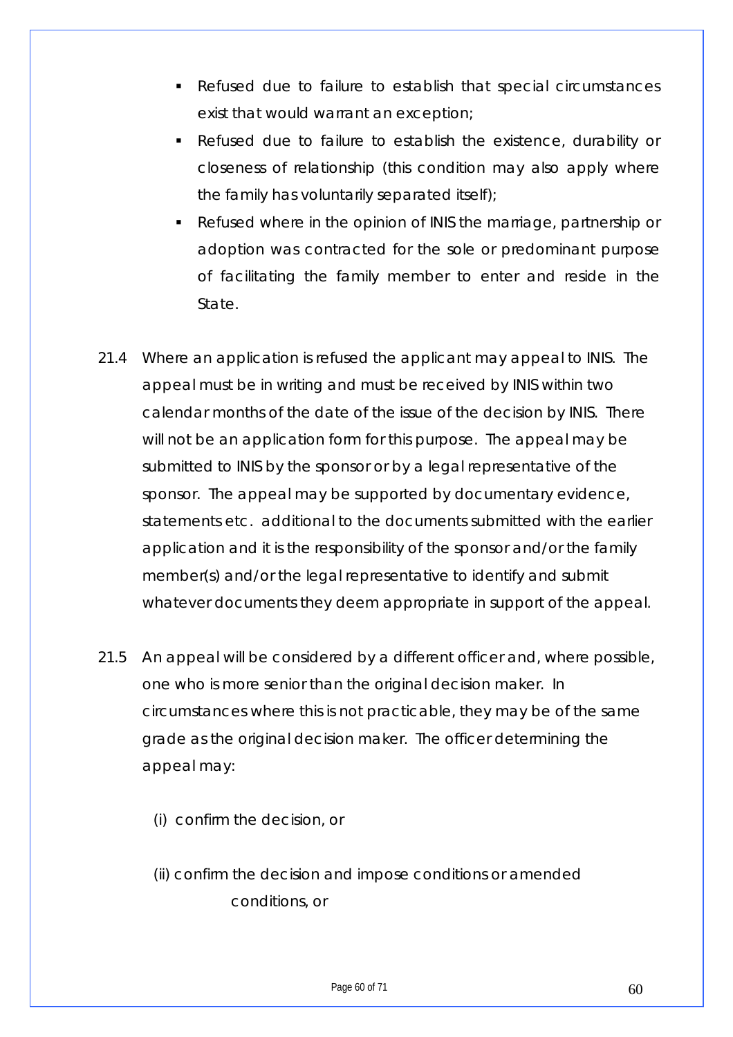- Refused due to failure to establish that special circumstances exist that would warrant an exception;
- Refused due to failure to establish the existence, durability or closeness of relationship (this condition may also apply where the family has voluntarily separated itself);
- Refused where in the opinion of INIS the marriage, partnership or adoption was contracted for the sole or predominant purpose of facilitating the family member to enter and reside in the State.

21.4 Where an application is refused the applicant may appeal to INIS. The appeal must be in writing and must be received by INIS within two calendar months of the date of the issue of the decision by INIS. There will not be an application form for this purpose. The appeal may be submitted to INIS by the sponsor or by a legal representative of the sponsor. The appeal may be supported by documentary evidence, statements etc. additional to the documents submitted with the earlier application and it is the responsibility of the sponsor and/or the family member(s) and/or the legal representative to identify and submit whatever documents they deem appropriate in support of the appeal.

21.5 An appeal will be considered by a different officer and, where possible, one who is more senior than the original decision maker. In circumstances where this is not practicable, they may be of the same grade as the original decision maker. The officer determining the appeal may:

(i) confirm the decision, or

(ii) confirm the decision and impose conditions or amended conditions, or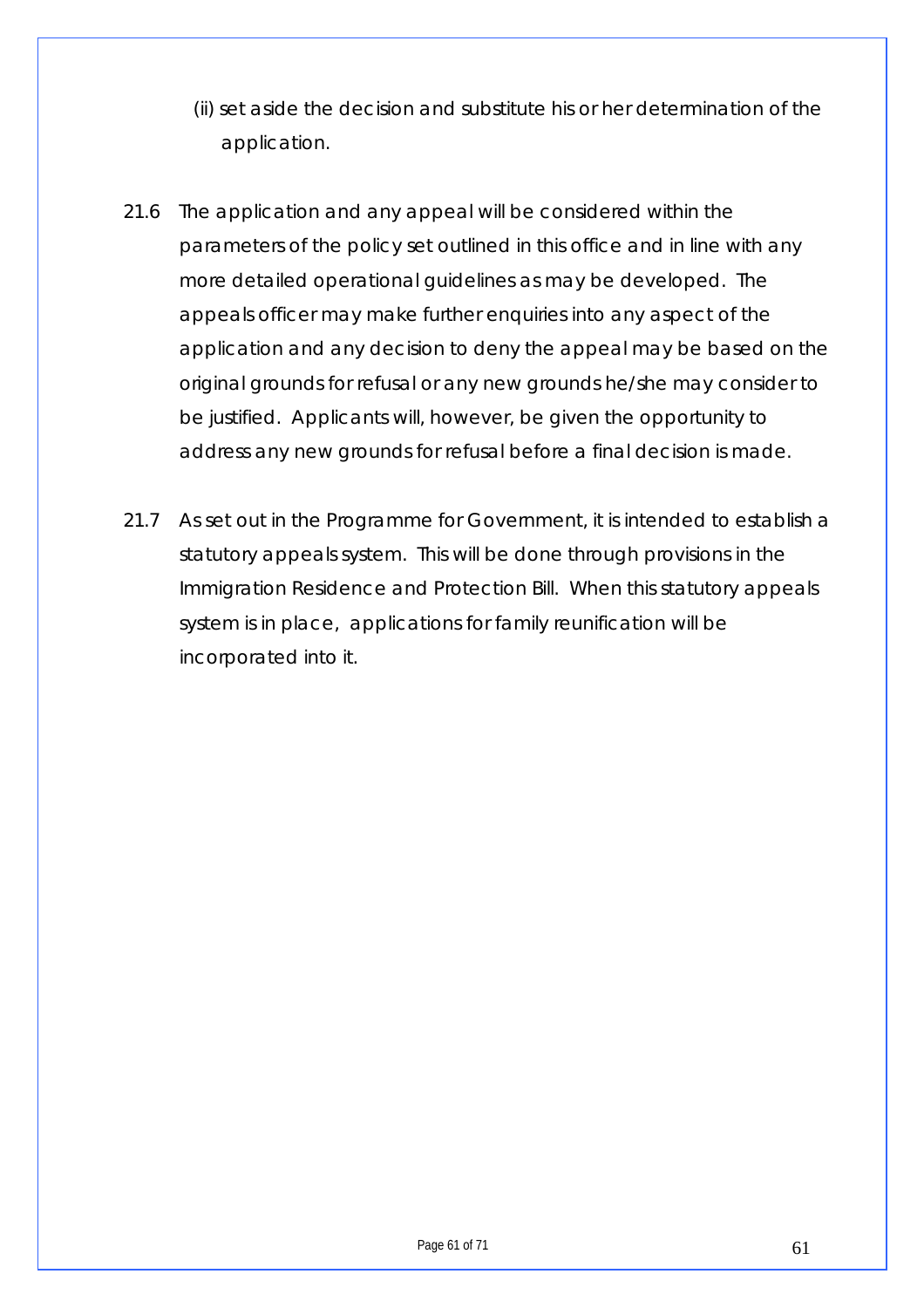(ii) set aside the decision and substitute his or her determination of the application.

21.6 The application and any appeal will be considered within the parameters of the policy set outlined in this office and in line with any more detailed operational guidelines as may be developed. The appeals officer may make further enquiries into any aspect of the application and any decision to deny the appeal may be based on the original grounds for refusal or any new grounds he/she may consider to be justified. Applicants will, however, be given the opportunity to address any new grounds for refusal before a final decision is made.

21.7 As set out in the Programme for Government, it is intended to establish a statutory appeals system. This will be done through provisions in the Immigration Residence and Protection Bill. When this statutory appeals system is in place, applications for family reunification will be incorporated into it.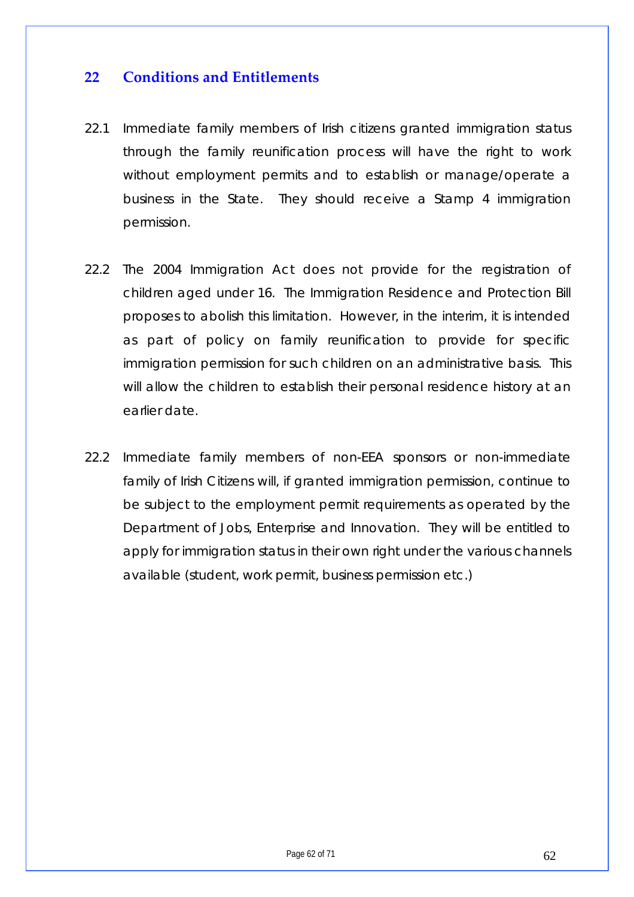## 22 Conditions and Entitlements

22.1 Immediate family members of Irish citizens granted immigration status through the family reunification process will have the right to work without employment permits and to establish or manage/operate a business in the State. They should receive a Stamp 4 immigration permission.

22.2 The 2004 Immigration Act does not provide for the registration of children aged under 16. The Immigration Residence and Protection Bill proposes to abolish this limitation. However, in the interim, it is intended as part of policy on family reunification to provide for specific immigration permission for such children on an administrative basis. This will allow the children to establish their personal residence history at an earlier date.

22.2 Immediate family members of non-EEA sponsors or non-immediate family of Irish Citizens will, if granted immigration permission, continue to be subject to the employment permit requirements as operated by the Department of Jobs, Enterprise and Innovation. They will be entitled to apply for immigration status in their own right under the various channels available (student, work permit, business permission etc.)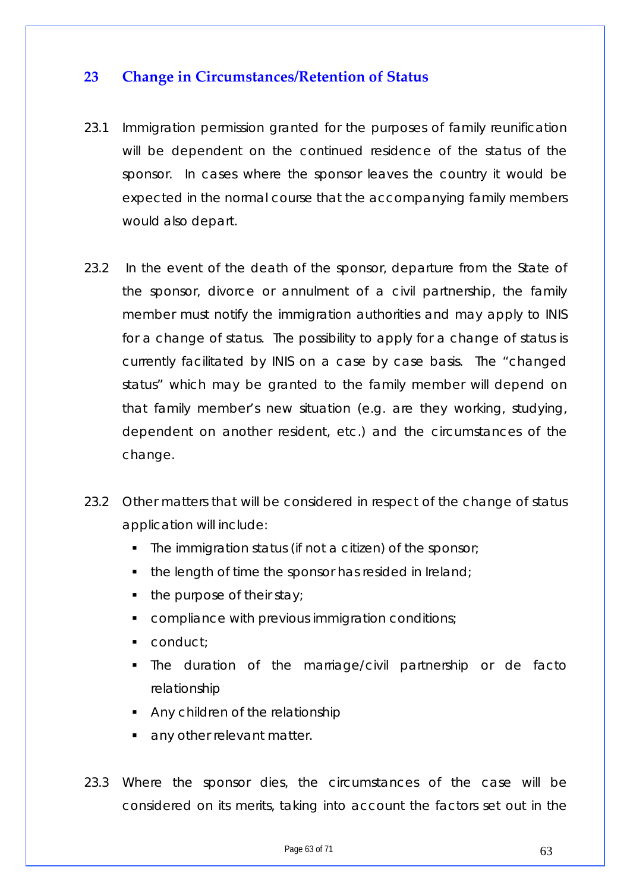## 23 Change in Circumstances/Retention of Status

23.1 Immigration permission granted for the purposes of family reunification will be dependent on the continued residence of the status of the sponsor. In cases where the sponsor leaves the country it would be expected in the normal course that the accompanying family members would also depart.

23.2 In the event of the death of the sponsor, departure from the State of the sponsor, divorce or annulment of a civil partnership, the family member must notify the immigration authorities and may apply to INIS for a change of status. The possibility to apply for a change of status is currently facilitated by INIS on a case by case basis. The "changed status" which may be granted to the family member will depend on that family member's new situation (e.g. are they working, studying, dependent on another resident, etc.) and the circumstances of the change.

23.2 Other matters that will be considered in respect of the change of status application will include:

- The immigration status (if not a citizen) of the sponsor;
- the length of time the sponsor has resided in Ireland;
- the purpose of their stay;
- compliance with previous immigration conditions;
- conduct;
- The duration of the marriage/civil partnership or de facto relationship
- Any children of the relationship
- any other relevant matter.

23.3 Where the sponsor dies, the circumstances of the case will be considered on its merits, taking into account the factors set out in the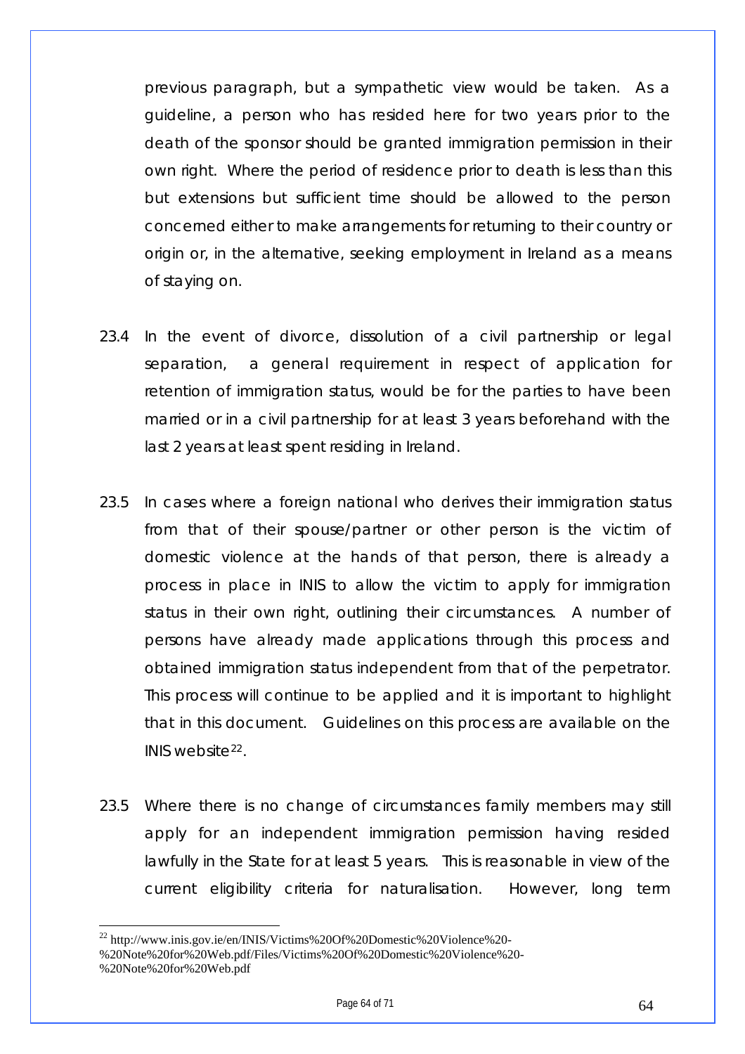previous paragraph, but a sympathetic view would be taken. As a guideline, a person who has resided here for two years prior to the death of the sponsor should be granted immigration permission in their own right. Where the period of residence prior to death is less than this but extensions but sufficient time should be allowed to the person concerned either to make arrangements for returning to their country or origin or, in the alternative, seeking employment in Ireland as a means of staying on.

23.4 In the event of divorce, dissolution of a civil partnership or legal separation, a general requirement in respect of application for retention of immigration status, would be for the parties to have been married or in a civil partnership for at least 3 years beforehand with the last 2 years at least spent residing in Ireland.

23.5 In cases where a foreign national who derives their immigration status from that of their spouse/partner or other person is the victim of domestic violence at the hands of that person, there is already a process in place in INIS to allow the victim to apply for immigration status in their own right, outlining their circumstances. A number of persons have already made applications through this process and obtained immigration status independent from that of the perpetrator. This process will continue to be applied and it is important to highlight that in this document. Guidelines on this process are available on the INIS website[22].

23.5 Where there is no change of circumstances family members may still apply for an independent immigration permission having resided lawfully in the State for at least 5 years. This is reasonable in view of the current eligibility criteria for naturalisation. However, long term

[22] http://www.inis.gov.ie/en/INIS/Victims%20Of%20Domestic%20Violence%20-%20Note%20for%20Web.pdf/Files/Victims%20Of%20Domestic%20Violence%20-%20Note%20for%20Web.pdf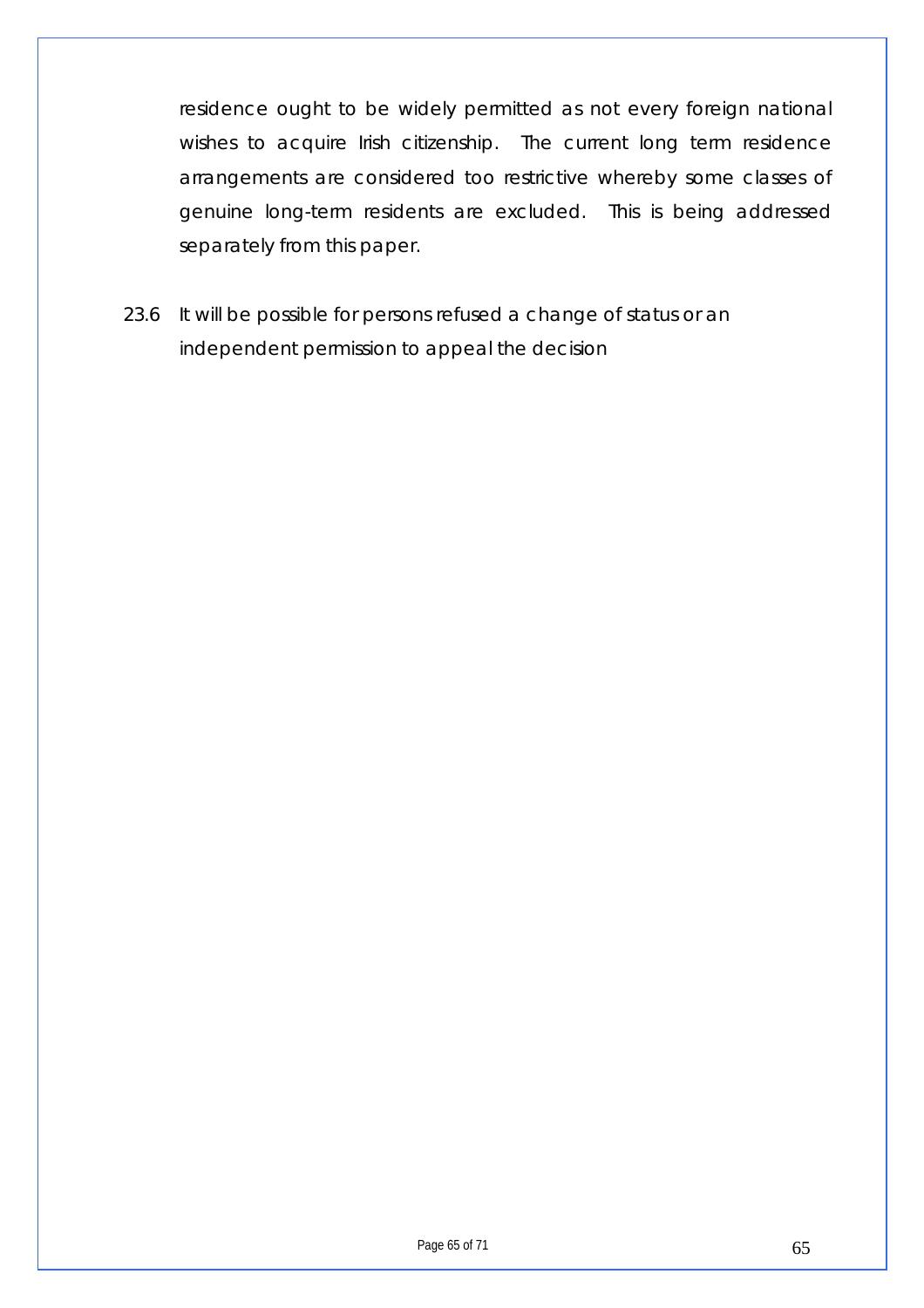residence ought to be widely permitted as not every foreign national wishes to acquire Irish citizenship. The current long term residence arrangements are considered too restrictive whereby some classes of genuine long-term residents are excluded. This is being addressed separately from this paper.

23.6 It will be possible for persons refused a change of status or an independent permission to appeal the decision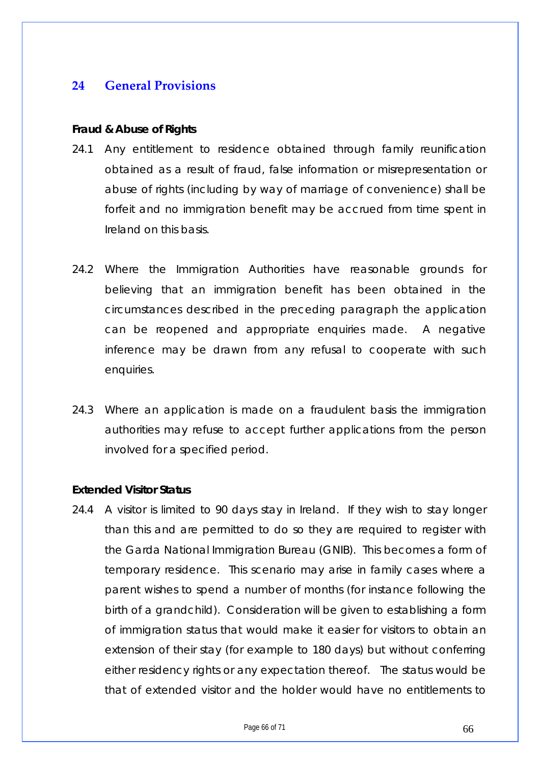## 24 General Provisions

**Fraud & Abuse of Rights**

24.1 Any entitlement to residence obtained through family reunification obtained as a result of fraud, false information or misrepresentation or abuse of rights (including by way of marriage of convenience) shall be forfeit and no immigration benefit may be accrued from time spent in Ireland on this basis.

24.2 Where the Immigration Authorities have reasonable grounds for believing that an immigration benefit has been obtained in the circumstances described in the preceding paragraph the application can be reopened and appropriate enquiries made. A negative inference may be drawn from any refusal to cooperate with such enquiries.

24.3 Where an application is made on a fraudulent basis the immigration authorities may refuse to accept further applications from the person involved for a specified period.

**Extended Visitor Status**

24.4 A visitor is limited to 90 days stay in Ireland. If they wish to stay longer than this and are permitted to do so they are required to register with the Garda National Immigration Bureau (GNIB). This becomes a form of temporary residence. This scenario may arise in family cases where a parent wishes to spend a number of months (for instance following the birth of a grandchild). Consideration will be given to establishing a form of immigration status that would make it easier for visitors to obtain an extension of their stay (for example to 180 days) but without conferring either residency rights or any expectation thereof. The status would be that of extended visitor and the holder would have no entitlements to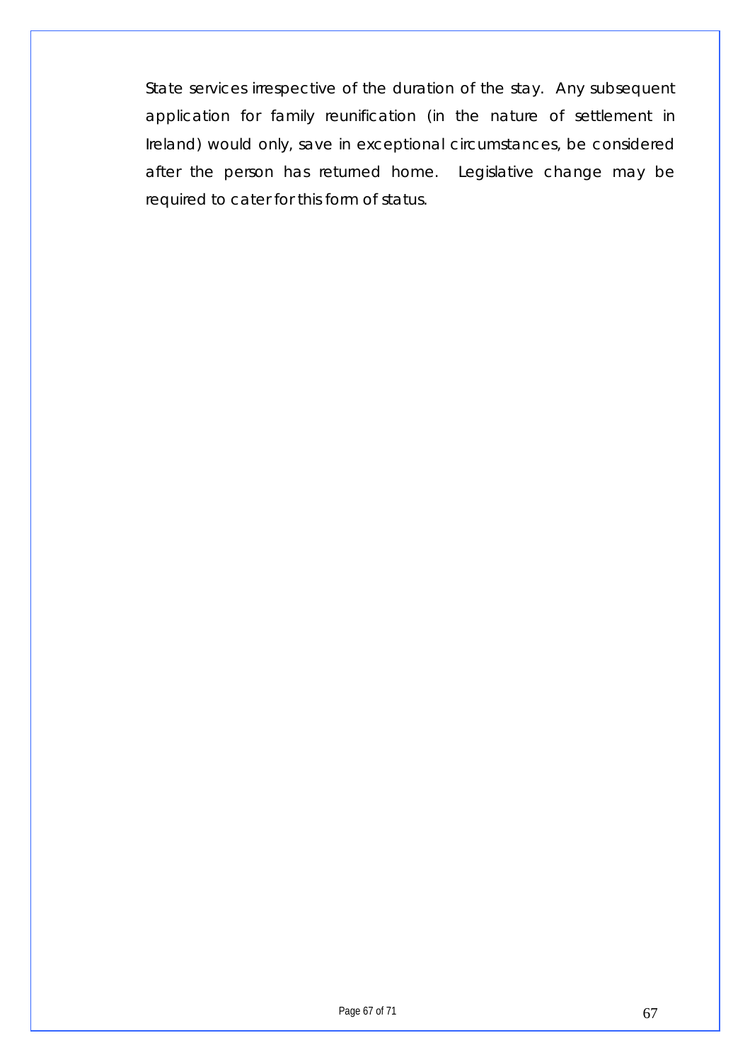State services irrespective of the duration of the stay. Any subsequent application for family reunification (in the nature of settlement in Ireland) would only, save in exceptional circumstances, be considered after the person has returned home. Legislative change may be required to cater for this form of status.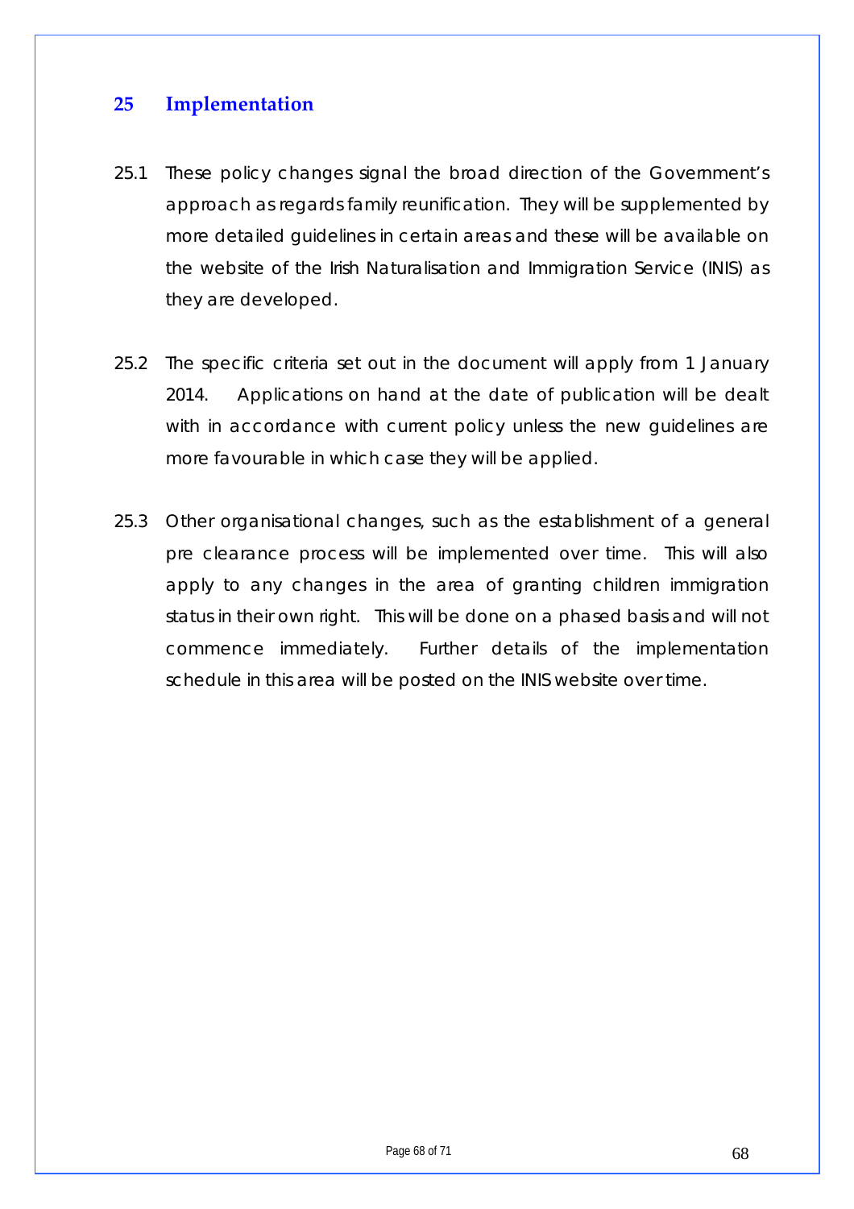## 25 Implementation

25.1 These policy changes signal the broad direction of the Government's approach as regards family reunification. They will be supplemented by more detailed guidelines in certain areas and these will be available on the website of the Irish Naturalisation and Immigration Service (INIS) as they are developed.

25.2 The specific criteria set out in the document will apply from 1 January 2014. Applications on hand at the date of publication will be dealt with in accordance with current policy unless the new guidelines are more favourable in which case they will be applied.

25.3 Other organisational changes, such as the establishment of a general pre clearance process will be implemented over time. This will also apply to any changes in the area of granting children immigration status in their own right. This will be done on a phased basis and will not commence immediately. Further details of the implementation schedule in this area will be posted on the INIS website over time.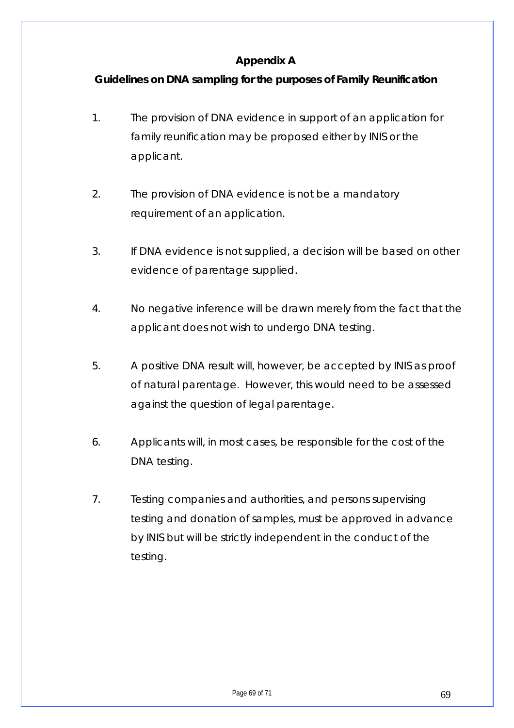# Appendix A

## Guidelines on DNA sampling for the purposes of Family Reunification

1. The provision of DNA evidence in support of an application for family reunification may be proposed either by INIS or the applicant.

2. The provision of DNA evidence is not be a mandatory requirement of an application.

3. If DNA evidence is not supplied, a decision will be based on other evidence of parentage supplied.

4. No negative inference will be drawn merely from the fact that the applicant does not wish to undergo DNA testing.

5. A positive DNA result will, however, be accepted by INIS as proof of natural parentage. However, this would need to be assessed against the question of legal parentage.

6. Applicants will, in most cases, be responsible for the cost of the DNA testing.

7. Testing companies and authorities, and persons supervising testing and donation of samples, must be approved in advance by INIS but will be strictly independent in the conduct of the testing.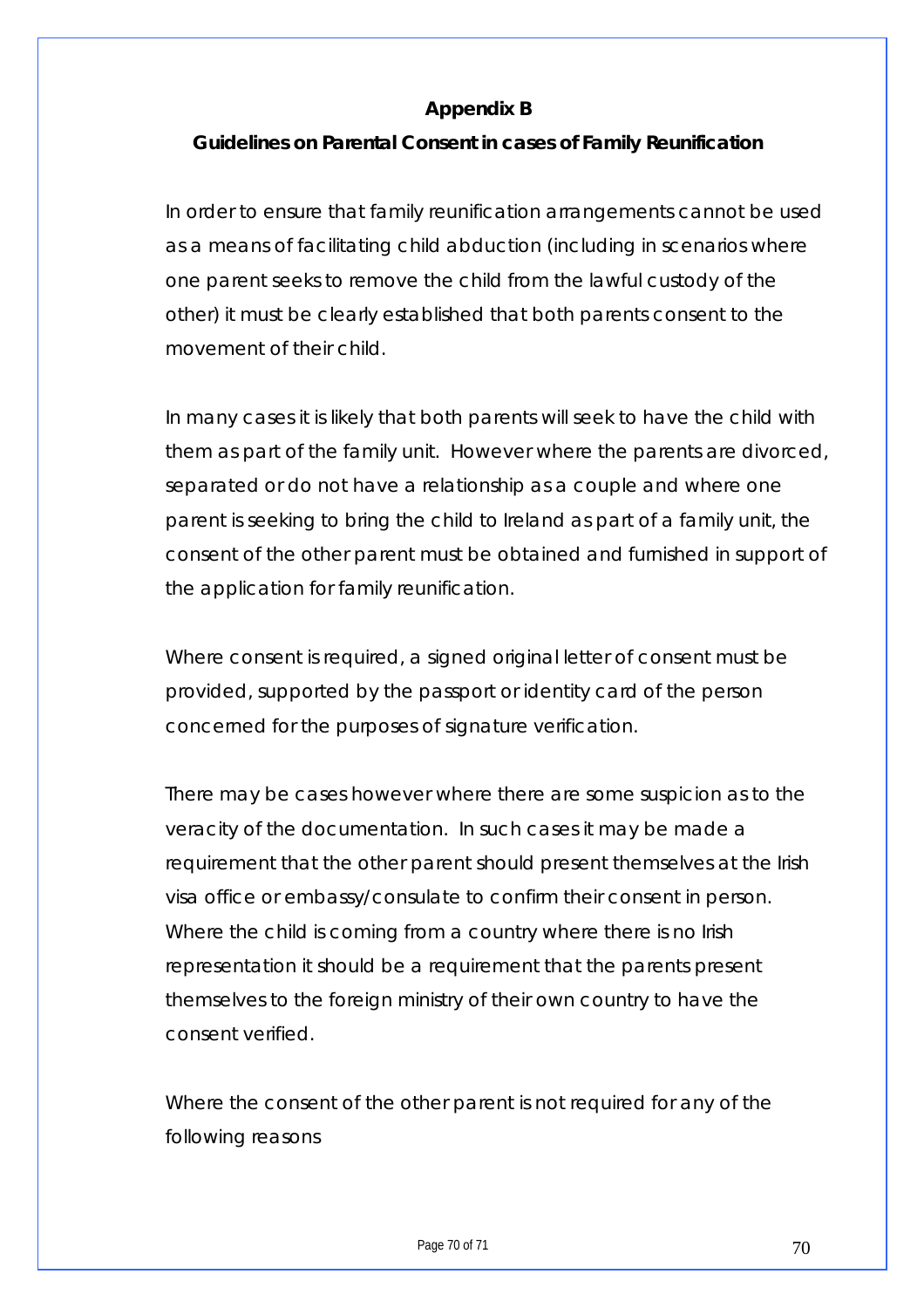## Appendix B

### Guidelines on Parental Consent in cases of Family Reunification

In order to ensure that family reunification arrangements cannot be used as a means of facilitating child abduction (including in scenarios where one parent seeks to remove the child from the lawful custody of the other) it must be clearly established that both parents consent to the movement of their child.

In many cases it is likely that both parents will seek to have the child with them as part of the family unit. However where the parents are divorced, separated or do not have a relationship as a couple and where one parent is seeking to bring the child to Ireland as part of a family unit, the consent of the other parent must be obtained and furnished in support of the application for family reunification.

Where consent is required, a signed original letter of consent must be provided, supported by the passport or identity card of the person concerned for the purposes of signature verification.

There may be cases however where there are some suspicion as to the veracity of the documentation. In such cases it may be made a requirement that the other parent should present themselves at the Irish visa office or embassy/consulate to confirm their consent in person. Where the child is coming from a country where there is no Irish representation it should be a requirement that the parents present themselves to the foreign ministry of their own country to have the consent verified.

Where the consent of the other parent is not required for any of the following reasons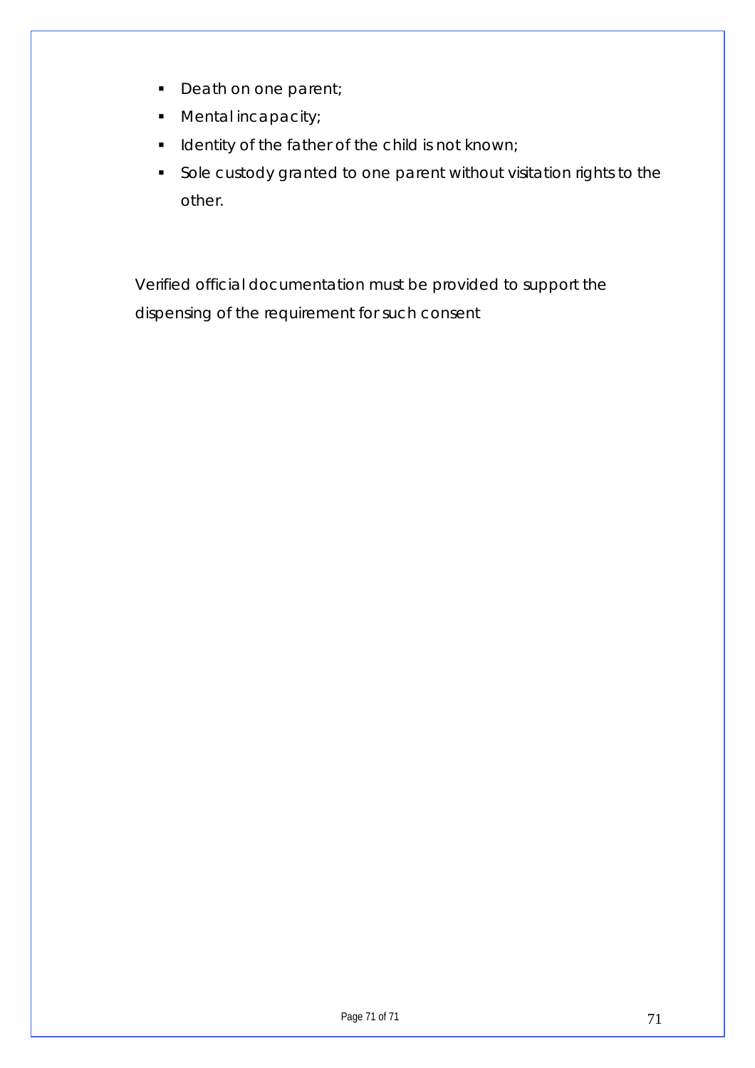- Death on one parent;
- Mental incapacity;
- Identity of the father of the child is not known;
- Sole custody granted to one parent without visitation rights to the other.

Verified official documentation must be provided to support the dispensing of the requirement for such consent